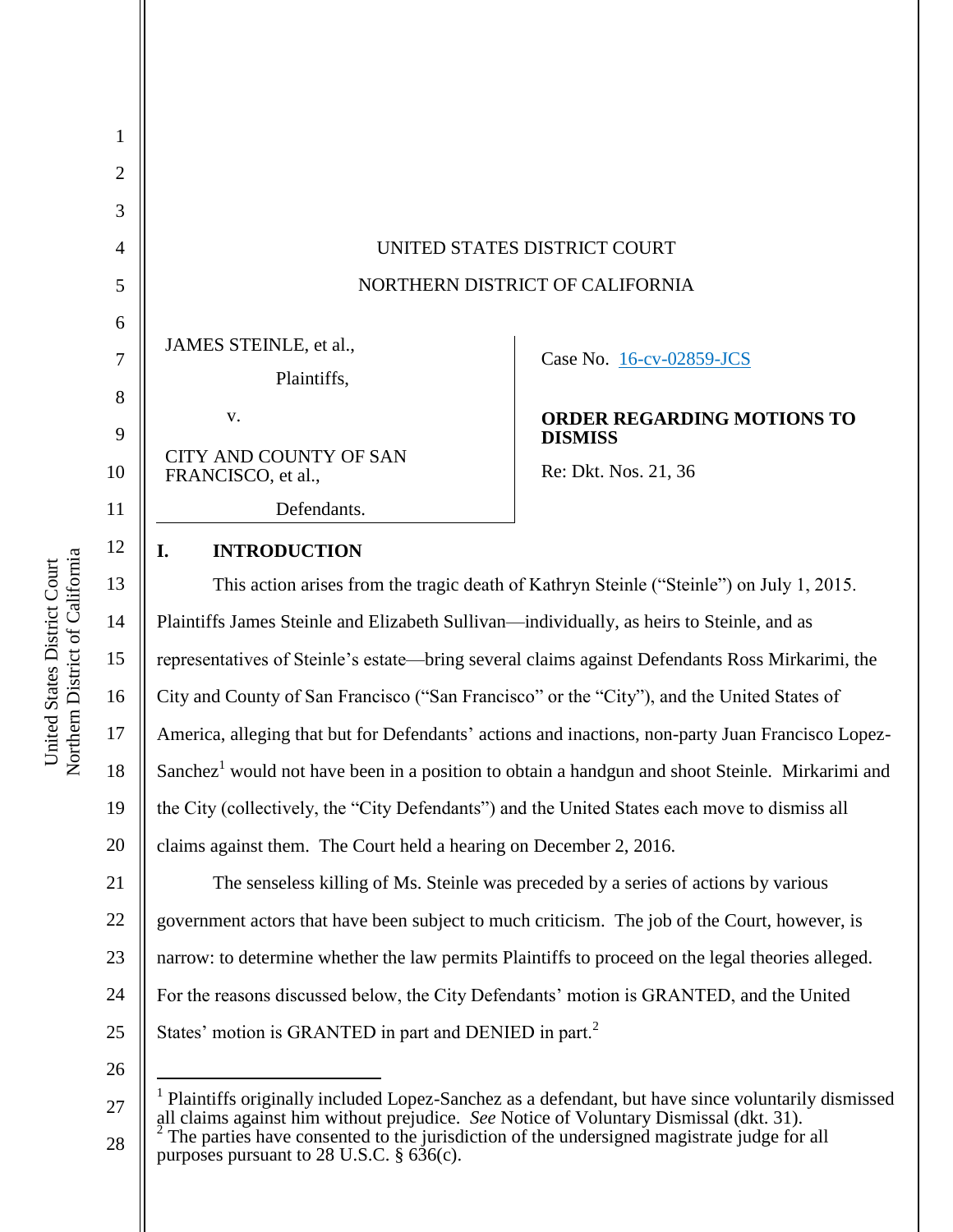UNITED STATES DISTRICT COURT

NORTHERN DISTRICT OF CALIFORNIA

JAMES STEINLE, et al.,

Plaintiffs,

v.

CITY AND COUNTY OF SAN FRANCISCO, et al.,

Defendants.

Case No. 16-cv-02859-JCS

**ORDER REGARDING MOTIONS TO DISMISS**

Re: Dkt. Nos. 21, 36

## I. INTRODUCTION

This action arises from the tragic death of Kathryn Steinle ("Steinle") on July 1, 2015. Plaintiffs James Steinle and Elizabeth Sullivan—individually, as heirs to Steinle, and as representatives of Steinle's estate—bring several claims against Defendants Ross Mirkarimi, the City and County of San Francisco ("San Francisco" or the "City"), and the United States of America, alleging that but for Defendants' actions and inactions, non-party Juan Francisco Lopez-Sanchez[1] would not have been in a position to obtain a handgun and shoot Steinle. Mirkarimi and the City (collectively, the "City Defendants") and the United States each move to dismiss all claims against them. The Court held a hearing on December 2, 2016.

The senseless killing of Ms. Steinle was preceded by a series of actions by various government actors that have been subject to much criticism. The job of the Court, however, is narrow: to determine whether the law permits Plaintiffs to proceed on the legal theories alleged. For the reasons discussed below, the City Defendants' motion is GRANTED, and the United States' motion is GRANTED in part and DENIED in part.[2]

---

[1] Plaintiffs originally included Lopez-Sanchez as a defendant, but have since voluntarily dismissed all claims against him without prejudice. *See* Notice of Voluntary Dismissal (dkt. 31).

[2] The parties have consented to the jurisdiction of the undersigned magistrate judge for all purposes pursuant to 28 U.S.C. § 636(c).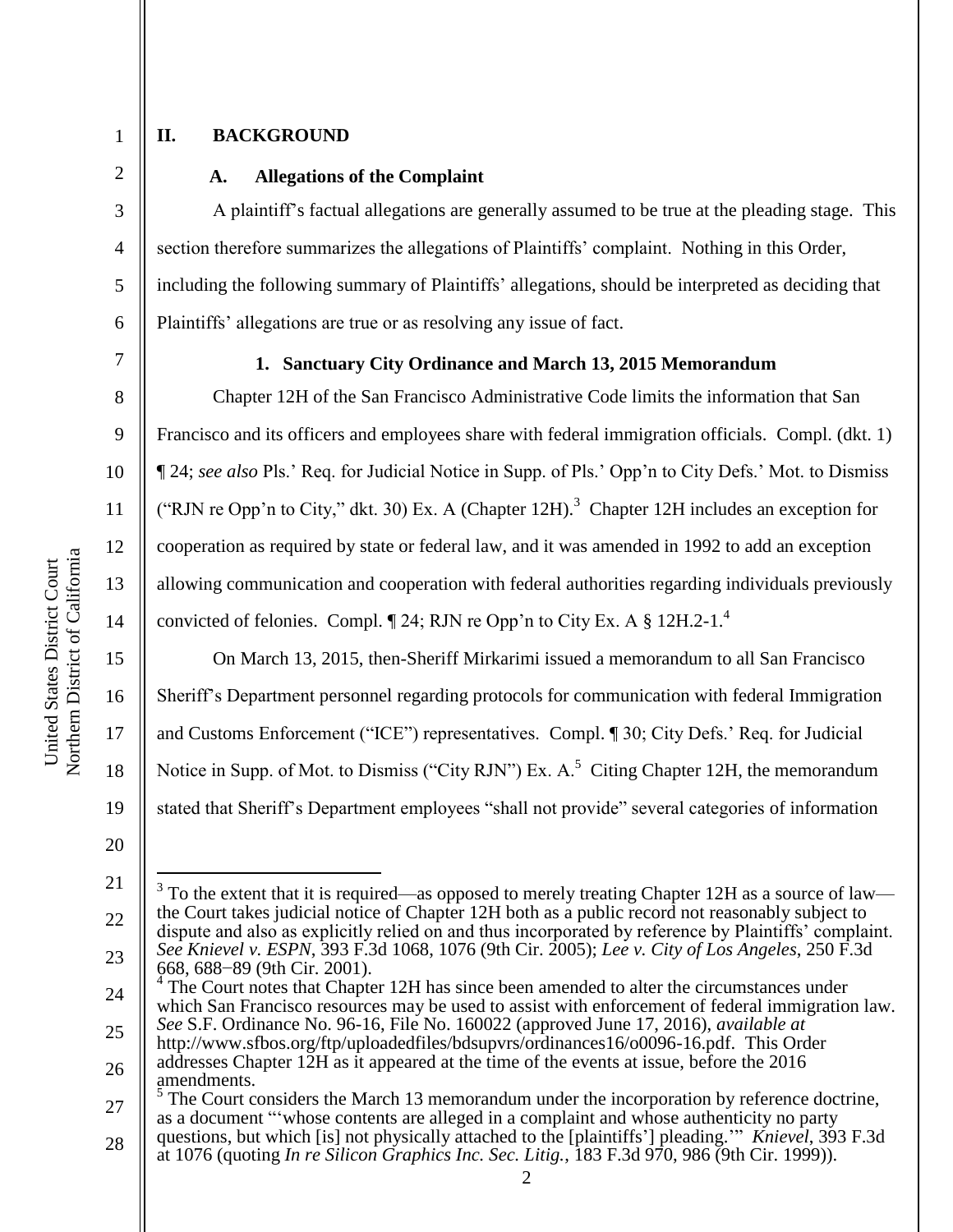## II. BACKGROUND

### A. Allegations of the Complaint

A plaintiff's factual allegations are generally assumed to be true at the pleading stage. This section therefore summarizes the allegations of Plaintiffs' complaint. Nothing in this Order, including the following summary of Plaintiffs' allegations, should be interpreted as deciding that Plaintiffs' allegations are true or as resolving any issue of fact.

#### 1. Sanctuary City Ordinance and March 13, 2015 Memorandum

Chapter 12H of the San Francisco Administrative Code limits the information that San Francisco and its officers and employees share with federal immigration officials. Compl. (dkt. 1) ¶ 24; *see also* Pls.' Req. for Judicial Notice in Supp. of Pls.' Opp'n to City Defs.' Mot. to Dismiss ("RJN re Opp'n to City," dkt. 30) Ex. A (Chapter 12H).[3] Chapter 12H includes an exception for cooperation as required by state or federal law, and it was amended in 1992 to add an exception allowing communication and cooperation with federal authorities regarding individuals previously convicted of felonies. Compl. ¶ 24; RJN re Opp'n to City Ex. A § 12H.2-1.[4]

On March 13, 2015, then-Sheriff Mirkarimi issued a memorandum to all San Francisco Sheriff's Department personnel regarding protocols for communication with federal Immigration and Customs Enforcement ("ICE") representatives. Compl. ¶ 30; City Defs.' Req. for Judicial Notice in Supp. of Mot. to Dismiss ("City RJN") Ex. A.[5] Citing Chapter 12H, the memorandum stated that Sheriff's Department employees "shall not provide" several categories of information

---

[3] To the extent that it is required—as opposed to merely treating Chapter 12H as a source of law—the Court takes judicial notice of Chapter 12H both as a public record not reasonably subject to dispute and also as explicitly relied on and thus incorporated by reference by Plaintiffs' complaint. *See Knievel v. ESPN*, 393 F.3d 1068, 1076 (9th Cir. 2005); *Lee v. City of Los Angeles*, 250 F.3d 668, 688−89 (9th Cir. 2001).

[4] The Court notes that Chapter 12H has since been amended to alter the circumstances under which San Francisco resources may be used to assist with enforcement of federal immigration law. *See* S.F. Ordinance No. 96-16, File No. 160022 (approved June 17, 2016), *available at* http://www.sfbos.org/ftp/uploadedfiles/bdsupvrs/ordinances16/o0096-16.pdf. This Order addresses Chapter 12H as it appeared at the time of the events at issue, before the 2016 amendments.

[5] The Court considers the March 13 memorandum under the incorporation by reference doctrine, as a document "'whose contents are alleged in a complaint and whose authenticity no party questions, but which [is] not physically attached to the [plaintiffs'] pleading.'" *Knievel*, 393 F.3d at 1076 (quoting *In re Silicon Graphics Inc. Sec. Litig.*, 183 F.3d 970, 986 (9th Cir. 1999)).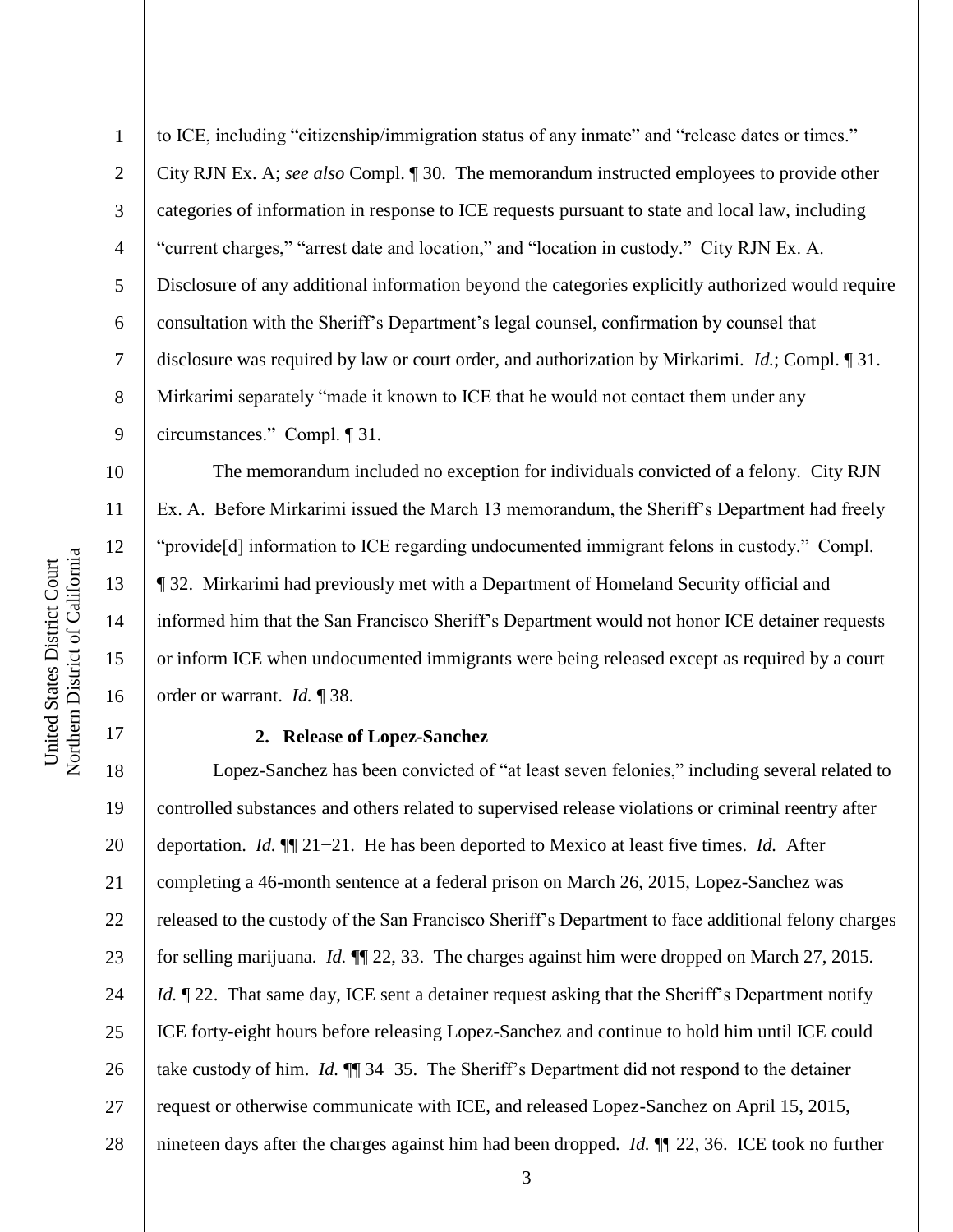to ICE, including "citizenship/immigration status of any inmate" and "release dates or times." City RJN Ex. A; *see also* Compl. ¶ 30. The memorandum instructed employees to provide other categories of information in response to ICE requests pursuant to state and local law, including "current charges," "arrest date and location," and "location in custody." City RJN Ex. A. Disclosure of any additional information beyond the categories explicitly authorized would require consultation with the Sheriff's Department's legal counsel, confirmation by counsel that disclosure was required by law or court order, and authorization by Mirkarimi. *Id.*; Compl. ¶ 31. Mirkarimi separately "made it known to ICE that he would not contact them under any circumstances." Compl. ¶ 31.

The memorandum included no exception for individuals convicted of a felony. City RJN Ex. A. Before Mirkarimi issued the March 13 memorandum, the Sheriff's Department had freely "provide[d] information to ICE regarding undocumented immigrant felons in custody." Compl. ¶ 32. Mirkarimi had previously met with a Department of Homeland Security official and informed him that the San Francisco Sheriff's Department would not honor ICE detainer requests or inform ICE when undocumented immigrants were being released except as required by a court order or warrant. *Id.* ¶ 38.

### 2. Release of Lopez-Sanchez

Lopez-Sanchez has been convicted of "at least seven felonies," including several related to controlled substances and others related to supervised release violations or criminal reentry after deportation. *Id.* ¶¶ 21−21. He has been deported to Mexico at least five times. *Id.* After completing a 46-month sentence at a federal prison on March 26, 2015, Lopez-Sanchez was released to the custody of the San Francisco Sheriff's Department to face additional felony charges for selling marijuana. *Id.* ¶¶ 22, 33. The charges against him were dropped on March 27, 2015. *Id.* ¶ 22. That same day, ICE sent a detainer request asking that the Sheriff's Department notify ICE forty-eight hours before releasing Lopez-Sanchez and continue to hold him until ICE could take custody of him. *Id.* ¶¶ 34−35. The Sheriff's Department did not respond to the detainer request or otherwise communicate with ICE, and released Lopez-Sanchez on April 15, 2015, nineteen days after the charges against him had been dropped. *Id.* ¶¶ 22, 36. ICE took no further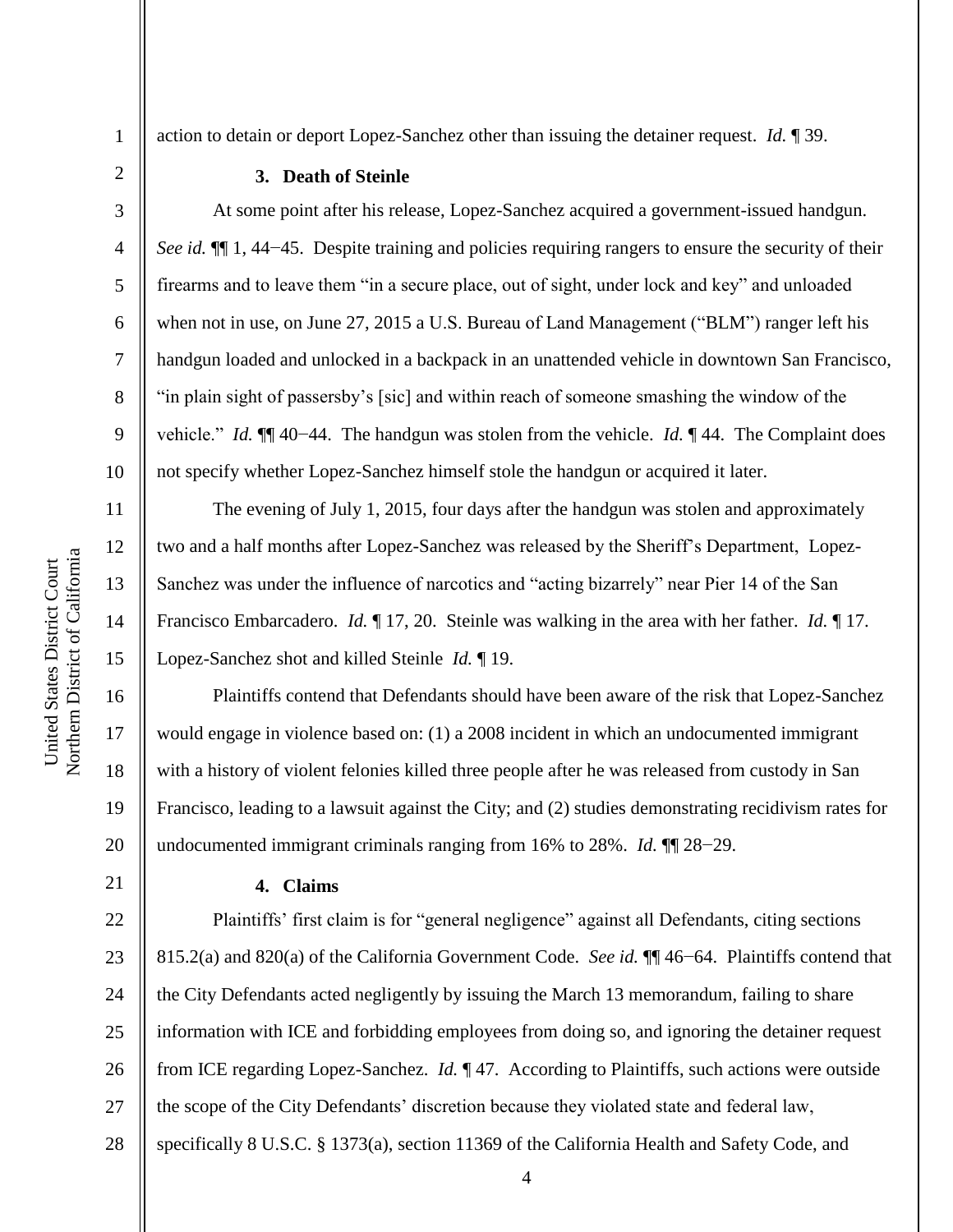action to detain or deport Lopez-Sanchez other than issuing the detainer request. *Id.* ¶ 39.

### 3. Death of Steinle

At some point after his release, Lopez-Sanchez acquired a government-issued handgun. *See id.* ¶¶ 1, 44−45. Despite training and policies requiring rangers to ensure the security of their firearms and to leave them "in a secure place, out of sight, under lock and key" and unloaded when not in use, on June 27, 2015 a U.S. Bureau of Land Management ("BLM") ranger left his handgun loaded and unlocked in a backpack in an unattended vehicle in downtown San Francisco, "in plain sight of passersby's [sic] and within reach of someone smashing the window of the vehicle." *Id.* ¶¶ 40−44. The handgun was stolen from the vehicle. *Id.* ¶ 44. The Complaint does not specify whether Lopez-Sanchez himself stole the handgun or acquired it later.

The evening of July 1, 2015, four days after the handgun was stolen and approximately two and a half months after Lopez-Sanchez was released by the Sheriff's Department, Lopez-Sanchez was under the influence of narcotics and "acting bizarrely" near Pier 14 of the San Francisco Embarcadero. *Id.* ¶ 17, 20. Steinle was walking in the area with her father. *Id.* ¶ 17. Lopez-Sanchez shot and killed Steinle *Id.* ¶ 19.

Plaintiffs contend that Defendants should have been aware of the risk that Lopez-Sanchez would engage in violence based on: (1) a 2008 incident in which an undocumented immigrant with a history of violent felonies killed three people after he was released from custody in San Francisco, leading to a lawsuit against the City; and (2) studies demonstrating recidivism rates for undocumented immigrant criminals ranging from 16% to 28%. *Id.* ¶¶ 28−29.

### 4. Claims

Plaintiffs' first claim is for "general negligence" against all Defendants, citing sections 815.2(a) and 820(a) of the California Government Code. *See id.* ¶¶ 46−64. Plaintiffs contend that the City Defendants acted negligently by issuing the March 13 memorandum, failing to share information with ICE and forbidding employees from doing so, and ignoring the detainer request from ICE regarding Lopez-Sanchez. *Id.* ¶ 47. According to Plaintiffs, such actions were outside the scope of the City Defendants' discretion because they violated state and federal law, specifically 8 U.S.C. § 1373(a), section 11369 of the California Health and Safety Code, and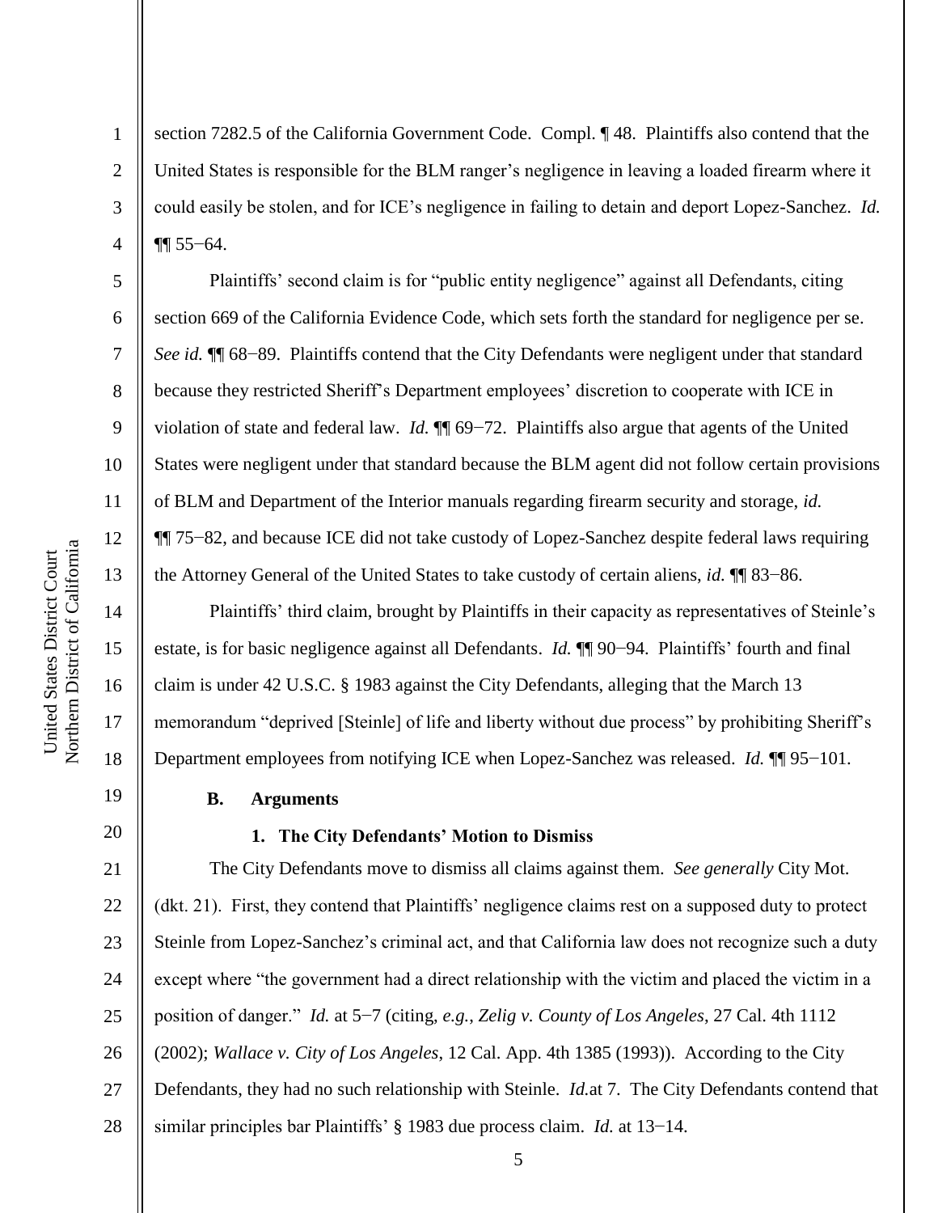section 7282.5 of the California Government Code. Compl. ¶ 48. Plaintiffs also contend that the United States is responsible for the BLM ranger's negligence in leaving a loaded firearm where it could easily be stolen, and for ICE's negligence in failing to detain and deport Lopez-Sanchez. *Id.* ¶¶ 55−64.

Plaintiffs' second claim is for "public entity negligence" against all Defendants, citing section 669 of the California Evidence Code, which sets forth the standard for negligence per se. *See id.* ¶¶ 68−89. Plaintiffs contend that the City Defendants were negligent under that standard because they restricted Sheriff's Department employees' discretion to cooperate with ICE in violation of state and federal law. *Id.* ¶¶ 69−72. Plaintiffs also argue that agents of the United States were negligent under that standard because the BLM agent did not follow certain provisions of BLM and Department of the Interior manuals regarding firearm security and storage, *id.* ¶¶ 75−82, and because ICE did not take custody of Lopez-Sanchez despite federal laws requiring the Attorney General of the United States to take custody of certain aliens, *id.* ¶¶ 83−86.

Plaintiffs' third claim, brought by Plaintiffs in their capacity as representatives of Steinle's estate, is for basic negligence against all Defendants. *Id.* ¶¶ 90−94. Plaintiffs' fourth and final claim is under 42 U.S.C. § 1983 against the City Defendants, alleging that the March 13 memorandum "deprived [Steinle] of life and liberty without due process" by prohibiting Sheriff's Department employees from notifying ICE when Lopez-Sanchez was released. *Id.* ¶¶ 95−101.

### B. Arguments

#### 1. The City Defendants' Motion to Dismiss

The City Defendants move to dismiss all claims against them. *See generally* City Mot. (dkt. 21). First, they contend that Plaintiffs' negligence claims rest on a supposed duty to protect Steinle from Lopez-Sanchez's criminal act, and that California law does not recognize such a duty except where "the government had a direct relationship with the victim and placed the victim in a position of danger." *Id.* at 5−7 (citing, *e.g.*, *Zelig v. County of Los Angeles*, 27 Cal. 4th 1112 (2002); *Wallace v. City of Los Angeles*, 12 Cal. App. 4th 1385 (1993)). According to the City Defendants, they had no such relationship with Steinle. *Id.*at 7. The City Defendants contend that similar principles bar Plaintiffs' § 1983 due process claim. *Id.* at 13−14.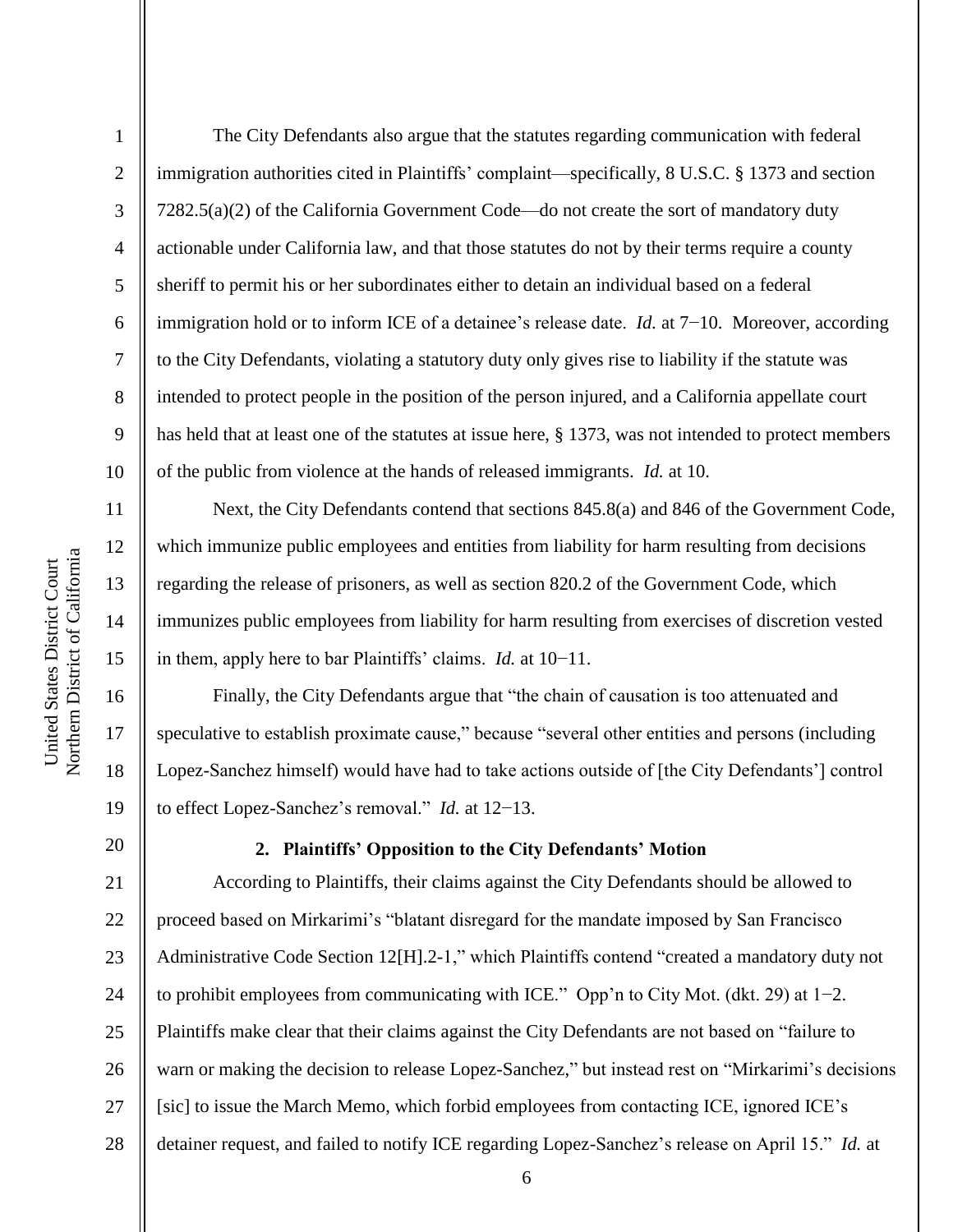The City Defendants also argue that the statutes regarding communication with federal immigration authorities cited in Plaintiffs' complaint—specifically, 8 U.S.C. § 1373 and section 7282.5(a)(2) of the California Government Code—do not create the sort of mandatory duty actionable under California law, and that those statutes do not by their terms require a county sheriff to permit his or her subordinates either to detain an individual based on a federal immigration hold or to inform ICE of a detainee's release date. *Id.* at 7−10. Moreover, according to the City Defendants, violating a statutory duty only gives rise to liability if the statute was intended to protect people in the position of the person injured, and a California appellate court has held that at least one of the statutes at issue here, § 1373, was not intended to protect members of the public from violence at the hands of released immigrants. *Id.* at 10.

Next, the City Defendants contend that sections 845.8(a) and 846 of the Government Code, which immunize public employees and entities from liability for harm resulting from decisions regarding the release of prisoners, as well as section 820.2 of the Government Code, which immunizes public employees from liability for harm resulting from exercises of discretion vested in them, apply here to bar Plaintiffs' claims. *Id.* at 10−11.

Finally, the City Defendants argue that "the chain of causation is too attenuated and speculative to establish proximate cause," because "several other entities and persons (including Lopez-Sanchez himself) would have had to take actions outside of [the City Defendants'] control to effect Lopez-Sanchez's removal." *Id.* at 12−13.

**2. Plaintiffs' Opposition to the City Defendants' Motion**

According to Plaintiffs, their claims against the City Defendants should be allowed to proceed based on Mirkarimi's "blatant disregard for the mandate imposed by San Francisco Administrative Code Section 12[H].2-1," which Plaintiffs contend "created a mandatory duty not to prohibit employees from communicating with ICE." Opp'n to City Mot. (dkt. 29) at 1−2. Plaintiffs make clear that their claims against the City Defendants are not based on "failure to warn or making the decision to release Lopez-Sanchez," but instead rest on "Mirkarimi's decisions [sic] to issue the March Memo, which forbid employees from contacting ICE, ignored ICE's detainer request, and failed to notify ICE regarding Lopez-Sanchez's release on April 15." *Id.* at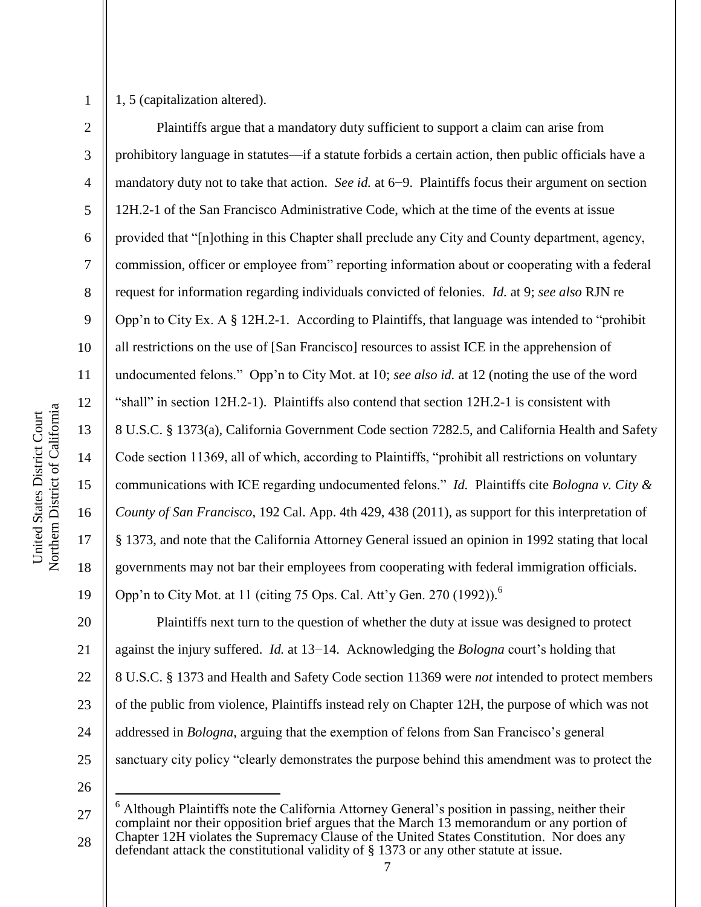1, 5 (capitalization altered).

Plaintiffs argue that a mandatory duty sufficient to support a claim can arise from prohibitory language in statutes—if a statute forbids a certain action, then public officials have a mandatory duty not to take that action. *See id.* at 6−9. Plaintiffs focus their argument on section 12H.2-1 of the San Francisco Administrative Code, which at the time of the events at issue provided that "[n]othing in this Chapter shall preclude any City and County department, agency, commission, officer or employee from" reporting information about or cooperating with a federal request for information regarding individuals convicted of felonies. *Id.* at 9; *see also* RJN re Opp'n to City Ex. A § 12H.2-1. According to Plaintiffs, that language was intended to "prohibit all restrictions on the use of [San Francisco] resources to assist ICE in the apprehension of undocumented felons." Opp'n to City Mot. at 10; *see also id.* at 12 (noting the use of the word "shall" in section 12H.2-1). Plaintiffs also contend that section 12H.2-1 is consistent with 8 U.S.C. § 1373(a), California Government Code section 7282.5, and California Health and Safety Code section 11369, all of which, according to Plaintiffs, "prohibit all restrictions on voluntary communications with ICE regarding undocumented felons." *Id.* Plaintiffs cite *Bologna v. City & County of San Francisco*, 192 Cal. App. 4th 429, 438 (2011), as support for this interpretation of § 1373, and note that the California Attorney General issued an opinion in 1992 stating that local governments may not bar their employees from cooperating with federal immigration officials. Opp'n to City Mot. at 11 (citing 75 Ops. Cal. Att'y Gen. 270 (1992)).[6]

Plaintiffs next turn to the question of whether the duty at issue was designed to protect against the injury suffered. *Id.* at 13−14. Acknowledging the *Bologna* court's holding that 8 U.S.C. § 1373 and Health and Safety Code section 11369 were *not* intended to protect members of the public from violence, Plaintiffs instead rely on Chapter 12H, the purpose of which was not addressed in *Bologna*, arguing that the exemption of felons from San Francisco's general sanctuary city policy "clearly demonstrates the purpose behind this amendment was to protect the

---

[6] Although Plaintiffs note the California Attorney General's position in passing, neither their complaint nor their opposition brief argues that the March 13 memorandum or any portion of Chapter 12H violates the Supremacy Clause of the United States Constitution. Nor does any defendant attack the constitutional validity of § 1373 or any other statute at issue.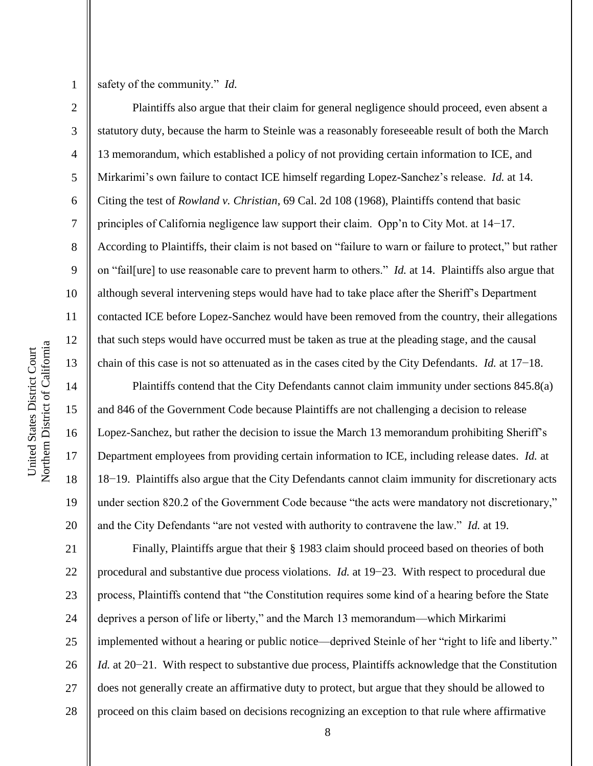safety of the community." *Id.*

Plaintiffs also argue that their claim for general negligence should proceed, even absent a statutory duty, because the harm to Steinle was a reasonably foreseeable result of both the March 13 memorandum, which established a policy of not providing certain information to ICE, and Mirkarimi's own failure to contact ICE himself regarding Lopez-Sanchez's release. *Id.* at 14. Citing the test of *Rowland v. Christian*, 69 Cal. 2d 108 (1968), Plaintiffs contend that basic principles of California negligence law support their claim. Opp'n to City Mot. at 14−17. According to Plaintiffs, their claim is not based on "failure to warn or failure to protect," but rather on "fail[ure] to use reasonable care to prevent harm to others." *Id.* at 14. Plaintiffs also argue that although several intervening steps would have had to take place after the Sheriff's Department contacted ICE before Lopez-Sanchez would have been removed from the country, their allegations that such steps would have occurred must be taken as true at the pleading stage, and the causal chain of this case is not so attenuated as in the cases cited by the City Defendants. *Id.* at 17−18.

Plaintiffs contend that the City Defendants cannot claim immunity under sections 845.8(a) and 846 of the Government Code because Plaintiffs are not challenging a decision to release Lopez-Sanchez, but rather the decision to issue the March 13 memorandum prohibiting Sheriff's Department employees from providing certain information to ICE, including release dates. *Id.* at 18−19. Plaintiffs also argue that the City Defendants cannot claim immunity for discretionary acts under section 820.2 of the Government Code because "the acts were mandatory not discretionary," and the City Defendants "are not vested with authority to contravene the law." *Id.* at 19.

Finally, Plaintiffs argue that their § 1983 claim should proceed based on theories of both procedural and substantive due process violations. *Id.* at 19−23. With respect to procedural due process, Plaintiffs contend that "the Constitution requires some kind of a hearing before the State deprives a person of life or liberty," and the March 13 memorandum—which Mirkarimi implemented without a hearing or public notice—deprived Steinle of her "right to life and liberty." *Id.* at 20−21. With respect to substantive due process, Plaintiffs acknowledge that the Constitution does not generally create an affirmative duty to protect, but argue that they should be allowed to proceed on this claim based on decisions recognizing an exception to that rule where affirmative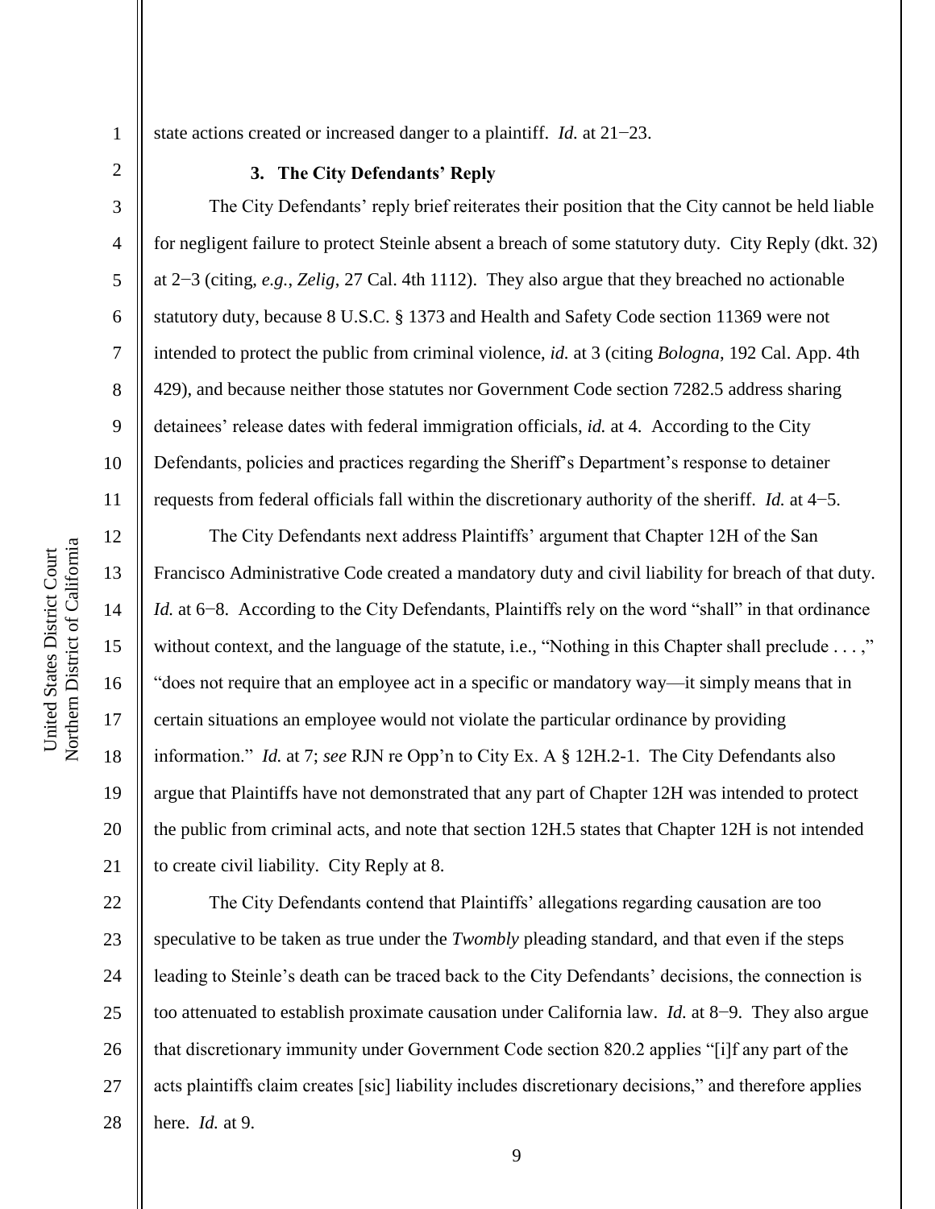state actions created or increased danger to a plaintiff. *Id.* at 21−23.

### 3. The City Defendants' Reply

The City Defendants' reply brief reiterates their position that the City cannot be held liable for negligent failure to protect Steinle absent a breach of some statutory duty. City Reply (dkt. 32) at 2−3 (citing, *e.g.*, *Zelig*, 27 Cal. 4th 1112). They also argue that they breached no actionable statutory duty, because 8 U.S.C. § 1373 and Health and Safety Code section 11369 were not intended to protect the public from criminal violence, *id.* at 3 (citing *Bologna*, 192 Cal. App. 4th 429), and because neither those statutes nor Government Code section 7282.5 address sharing detainees' release dates with federal immigration officials, *id.* at 4. According to the City Defendants, policies and practices regarding the Sheriff's Department's response to detainer requests from federal officials fall within the discretionary authority of the sheriff. *Id.* at 4−5.

The City Defendants next address Plaintiffs' argument that Chapter 12H of the San Francisco Administrative Code created a mandatory duty and civil liability for breach of that duty. *Id.* at 6−8. According to the City Defendants, Plaintiffs rely on the word "shall" in that ordinance without context, and the language of the statute, i.e., "Nothing in this Chapter shall preclude . . . ," "does not require that an employee act in a specific or mandatory way—it simply means that in certain situations an employee would not violate the particular ordinance by providing information." *Id.* at 7; *see* RJN re Opp'n to City Ex. A § 12H.2-1. The City Defendants also argue that Plaintiffs have not demonstrated that any part of Chapter 12H was intended to protect the public from criminal acts, and note that section 12H.5 states that Chapter 12H is not intended to create civil liability. City Reply at 8.

The City Defendants contend that Plaintiffs' allegations regarding causation are too speculative to be taken as true under the *Twombly* pleading standard, and that even if the steps leading to Steinle's death can be traced back to the City Defendants' decisions, the connection is too attenuated to establish proximate causation under California law. *Id.* at 8−9. They also argue that discretionary immunity under Government Code section 820.2 applies "[i]f any part of the acts plaintiffs claim creates [sic] liability includes discretionary decisions," and therefore applies here. *Id.* at 9.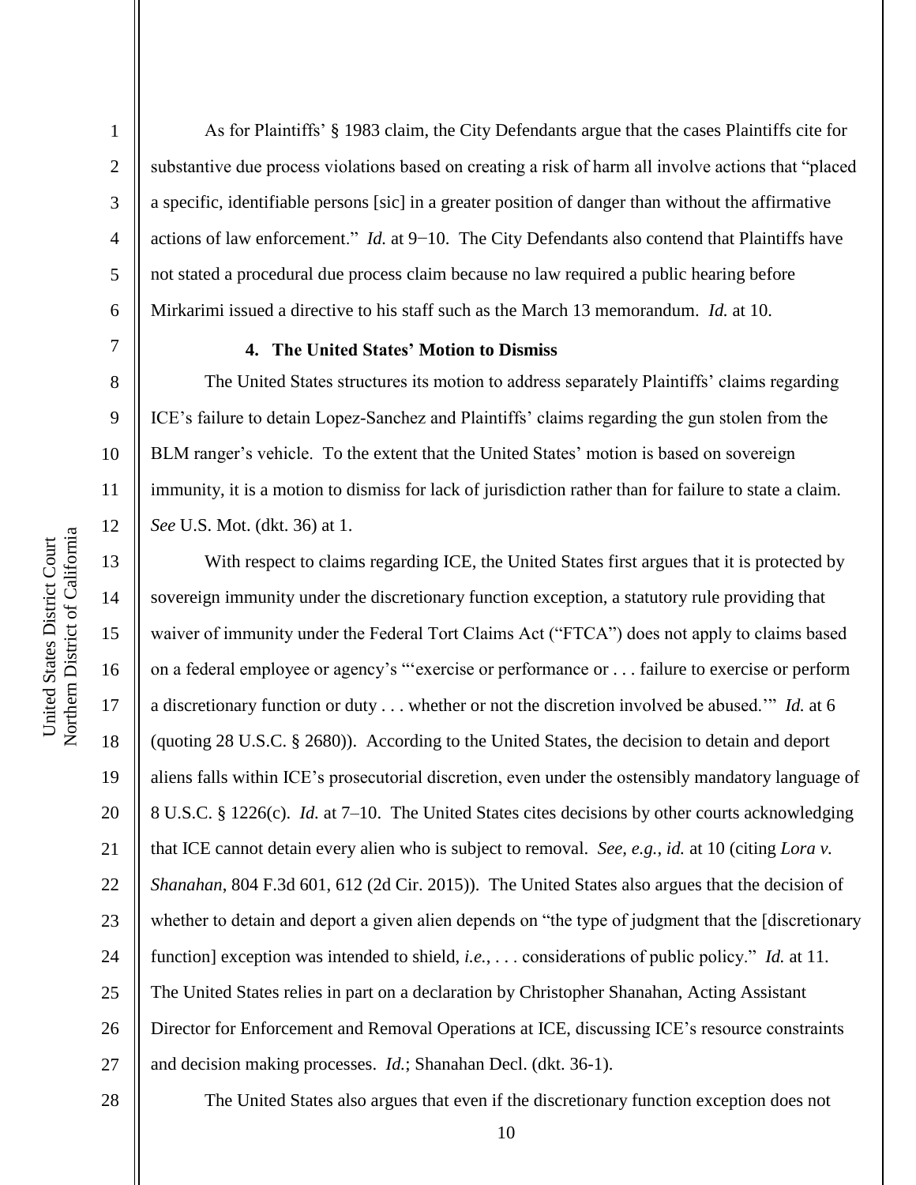As for Plaintiffs' § 1983 claim, the City Defendants argue that the cases Plaintiffs cite for substantive due process violations based on creating a risk of harm all involve actions that "placed a specific, identifiable persons [sic] in a greater position of danger than without the affirmative actions of law enforcement." *Id.* at 9−10. The City Defendants also contend that Plaintiffs have not stated a procedural due process claim because no law required a public hearing before Mirkarimi issued a directive to his staff such as the March 13 memorandum. *Id.* at 10.

### 4. The United States' Motion to Dismiss

The United States structures its motion to address separately Plaintiffs' claims regarding ICE's failure to detain Lopez-Sanchez and Plaintiffs' claims regarding the gun stolen from the BLM ranger's vehicle. To the extent that the United States' motion is based on sovereign immunity, it is a motion to dismiss for lack of jurisdiction rather than for failure to state a claim. *See* U.S. Mot. (dkt. 36) at 1.

With respect to claims regarding ICE, the United States first argues that it is protected by sovereign immunity under the discretionary function exception, a statutory rule providing that waiver of immunity under the Federal Tort Claims Act ("FTCA") does not apply to claims based on a federal employee or agency's "'exercise or performance or . . . failure to exercise or perform a discretionary function or duty . . . whether or not the discretion involved be abused.'" *Id.* at 6 (quoting 28 U.S.C. § 2680)). According to the United States, the decision to detain and deport aliens falls within ICE's prosecutorial discretion, even under the ostensibly mandatory language of 8 U.S.C. § 1226(c). *Id.* at 7–10. The United States cites decisions by other courts acknowledging that ICE cannot detain every alien who is subject to removal. *See, e.g.*, *id.* at 10 (citing *Lora v. Shanahan*, 804 F.3d 601, 612 (2d Cir. 2015)). The United States also argues that the decision of whether to detain and deport a given alien depends on "the type of judgment that the [discretionary function] exception was intended to shield, *i.e.*, . . . considerations of public policy." *Id.* at 11. The United States relies in part on a declaration by Christopher Shanahan, Acting Assistant Director for Enforcement and Removal Operations at ICE, discussing ICE's resource constraints and decision making processes. *Id.*; Shanahan Decl. (dkt. 36-1).

The United States also argues that even if the discretionary function exception does not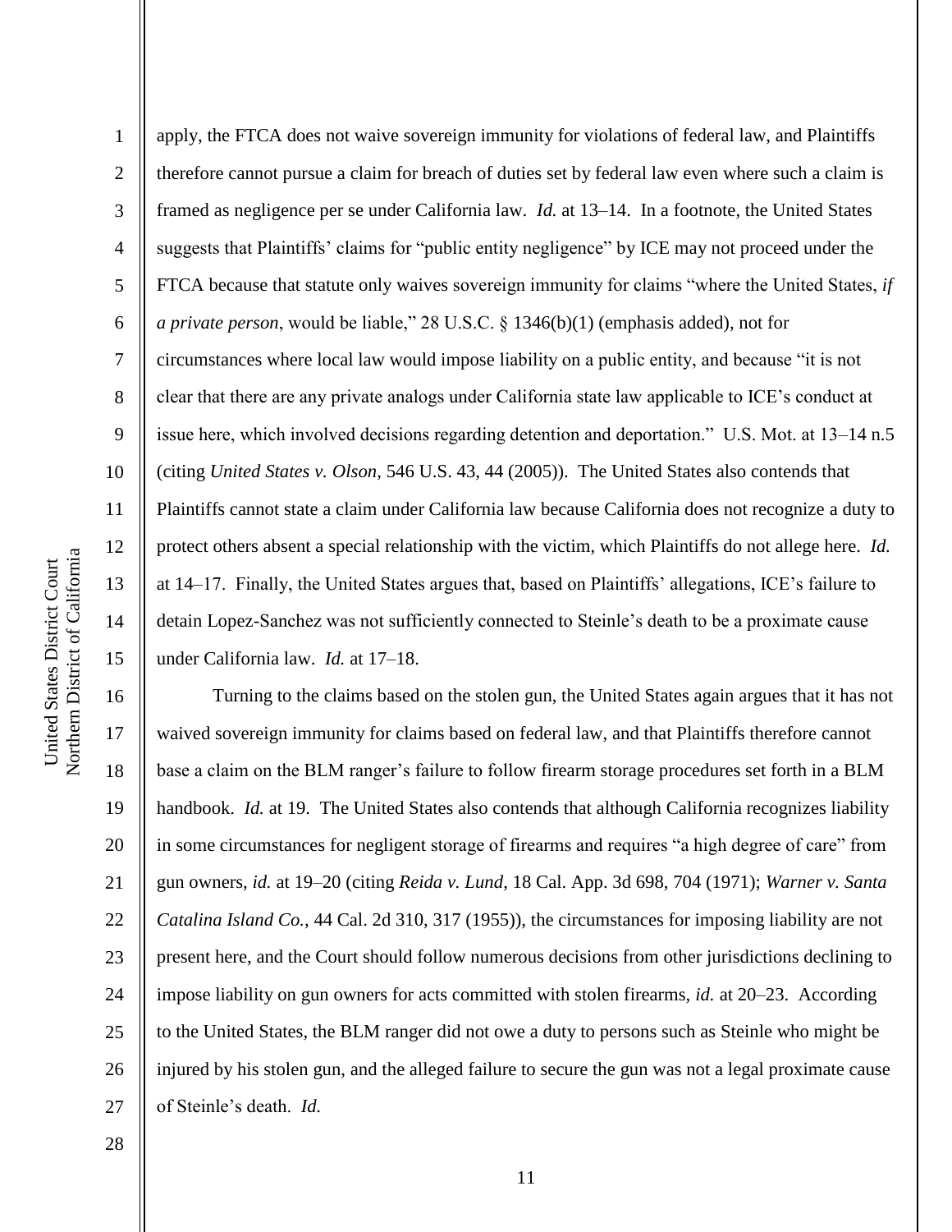apply, the FTCA does not waive sovereign immunity for violations of federal law, and Plaintiffs therefore cannot pursue a claim for breach of duties set by federal law even where such a claim is framed as negligence per se under California law. *Id.* at 13–14. In a footnote, the United States suggests that Plaintiffs' claims for "public entity negligence" by ICE may not proceed under the FTCA because that statute only waives sovereign immunity for claims "where the United States, *if a private person*, would be liable," 28 U.S.C. § 1346(b)(1) (emphasis added), not for circumstances where local law would impose liability on a public entity, and because "it is not clear that there are any private analogs under California state law applicable to ICE's conduct at issue here, which involved decisions regarding detention and deportation." U.S. Mot. at 13–14 n.5 (citing *United States v. Olson*, 546 U.S. 43, 44 (2005)). The United States also contends that Plaintiffs cannot state a claim under California law because California does not recognize a duty to protect others absent a special relationship with the victim, which Plaintiffs do not allege here. *Id.* at 14–17. Finally, the United States argues that, based on Plaintiffs' allegations, ICE's failure to detain Lopez-Sanchez was not sufficiently connected to Steinle's death to be a proximate cause under California law. *Id.* at 17–18.

Turning to the claims based on the stolen gun, the United States again argues that it has not waived sovereign immunity for claims based on federal law, and that Plaintiffs therefore cannot base a claim on the BLM ranger's failure to follow firearm storage procedures set forth in a BLM handbook. *Id.* at 19. The United States also contends that although California recognizes liability in some circumstances for negligent storage of firearms and requires "a high degree of care" from gun owners, *id.* at 19–20 (citing *Reida v. Lund*, 18 Cal. App. 3d 698, 704 (1971); *Warner v. Santa Catalina Island Co.*, 44 Cal. 2d 310, 317 (1955)), the circumstances for imposing liability are not present here, and the Court should follow numerous decisions from other jurisdictions declining to impose liability on gun owners for acts committed with stolen firearms, *id.* at 20–23. According to the United States, the BLM ranger did not owe a duty to persons such as Steinle who might be injured by his stolen gun, and the alleged failure to secure the gun was not a legal proximate cause of Steinle's death. *Id.*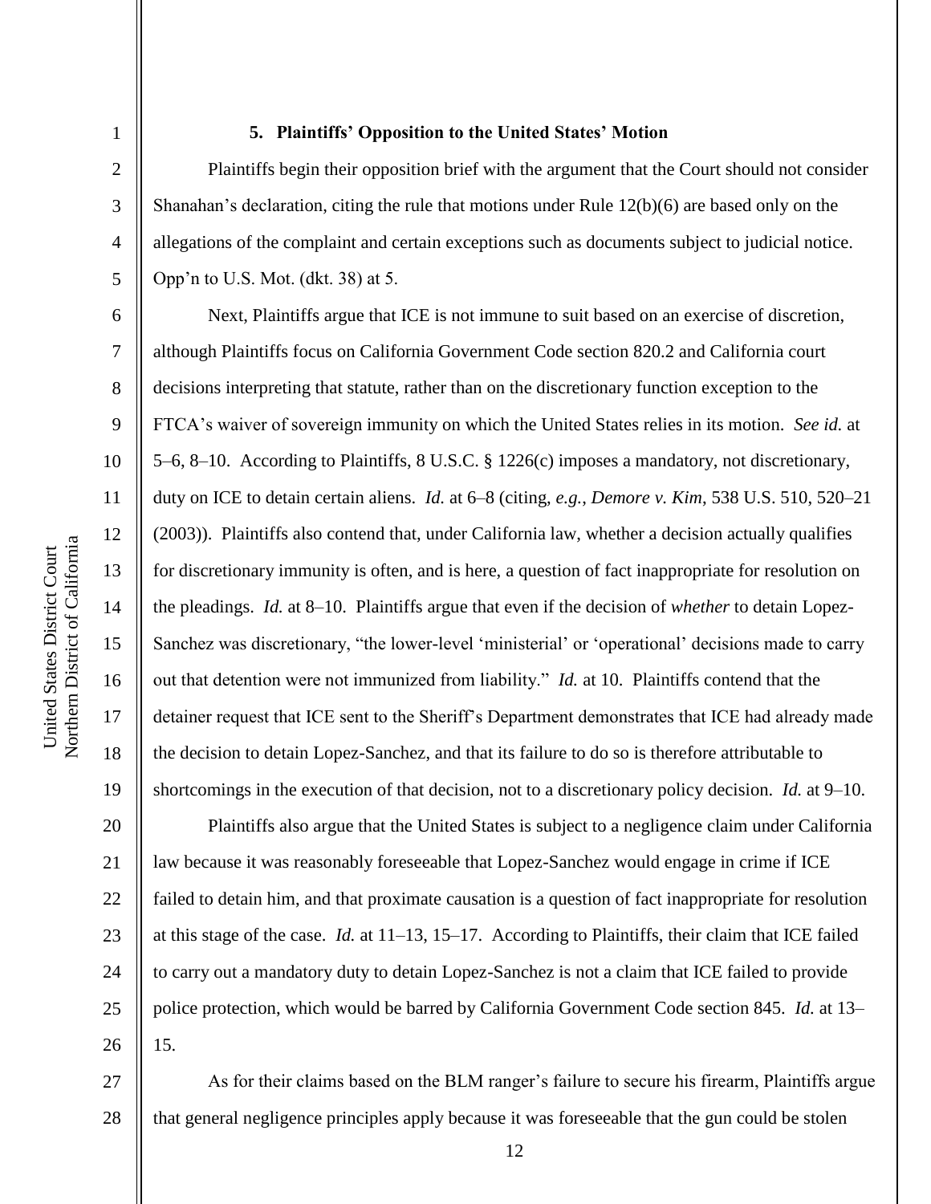### 5. Plaintiffs' Opposition to the United States' Motion

Plaintiffs begin their opposition brief with the argument that the Court should not consider Shanahan's declaration, citing the rule that motions under Rule 12(b)(6) are based only on the allegations of the complaint and certain exceptions such as documents subject to judicial notice. Opp'n to U.S. Mot. (dkt. 38) at 5.

Next, Plaintiffs argue that ICE is not immune to suit based on an exercise of discretion, although Plaintiffs focus on California Government Code section 820.2 and California court decisions interpreting that statute, rather than on the discretionary function exception to the FTCA's waiver of sovereign immunity on which the United States relies in its motion. *See id.* at 5–6, 8–10. According to Plaintiffs, 8 U.S.C. § 1226(c) imposes a mandatory, not discretionary, duty on ICE to detain certain aliens. *Id.* at 6–8 (citing, *e.g.*, *Demore v. Kim*, 538 U.S. 510, 520–21 (2003)). Plaintiffs also contend that, under California law, whether a decision actually qualifies for discretionary immunity is often, and is here, a question of fact inappropriate for resolution on the pleadings. *Id.* at 8–10. Plaintiffs argue that even if the decision of *whether* to detain Lopez-Sanchez was discretionary, "the lower-level 'ministerial' or 'operational' decisions made to carry out that detention were not immunized from liability." *Id.* at 10. Plaintiffs contend that the detainer request that ICE sent to the Sheriff's Department demonstrates that ICE had already made the decision to detain Lopez-Sanchez, and that its failure to do so is therefore attributable to shortcomings in the execution of that decision, not to a discretionary policy decision. *Id.* at 9–10.

Plaintiffs also argue that the United States is subject to a negligence claim under California law because it was reasonably foreseeable that Lopez-Sanchez would engage in crime if ICE failed to detain him, and that proximate causation is a question of fact inappropriate for resolution at this stage of the case. *Id.* at 11–13, 15–17. According to Plaintiffs, their claim that ICE failed to carry out a mandatory duty to detain Lopez-Sanchez is not a claim that ICE failed to provide police protection, which would be barred by California Government Code section 845. *Id.* at 13–15.

As for their claims based on the BLM ranger's failure to secure his firearm, Plaintiffs argue that general negligence principles apply because it was foreseeable that the gun could be stolen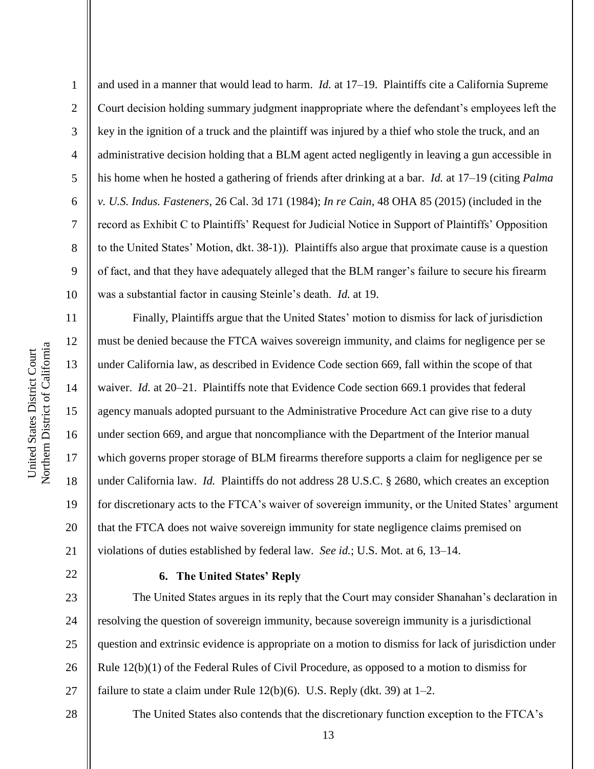and used in a manner that would lead to harm. *Id.* at 17–19. Plaintiffs cite a California Supreme Court decision holding summary judgment inappropriate where the defendant's employees left the key in the ignition of a truck and the plaintiff was injured by a thief who stole the truck, and an administrative decision holding that a BLM agent acted negligently in leaving a gun accessible in his home when he hosted a gathering of friends after drinking at a bar. *Id.* at 17–19 (citing *Palma v. U.S. Indus. Fasteners*, 26 Cal. 3d 171 (1984); *In re Cain*, 48 OHA 85 (2015) (included in the record as Exhibit C to Plaintiffs' Request for Judicial Notice in Support of Plaintiffs' Opposition to the United States' Motion, dkt. 38-1)). Plaintiffs also argue that proximate cause is a question of fact, and that they have adequately alleged that the BLM ranger's failure to secure his firearm was a substantial factor in causing Steinle's death. *Id.* at 19.

Finally, Plaintiffs argue that the United States' motion to dismiss for lack of jurisdiction must be denied because the FTCA waives sovereign immunity, and claims for negligence per se under California law, as described in Evidence Code section 669, fall within the scope of that waiver. *Id.* at 20–21. Plaintiffs note that Evidence Code section 669.1 provides that federal agency manuals adopted pursuant to the Administrative Procedure Act can give rise to a duty under section 669, and argue that noncompliance with the Department of the Interior manual which governs proper storage of BLM firearms therefore supports a claim for negligence per se under California law. *Id.* Plaintiffs do not address 28 U.S.C. § 2680, which creates an exception for discretionary acts to the FTCA's waiver of sovereign immunity, or the United States' argument that the FTCA does not waive sovereign immunity for state negligence claims premised on violations of duties established by federal law. *See id.*; U.S. Mot. at 6, 13–14.

### 6. The United States' Reply

The United States argues in its reply that the Court may consider Shanahan's declaration in resolving the question of sovereign immunity, because sovereign immunity is a jurisdictional question and extrinsic evidence is appropriate on a motion to dismiss for lack of jurisdiction under Rule 12(b)(1) of the Federal Rules of Civil Procedure, as opposed to a motion to dismiss for failure to state a claim under Rule 12(b)(6). U.S. Reply (dkt. 39) at 1–2.

The United States also contends that the discretionary function exception to the FTCA's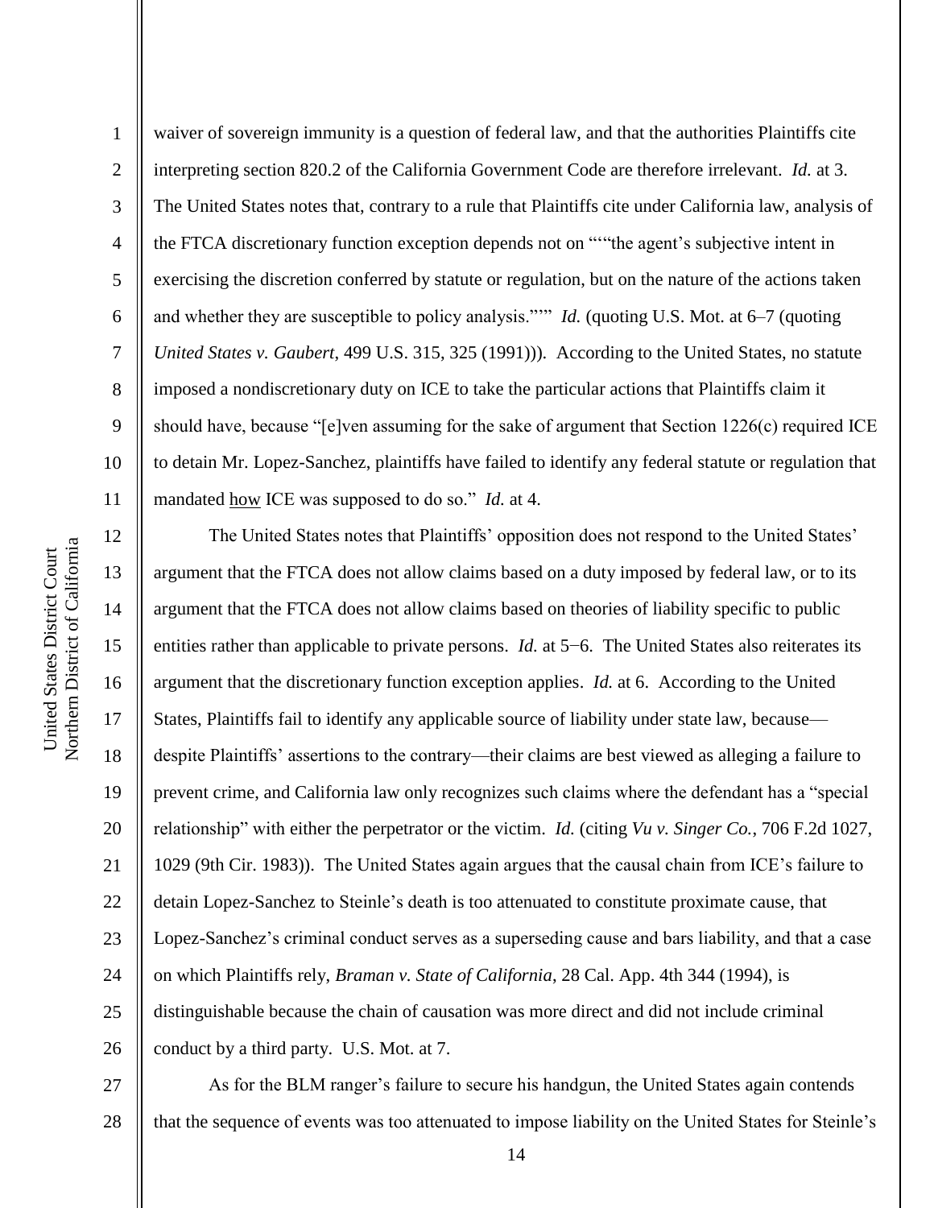waiver of sovereign immunity is a question of federal law, and that the authorities Plaintiffs cite interpreting section 820.2 of the California Government Code are therefore irrelevant. *Id.* at 3. The United States notes that, contrary to a rule that Plaintiffs cite under California law, analysis of the FTCA discretionary function exception depends not on """the agent's subjective intent in exercising the discretion conferred by statute or regulation, but on the nature of the actions taken and whether they are susceptible to policy analysis."""  *Id.* (quoting U.S. Mot. at 6–7 (quoting *United States v. Gaubert*, 499 U.S. 315, 325 (1991))). According to the United States, no statute imposed a nondiscretionary duty on ICE to take the particular actions that Plaintiffs claim it should have, because "[e]ven assuming for the sake of argument that Section 1226(c) required ICE to detain Mr. Lopez-Sanchez, plaintiffs have failed to identify any federal statute or regulation that mandated how ICE was supposed to do so." *Id.* at 4.

The United States notes that Plaintiffs' opposition does not respond to the United States' argument that the FTCA does not allow claims based on a duty imposed by federal law, or to its argument that the FTCA does not allow claims based on theories of liability specific to public entities rather than applicable to private persons. *Id.* at 5−6. The United States also reiterates its argument that the discretionary function exception applies. *Id.* at 6. According to the United States, Plaintiffs fail to identify any applicable source of liability under state law, because—despite Plaintiffs' assertions to the contrary—their claims are best viewed as alleging a failure to prevent crime, and California law only recognizes such claims where the defendant has a "special relationship" with either the perpetrator or the victim. *Id.* (citing *Vu v. Singer Co.*, 706 F.2d 1027, 1029 (9th Cir. 1983)). The United States again argues that the causal chain from ICE's failure to detain Lopez-Sanchez to Steinle's death is too attenuated to constitute proximate cause, that Lopez-Sanchez's criminal conduct serves as a superseding cause and bars liability, and that a case on which Plaintiffs rely, *Braman v. State of California*, 28 Cal. App. 4th 344 (1994), is distinguishable because the chain of causation was more direct and did not include criminal conduct by a third party. U.S. Mot. at 7.

As for the BLM ranger's failure to secure his handgun, the United States again contends that the sequence of events was too attenuated to impose liability on the United States for Steinle's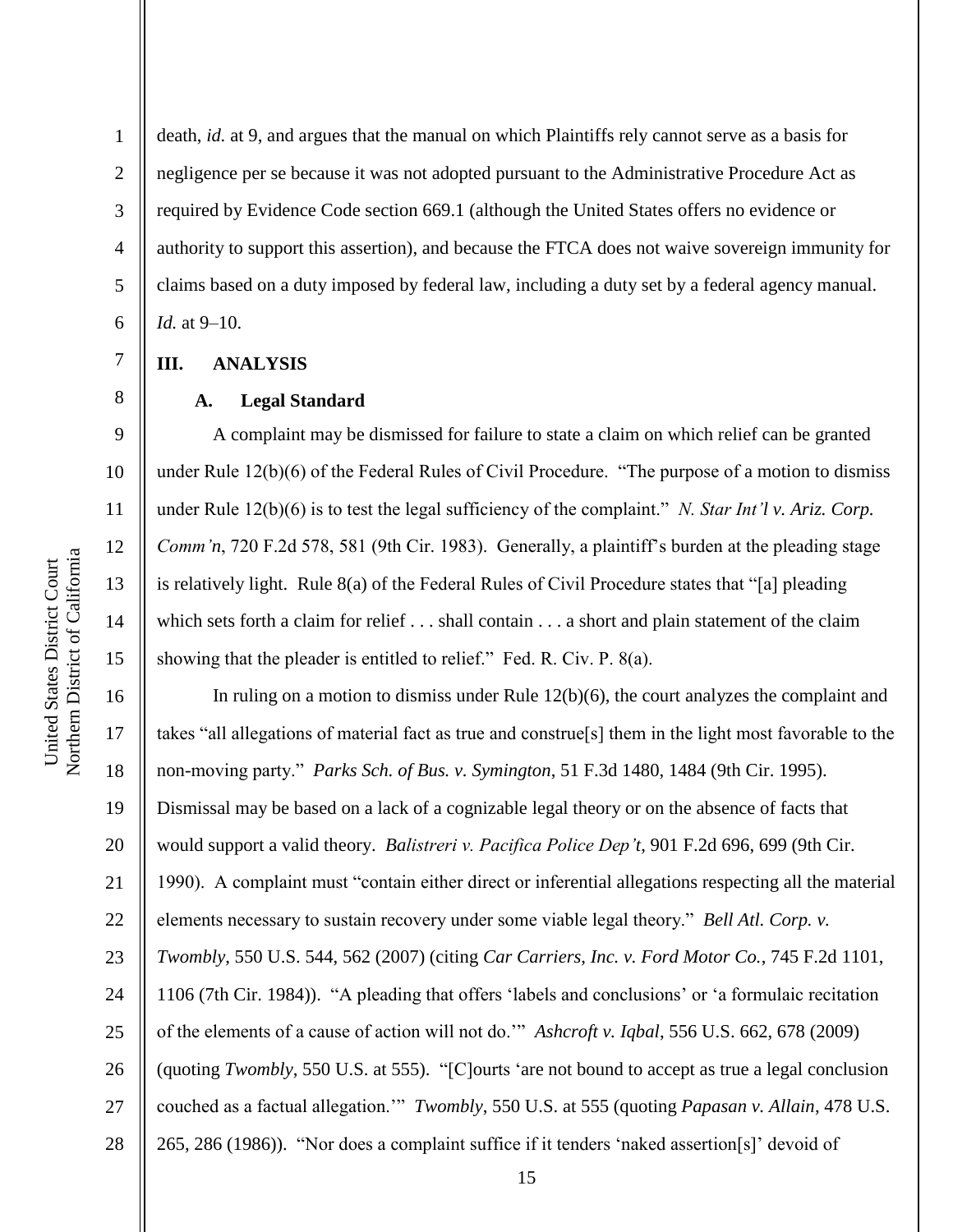death, *id.* at 9, and argues that the manual on which Plaintiffs rely cannot serve as a basis for negligence per se because it was not adopted pursuant to the Administrative Procedure Act as required by Evidence Code section 669.1 (although the United States offers no evidence or authority to support this assertion), and because the FTCA does not waive sovereign immunity for claims based on a duty imposed by federal law, including a duty set by a federal agency manual. *Id.* at 9–10.

## III. ANALYSIS

### A. Legal Standard

A complaint may be dismissed for failure to state a claim on which relief can be granted under Rule 12(b)(6) of the Federal Rules of Civil Procedure. "The purpose of a motion to dismiss under Rule 12(b)(6) is to test the legal sufficiency of the complaint." *N. Star Int'l v. Ariz. Corp. Comm'n*, 720 F.2d 578, 581 (9th Cir. 1983). Generally, a plaintiff's burden at the pleading stage is relatively light. Rule 8(a) of the Federal Rules of Civil Procedure states that "[a] pleading which sets forth a claim for relief . . . shall contain . . . a short and plain statement of the claim showing that the pleader is entitled to relief." Fed. R. Civ. P. 8(a).

In ruling on a motion to dismiss under Rule 12(b)(6), the court analyzes the complaint and takes "all allegations of material fact as true and construe[s] them in the light most favorable to the non-moving party." *Parks Sch. of Bus. v. Symington*, 51 F.3d 1480, 1484 (9th Cir. 1995). Dismissal may be based on a lack of a cognizable legal theory or on the absence of facts that would support a valid theory. *Balistreri v. Pacifica Police Dep't*, 901 F.2d 696, 699 (9th Cir. 1990). A complaint must "contain either direct or inferential allegations respecting all the material elements necessary to sustain recovery under some viable legal theory." *Bell Atl. Corp. v. Twombly*, 550 U.S. 544, 562 (2007) (citing *Car Carriers, Inc. v. Ford Motor Co.*, 745 F.2d 1101, 1106 (7th Cir. 1984)). "A pleading that offers 'labels and conclusions' or 'a formulaic recitation of the elements of a cause of action will not do.'" *Ashcroft v. Iqbal*, 556 U.S. 662, 678 (2009) (quoting *Twombly*, 550 U.S. at 555). "[C]ourts 'are not bound to accept as true a legal conclusion couched as a factual allegation.'" *Twombly*, 550 U.S. at 555 (quoting *Papasan v. Allain*, 478 U.S. 265, 286 (1986)). "Nor does a complaint suffice if it tenders 'naked assertion[s]' devoid of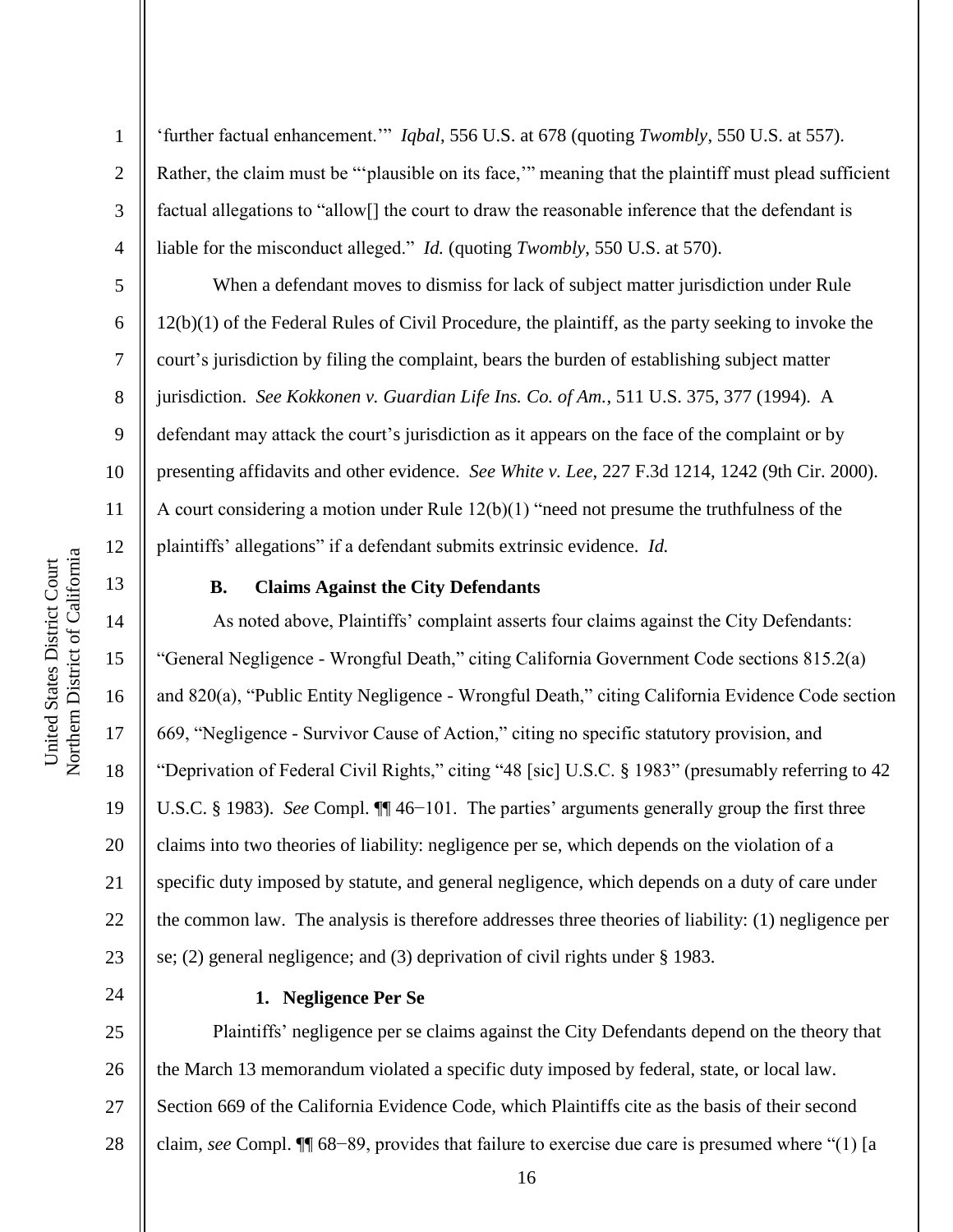'further factual enhancement.'" *Iqbal*, 556 U.S. at 678 (quoting *Twombly*, 550 U.S. at 557). Rather, the claim must be "'plausible on its face,'" meaning that the plaintiff must plead sufficient factual allegations to "allow[] the court to draw the reasonable inference that the defendant is liable for the misconduct alleged." *Id.* (quoting *Twombly*, 550 U.S. at 570).

When a defendant moves to dismiss for lack of subject matter jurisdiction under Rule 12(b)(1) of the Federal Rules of Civil Procedure, the plaintiff, as the party seeking to invoke the court's jurisdiction by filing the complaint, bears the burden of establishing subject matter jurisdiction. *See Kokkonen v. Guardian Life Ins. Co. of Am.*, 511 U.S. 375, 377 (1994). A defendant may attack the court's jurisdiction as it appears on the face of the complaint or by presenting affidavits and other evidence. *See White v. Lee*, 227 F.3d 1214, 1242 (9th Cir. 2000). A court considering a motion under Rule 12(b)(1) "need not presume the truthfulness of the plaintiffs' allegations" if a defendant submits extrinsic evidence. *Id.*

### B. Claims Against the City Defendants

As noted above, Plaintiffs' complaint asserts four claims against the City Defendants: "General Negligence - Wrongful Death," citing California Government Code sections 815.2(a) and 820(a), "Public Entity Negligence - Wrongful Death," citing California Evidence Code section 669, "Negligence - Survivor Cause of Action," citing no specific statutory provision, and "Deprivation of Federal Civil Rights," citing "48 [sic] U.S.C. § 1983" (presumably referring to 42 U.S.C. § 1983). *See* Compl. ¶¶ 46−101. The parties' arguments generally group the first three claims into two theories of liability: negligence per se, which depends on the violation of a specific duty imposed by statute, and general negligence, which depends on a duty of care under the common law. The analysis is therefore addresses three theories of liability: (1) negligence per se; (2) general negligence; and (3) deprivation of civil rights under § 1983.

#### 1. Negligence Per Se

Plaintiffs' negligence per se claims against the City Defendants depend on the theory that the March 13 memorandum violated a specific duty imposed by federal, state, or local law. Section 669 of the California Evidence Code, which Plaintiffs cite as the basis of their second claim, *see* Compl. ¶¶ 68−89, provides that failure to exercise due care is presumed where "(1) [a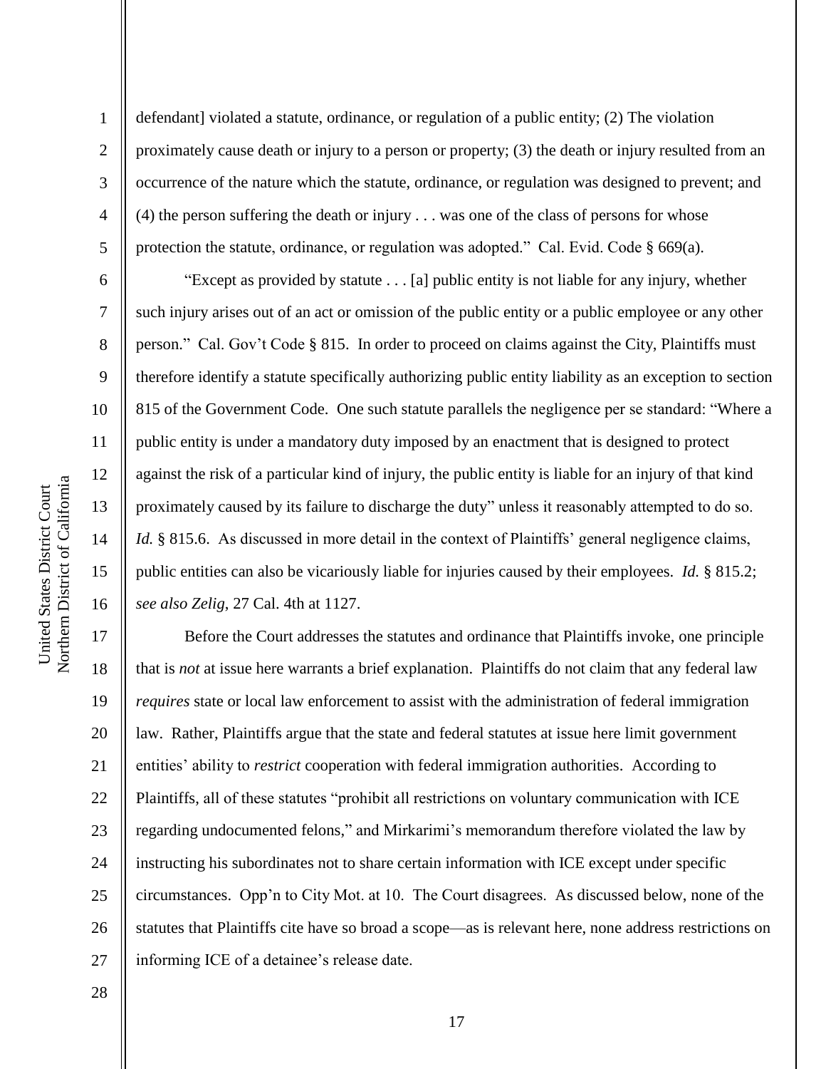defendant] violated a statute, ordinance, or regulation of a public entity; (2) The violation proximately cause death or injury to a person or property; (3) the death or injury resulted from an occurrence of the nature which the statute, ordinance, or regulation was designed to prevent; and (4) the person suffering the death or injury . . . was one of the class of persons for whose protection the statute, ordinance, or regulation was adopted." Cal. Evid. Code § 669(a).

"Except as provided by statute . . . [a] public entity is not liable for any injury, whether such injury arises out of an act or omission of the public entity or a public employee or any other person." Cal. Gov't Code § 815. In order to proceed on claims against the City, Plaintiffs must therefore identify a statute specifically authorizing public entity liability as an exception to section 815 of the Government Code. One such statute parallels the negligence per se standard: "Where a public entity is under a mandatory duty imposed by an enactment that is designed to protect against the risk of a particular kind of injury, the public entity is liable for an injury of that kind proximately caused by its failure to discharge the duty" unless it reasonably attempted to do so. *Id.* § 815.6. As discussed in more detail in the context of Plaintiffs' general negligence claims, public entities can also be vicariously liable for injuries caused by their employees. *Id.* § 815.2; *see also Zelig*, 27 Cal. 4th at 1127.

Before the Court addresses the statutes and ordinance that Plaintiffs invoke, one principle that is *not* at issue here warrants a brief explanation. Plaintiffs do not claim that any federal law *requires* state or local law enforcement to assist with the administration of federal immigration law. Rather, Plaintiffs argue that the state and federal statutes at issue here limit government entities' ability to *restrict* cooperation with federal immigration authorities. According to Plaintiffs, all of these statutes "prohibit all restrictions on voluntary communication with ICE regarding undocumented felons," and Mirkarimi's memorandum therefore violated the law by instructing his subordinates not to share certain information with ICE except under specific circumstances. Opp'n to City Mot. at 10. The Court disagrees. As discussed below, none of the statutes that Plaintiffs cite have so broad a scope—as is relevant here, none address restrictions on informing ICE of a detainee's release date.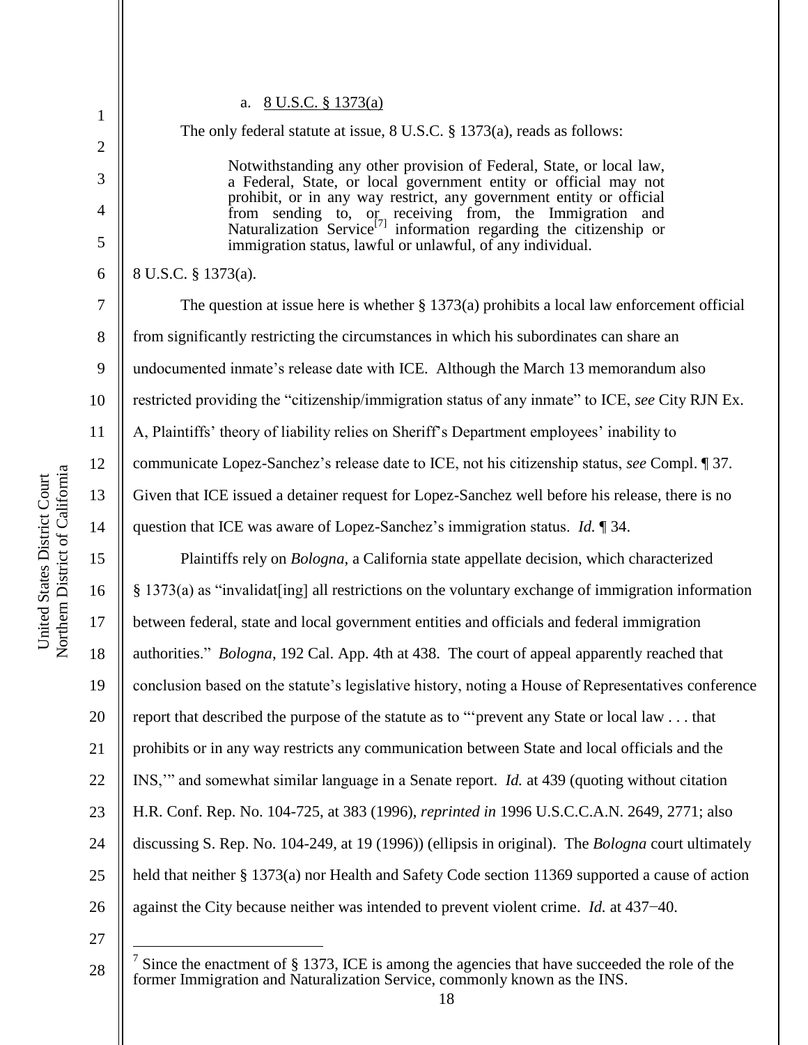a. 8 U.S.C. § 1373(a)

The only federal statute at issue, 8 U.S.C. § 1373(a), reads as follows:

> Notwithstanding any other provision of Federal, State, or local law, a Federal, State, or local government entity or official may not prohibit, or in any way restrict, any government entity or official from sending to, or receiving from, the Immigration and Naturalization Service[7] information regarding the citizenship or immigration status, lawful or unlawful, of any individual.

8 U.S.C. § 1373(a).

The question at issue here is whether § 1373(a) prohibits a local law enforcement official from significantly restricting the circumstances in which his subordinates can share an undocumented inmate's release date with ICE. Although the March 13 memorandum also restricted providing the "citizenship/immigration status of any inmate" to ICE, *see* City RJN Ex. A, Plaintiffs' theory of liability relies on Sheriff's Department employees' inability to communicate Lopez-Sanchez's release date to ICE, not his citizenship status, *see* Compl. ¶ 37. Given that ICE issued a detainer request for Lopez-Sanchez well before his release, there is no question that ICE was aware of Lopez-Sanchez's immigration status. *Id.* ¶ 34.

Plaintiffs rely on *Bologna*, a California state appellate decision, which characterized § 1373(a) as "invalidat[ing] all restrictions on the voluntary exchange of immigration information between federal, state and local government entities and officials and federal immigration authorities." *Bologna*, 192 Cal. App. 4th at 438. The court of appeal apparently reached that conclusion based on the statute's legislative history, noting a House of Representatives conference report that described the purpose of the statute as to "'prevent any State or local law . . . that prohibits or in any way restricts any communication between State and local officials and the INS,'" and somewhat similar language in a Senate report. *Id.* at 439 (quoting without citation H.R. Conf. Rep. No. 104-725, at 383 (1996), *reprinted in* 1996 U.S.C.C.A.N. 2649, 2771; also discussing S. Rep. No. 104-249, at 19 (1996)) (ellipsis in original). The *Bologna* court ultimately held that neither § 1373(a) nor Health and Safety Code section 11369 supported a cause of action against the City because neither was intended to prevent violent crime. *Id.* at 437−40.

---

[7] Since the enactment of § 1373, ICE is among the agencies that have succeeded the role of the former Immigration and Naturalization Service, commonly known as the INS.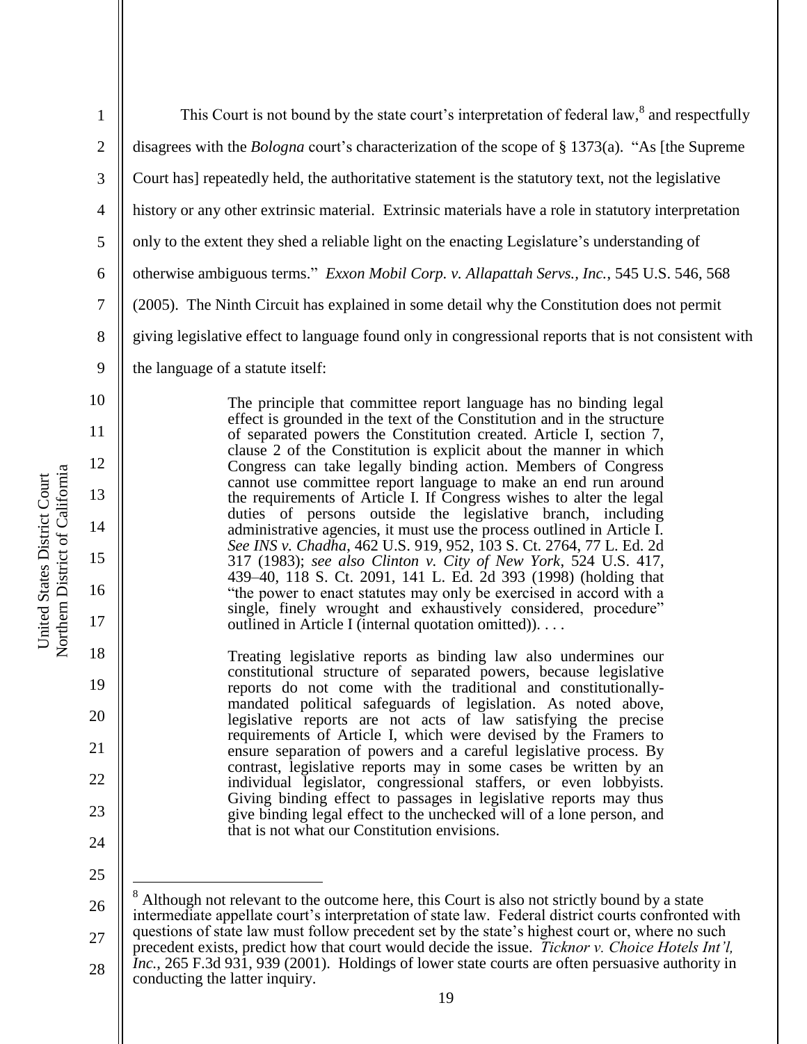This Court is not bound by the state court's interpretation of federal law,[8] and respectfully disagrees with the *Bologna* court's characterization of the scope of § 1373(a). "As [the Supreme Court has] repeatedly held, the authoritative statement is the statutory text, not the legislative history or any other extrinsic material. Extrinsic materials have a role in statutory interpretation only to the extent they shed a reliable light on the enacting Legislature's understanding of otherwise ambiguous terms." *Exxon Mobil Corp. v. Allapattah Servs., Inc.*, 545 U.S. 546, 568 (2005). The Ninth Circuit has explained in some detail why the Constitution does not permit giving legislative effect to language found only in congressional reports that is not consistent with the language of a statute itself:

> The principle that committee report language has no binding legal effect is grounded in the text of the Constitution and in the structure of separated powers the Constitution created. Article I, section 7, clause 2 of the Constitution is explicit about the manner in which Congress can take legally binding action. Members of Congress cannot use committee report language to make an end run around the requirements of Article I. If Congress wishes to alter the legal duties of persons outside the legislative branch, including administrative agencies, it must use the process outlined in Article I. *See INS v. Chadha*, 462 U.S. 919, 952, 103 S. Ct. 2764, 77 L. Ed. 2d 317 (1983); *see also Clinton v. City of New York*, 524 U.S. 417, 439–40, 118 S. Ct. 2091, 141 L. Ed. 2d 393 (1998) (holding that "the power to enact statutes may only be exercised in accord with a single, finely wrought and exhaustively considered, procedure" outlined in Article I (internal quotation omitted)). . . .
>
> Treating legislative reports as binding law also undermines our constitutional structure of separated powers, because legislative reports do not come with the traditional and constitutionally-mandated political safeguards of legislation. As noted above, legislative reports are not acts of law satisfying the precise requirements of Article I, which were devised by the Framers to ensure separation of powers and a careful legislative process. By contrast, legislative reports may in some cases be written by an individual legislator, congressional staffers, or even lobbyists. Giving binding effect to passages in legislative reports may thus give binding legal effect to the unchecked will of a lone person, and that is not what our Constitution envisions.

---

[8] Although not relevant to the outcome here, this Court is also not strictly bound by a state intermediate appellate court's interpretation of state law. Federal district courts confronted with questions of state law must follow precedent set by the state's highest court or, where no such precedent exists, predict how that court would decide the issue. *Ticknor v. Choice Hotels Int'l, Inc.*, 265 F.3d 931, 939 (2001). Holdings of lower state courts are often persuasive authority in conducting the latter inquiry.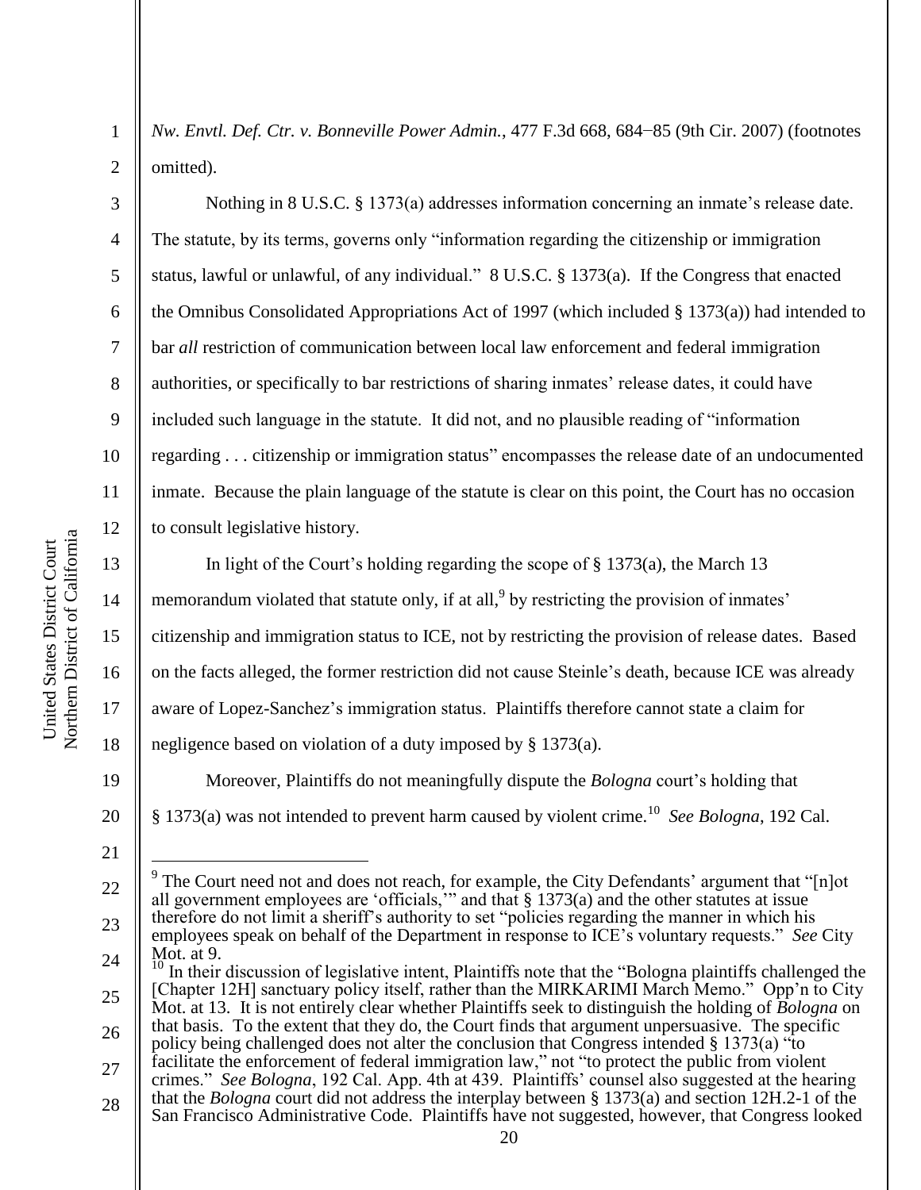*Nw. Envtl. Def. Ctr. v. Bonneville Power Admin.*, 477 F.3d 668, 684–85 (9th Cir. 2007) (footnotes omitted).

Nothing in 8 U.S.C. § 1373(a) addresses information concerning an inmate's release date. The statute, by its terms, governs only "information regarding the citizenship or immigration status, lawful or unlawful, of any individual." 8 U.S.C. § 1373(a). If the Congress that enacted the Omnibus Consolidated Appropriations Act of 1997 (which included § 1373(a)) had intended to bar *all* restriction of communication between local law enforcement and federal immigration authorities, or specifically to bar restrictions of sharing inmates' release dates, it could have included such language in the statute. It did not, and no plausible reading of "information regarding . . . citizenship or immigration status" encompasses the release date of an undocumented inmate. Because the plain language of the statute is clear on this point, the Court has no occasion to consult legislative history.

In light of the Court's holding regarding the scope of § 1373(a), the March 13 memorandum violated that statute only, if at all,[9] by restricting the provision of inmates' citizenship and immigration status to ICE, not by restricting the provision of release dates. Based on the facts alleged, the former restriction did not cause Steinle's death, because ICE was already aware of Lopez-Sanchez's immigration status. Plaintiffs therefore cannot state a claim for negligence based on violation of a duty imposed by § 1373(a).

Moreover, Plaintiffs do not meaningfully dispute the *Bologna* court's holding that § 1373(a) was not intended to prevent harm caused by violent crime.[10] *See Bologna*, 192 Cal.

---

[9] The Court need not and does not reach, for example, the City Defendants' argument that "[n]ot all government employees are 'officials,'" and that § 1373(a) and the other statutes at issue therefore do not limit a sheriff's authority to set "policies regarding the manner in which his employees speak on behalf of the Department in response to ICE's voluntary requests." *See* City Mot. at 9.

[10] In their discussion of legislative intent, Plaintiffs note that the "Bologna plaintiffs challenged the [Chapter 12H] sanctuary policy itself, rather than the MIRKARIMI March Memo." Opp'n to City Mot. at 13. It is not entirely clear whether Plaintiffs seek to distinguish the holding of *Bologna* on that basis. To the extent that they do, the Court finds that argument unpersuasive. The specific policy being challenged does not alter the conclusion that Congress intended § 1373(a) "to facilitate the enforcement of federal immigration law," not "to protect the public from violent crimes." *See Bologna*, 192 Cal. App. 4th at 439. Plaintiffs' counsel also suggested at the hearing that the *Bologna* court did not address the interplay between § 1373(a) and section 12H.2-1 of the San Francisco Administrative Code. Plaintiffs have not suggested, however, that Congress looked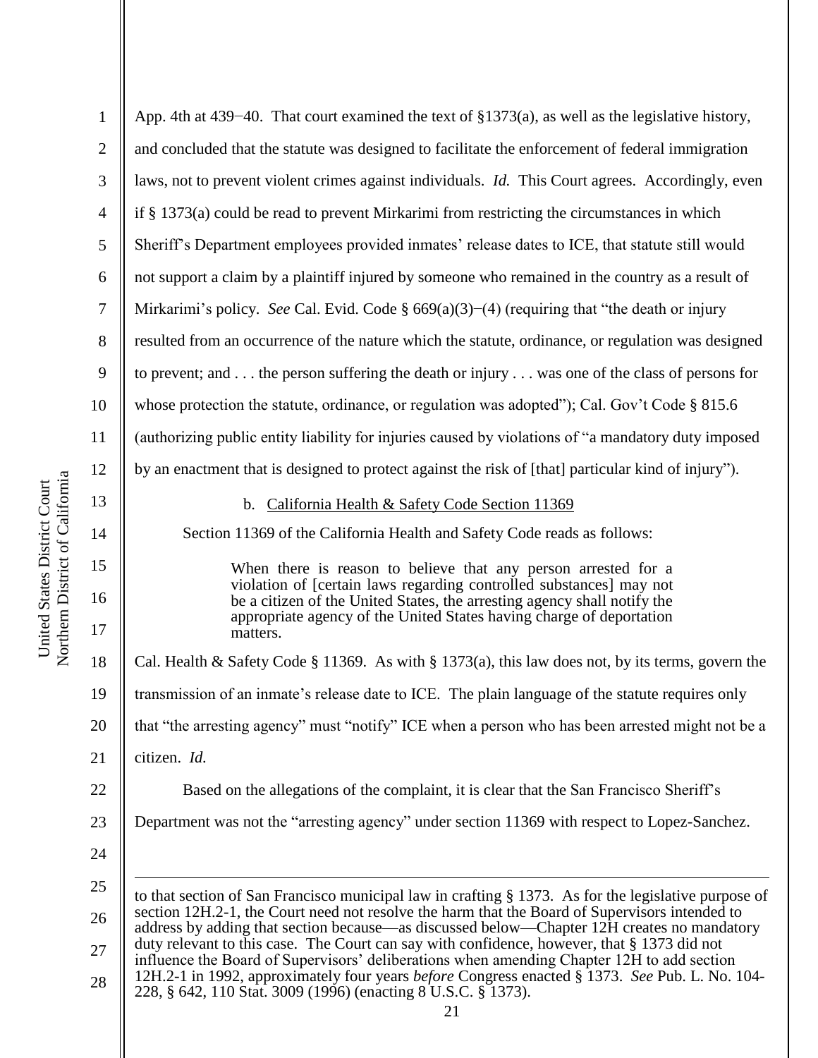App. 4th at 439−40. That court examined the text of §1373(a), as well as the legislative history, and concluded that the statute was designed to facilitate the enforcement of federal immigration laws, not to prevent violent crimes against individuals. *Id.* This Court agrees. Accordingly, even if § 1373(a) could be read to prevent Mirkarimi from restricting the circumstances in which Sheriff's Department employees provided inmates' release dates to ICE, that statute still would not support a claim by a plaintiff injured by someone who remained in the country as a result of Mirkarimi's policy. *See* Cal. Evid. Code § 669(a)(3)−(4) (requiring that "the death or injury resulted from an occurrence of the nature which the statute, ordinance, or regulation was designed to prevent; and . . . the person suffering the death or injury . . . was one of the class of persons for whose protection the statute, ordinance, or regulation was adopted"); Cal. Gov't Code § 815.6 (authorizing public entity liability for injuries caused by violations of "a mandatory duty imposed by an enactment that is designed to protect against the risk of [that] particular kind of injury").

b. California Health & Safety Code Section 11369

Section 11369 of the California Health and Safety Code reads as follows:

> When there is reason to believe that any person arrested for a violation of [certain laws regarding controlled substances] may not be a citizen of the United States, the arresting agency shall notify the appropriate agency of the United States having charge of deportation matters.

Cal. Health & Safety Code § 11369. As with § 1373(a), this law does not, by its terms, govern the transmission of an inmate's release date to ICE. The plain language of the statute requires only that "the arresting agency" must "notify" ICE when a person who has been arrested might not be a citizen. *Id.*

Based on the allegations of the complaint, it is clear that the San Francisco Sheriff's Department was not the "arresting agency" under section 11369 with respect to Lopez-Sanchez.

---

to that section of San Francisco municipal law in crafting § 1373. As for the legislative purpose of section 12H.2-1, the Court need not resolve the harm that the Board of Supervisors intended to address by adding that section because—as discussed below—Chapter 12H creates no mandatory duty relevant to this case. The Court can say with confidence, however, that § 1373 did not influence the Board of Supervisors' deliberations when amending Chapter 12H to add section 12H.2-1 in 1992, approximately four years *before* Congress enacted § 1373. *See* Pub. L. No. 104-228, § 642, 110 Stat. 3009 (1996) (enacting 8 U.S.C. § 1373).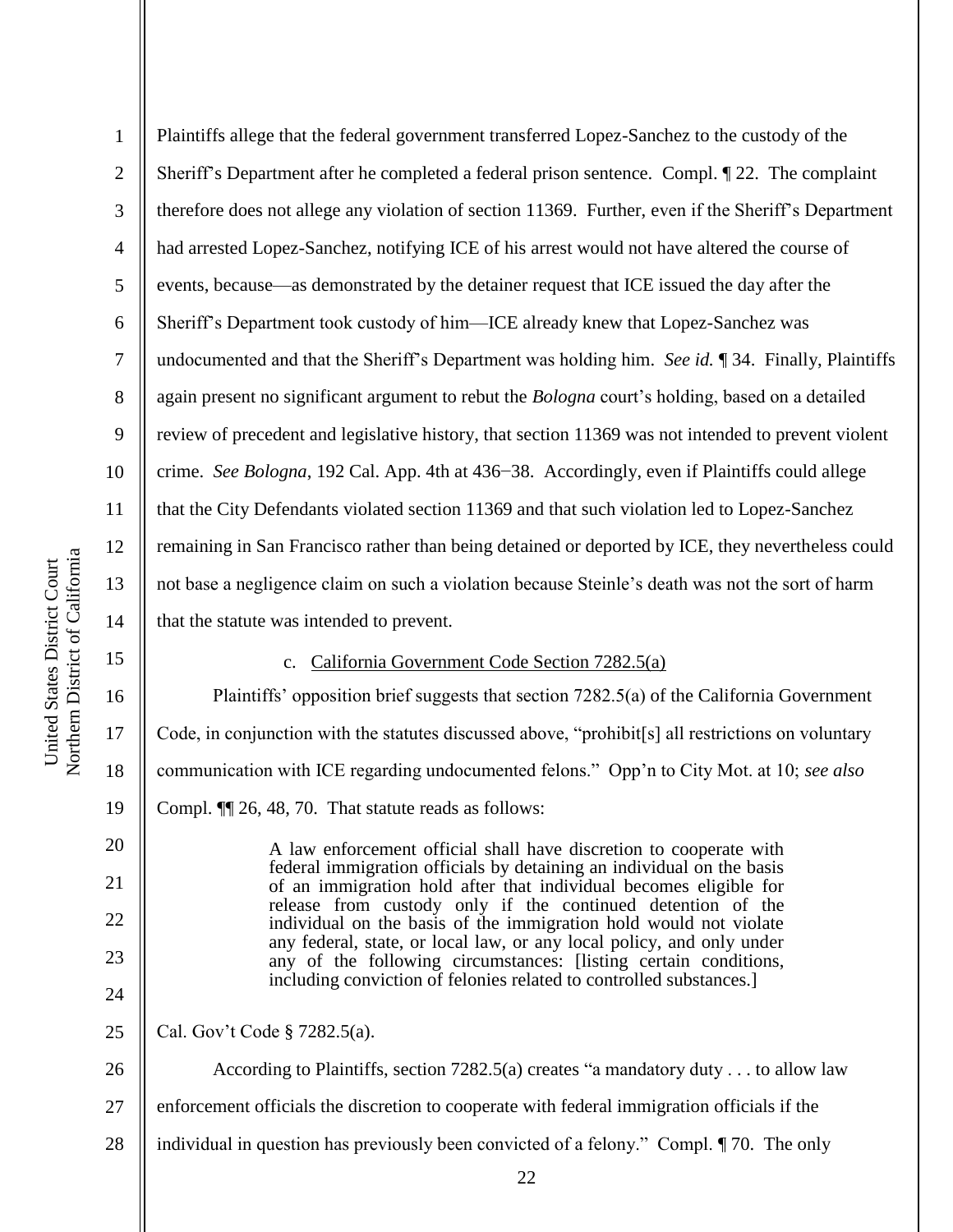Plaintiffs allege that the federal government transferred Lopez-Sanchez to the custody of the Sheriff's Department after he completed a federal prison sentence. Compl. ¶ 22. The complaint therefore does not allege any violation of section 11369. Further, even if the Sheriff's Department had arrested Lopez-Sanchez, notifying ICE of his arrest would not have altered the course of events, because—as demonstrated by the detainer request that ICE issued the day after the Sheriff's Department took custody of him—ICE already knew that Lopez-Sanchez was undocumented and that the Sheriff's Department was holding him. *See id.* ¶ 34. Finally, Plaintiffs again present no significant argument to rebut the *Bologna* court's holding, based on a detailed review of precedent and legislative history, that section 11369 was not intended to prevent violent crime. *See Bologna*, 192 Cal. App. 4th at 436−38. Accordingly, even if Plaintiffs could allege that the City Defendants violated section 11369 and that such violation led to Lopez-Sanchez remaining in San Francisco rather than being detained or deported by ICE, they nevertheless could not base a negligence claim on such a violation because Steinle's death was not the sort of harm that the statute was intended to prevent.

c. <u>California Government Code Section 7282.5(a)</u>

Plaintiffs' opposition brief suggests that section 7282.5(a) of the California Government Code, in conjunction with the statutes discussed above, "prohibit[s] all restrictions on voluntary communication with ICE regarding undocumented felons." Opp'n to City Mot. at 10; *see also* Compl. ¶¶ 26, 48, 70. That statute reads as follows:

> A law enforcement official shall have discretion to cooperate with federal immigration officials by detaining an individual on the basis of an immigration hold after that individual becomes eligible for release from custody only if the continued detention of the individual on the basis of the immigration hold would not violate any federal, state, or local law, or any local policy, and only under any of the following circumstances: [listing certain conditions, including conviction of felonies related to controlled substances.]

Cal. Gov't Code § 7282.5(a).

According to Plaintiffs, section 7282.5(a) creates "a mandatory duty . . . to allow law enforcement officials the discretion to cooperate with federal immigration officials if the individual in question has previously been convicted of a felony." Compl. ¶ 70. The only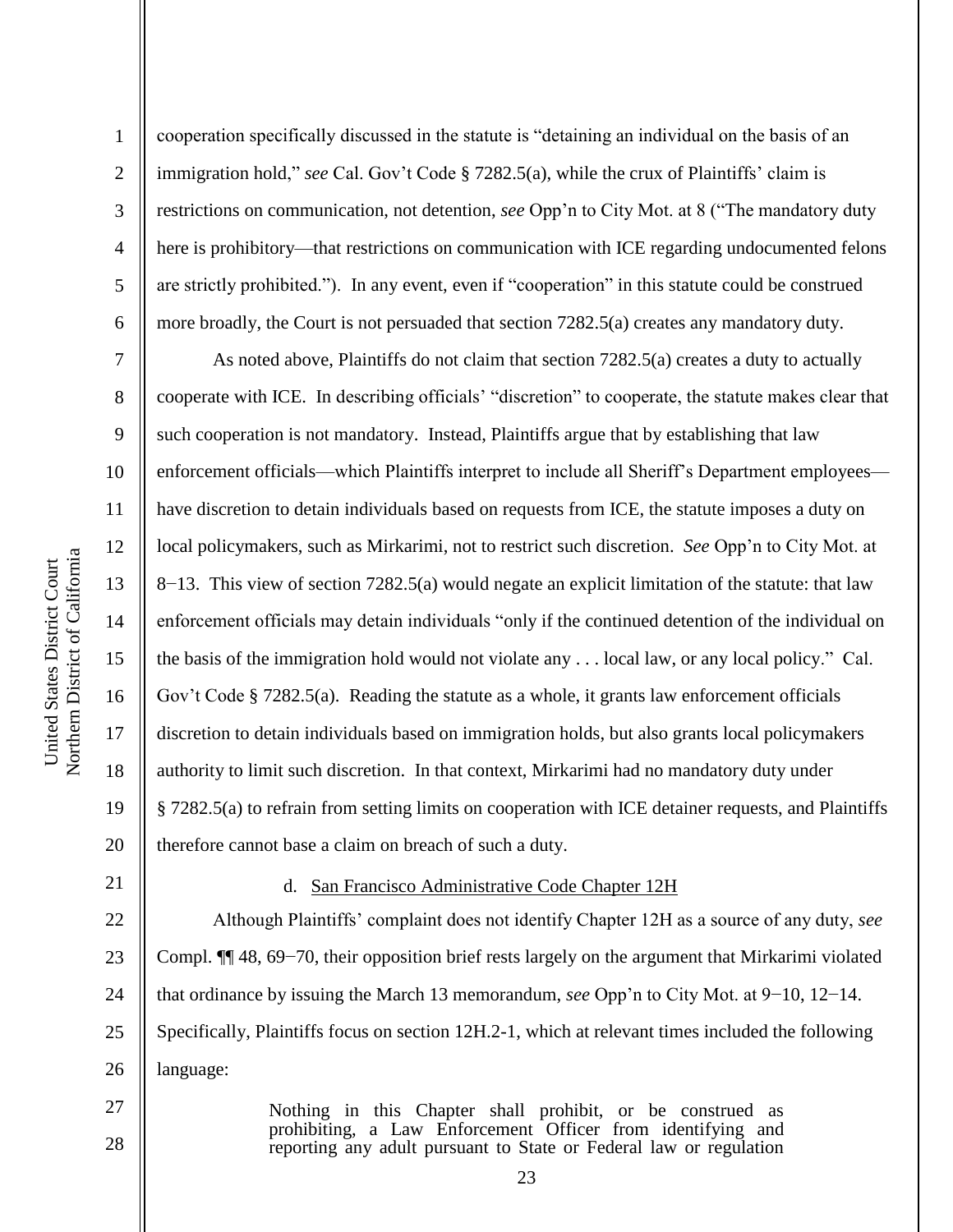cooperation specifically discussed in the statute is "detaining an individual on the basis of an immigration hold," *see* Cal. Gov't Code § 7282.5(a), while the crux of Plaintiffs' claim is restrictions on communication, not detention, *see* Opp'n to City Mot. at 8 ("The mandatory duty here is prohibitory—that restrictions on communication with ICE regarding undocumented felons are strictly prohibited."). In any event, even if "cooperation" in this statute could be construed more broadly, the Court is not persuaded that section 7282.5(a) creates any mandatory duty.

As noted above, Plaintiffs do not claim that section 7282.5(a) creates a duty to actually cooperate with ICE. In describing officials' "discretion" to cooperate, the statute makes clear that such cooperation is not mandatory. Instead, Plaintiffs argue that by establishing that law enforcement officials—which Plaintiffs interpret to include all Sheriff's Department employees—have discretion to detain individuals based on requests from ICE, the statute imposes a duty on local policymakers, such as Mirkarimi, not to restrict such discretion. *See* Opp'n to City Mot. at 8−13. This view of section 7282.5(a) would negate an explicit limitation of the statute: that law enforcement officials may detain individuals "only if the continued detention of the individual on the basis of the immigration hold would not violate any . . . local law, or any local policy." Cal. Gov't Code § 7282.5(a). Reading the statute as a whole, it grants law enforcement officials discretion to detain individuals based on immigration holds, but also grants local policymakers authority to limit such discretion. In that context, Mirkarimi had no mandatory duty under § 7282.5(a) to refrain from setting limits on cooperation with ICE detainer requests, and Plaintiffs therefore cannot base a claim on breach of such a duty.

d. San Francisco Administrative Code Chapter 12H

Although Plaintiffs' complaint does not identify Chapter 12H as a source of any duty, *see* Compl. ¶¶ 48, 69−70, their opposition brief rests largely on the argument that Mirkarimi violated that ordinance by issuing the March 13 memorandum, *see* Opp'n to City Mot. at 9−10, 12−14. Specifically, Plaintiffs focus on section 12H.2-1, which at relevant times included the following language:

> Nothing in this Chapter shall prohibit, or be construed as prohibiting, a Law Enforcement Officer from identifying and reporting any adult pursuant to State or Federal law or regulation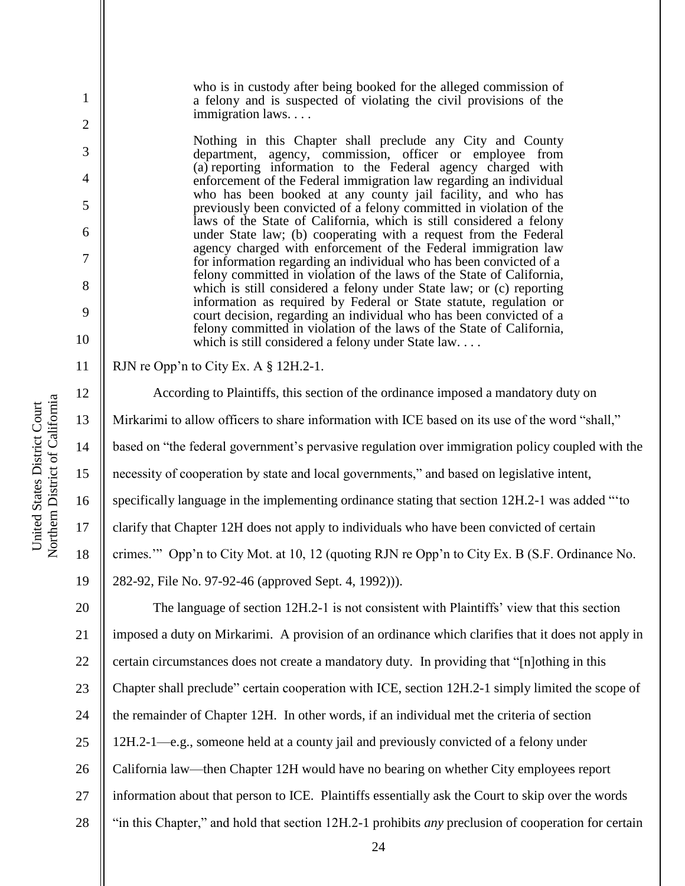> who is in custody after being booked for the alleged commission of a felony and is suspected of violating the civil provisions of the immigration laws. . . .
>
> Nothing in this Chapter shall preclude any City and County department, agency, commission, officer or employee from (a) reporting information to the Federal agency charged with enforcement of the Federal immigration law regarding an individual who has been booked at any county jail facility, and who has previously been convicted of a felony committed in violation of the laws of the State of California, which is still considered a felony under State law; (b) cooperating with a request from the Federal agency charged with enforcement of the Federal immigration law for information regarding an individual who has been convicted of a felony committed in violation of the laws of the State of California, which is still considered a felony under State law; or (c) reporting information as required by Federal or State statute, regulation or court decision, regarding an individual who has been convicted of a felony committed in violation of the laws of the State of California, which is still considered a felony under State law. . . .

RJN re Opp'n to City Ex. A § 12H.2-1.

According to Plaintiffs, this section of the ordinance imposed a mandatory duty on Mirkarimi to allow officers to share information with ICE based on its use of the word "shall," based on "the federal government's pervasive regulation over immigration policy coupled with the necessity of cooperation by state and local governments," and based on legislative intent, specifically language in the implementing ordinance stating that section 12H.2-1 was added "'to clarify that Chapter 12H does not apply to individuals who have been convicted of certain crimes.'" Opp'n to City Mot. at 10, 12 (quoting RJN re Opp'n to City Ex. B (S.F. Ordinance No. 282-92, File No. 97-92-46 (approved Sept. 4, 1992))).

The language of section 12H.2-1 is not consistent with Plaintiffs' view that this section imposed a duty on Mirkarimi. A provision of an ordinance which clarifies that it does not apply in certain circumstances does not create a mandatory duty. In providing that "[n]othing in this Chapter shall preclude" certain cooperation with ICE, section 12H.2-1 simply limited the scope of the remainder of Chapter 12H. In other words, if an individual met the criteria of section 12H.2-1—e.g., someone held at a county jail and previously convicted of a felony under California law—then Chapter 12H would have no bearing on whether City employees report information about that person to ICE. Plaintiffs essentially ask the Court to skip over the words "in this Chapter," and hold that section 12H.2-1 prohibits *any* preclusion of cooperation for certain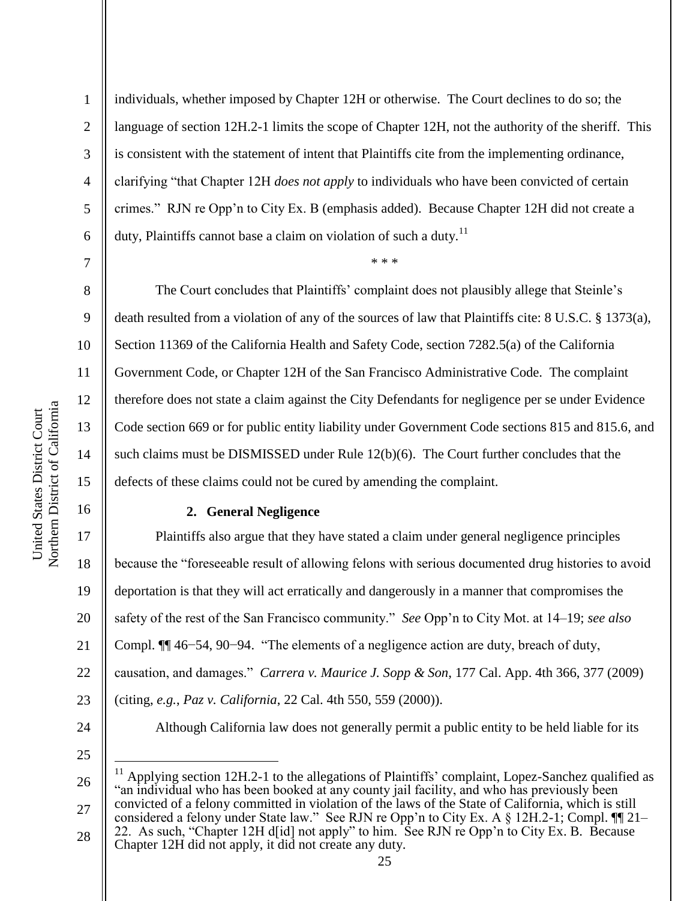individuals, whether imposed by Chapter 12H or otherwise. The Court declines to do so; the language of section 12H.2-1 limits the scope of Chapter 12H, not the authority of the sheriff. This is consistent with the statement of intent that Plaintiffs cite from the implementing ordinance, clarifying "that Chapter 12H *does not apply* to individuals who have been convicted of certain crimes." RJN re Opp'n to City Ex. B (emphasis added). Because Chapter 12H did not create a duty, Plaintiffs cannot base a claim on violation of such a duty.[11]

\* \* \*

The Court concludes that Plaintiffs' complaint does not plausibly allege that Steinle's death resulted from a violation of any of the sources of law that Plaintiffs cite: 8 U.S.C. § 1373(a), Section 11369 of the California Health and Safety Code, section 7282.5(a) of the California Government Code, or Chapter 12H of the San Francisco Administrative Code. The complaint therefore does not state a claim against the City Defendants for negligence per se under Evidence Code section 669 or for public entity liability under Government Code sections 815 and 815.6, and such claims must be DISMISSED under Rule 12(b)(6). The Court further concludes that the defects of these claims could not be cured by amending the complaint.

### 2. General Negligence

Plaintiffs also argue that they have stated a claim under general negligence principles because the "foreseeable result of allowing felons with serious documented drug histories to avoid deportation is that they will act erratically and dangerously in a manner that compromises the safety of the rest of the San Francisco community." *See* Opp'n to City Mot. at 14–19; *see also* Compl. ¶¶ 46−54, 90−94. "The elements of a negligence action are duty, breach of duty, causation, and damages." *Carrera v. Maurice J. Sopp & Son*, 177 Cal. App. 4th 366, 377 (2009) (citing, *e.g.*, *Paz v. California*, 22 Cal. 4th 550, 559 (2000)).

Although California law does not generally permit a public entity to be held liable for its

---

[11] Applying section 12H.2-1 to the allegations of Plaintiffs' complaint, Lopez-Sanchez qualified as "an individual who has been booked at any county jail facility, and who has previously been convicted of a felony committed in violation of the laws of the State of California, which is still considered a felony under State law." See RJN re Opp'n to City Ex. A § 12H.2-1; Compl. ¶¶ 21–22. As such, "Chapter 12H d[id] not apply" to him. See RJN re Opp'n to City Ex. B. Because Chapter 12H did not apply, it did not create any duty.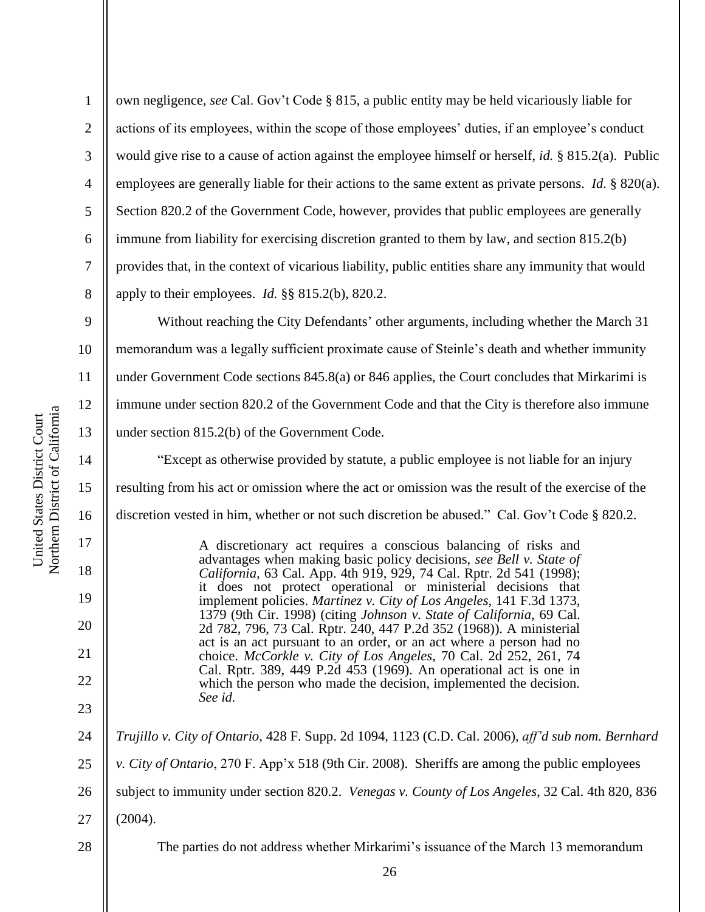own negligence, *see* Cal. Gov't Code § 815, a public entity may be held vicariously liable for actions of its employees, within the scope of those employees' duties, if an employee's conduct would give rise to a cause of action against the employee himself or herself, *id.* § 815.2(a). Public employees are generally liable for their actions to the same extent as private persons. *Id.* § 820(a). Section 820.2 of the Government Code, however, provides that public employees are generally immune from liability for exercising discretion granted to them by law, and section 815.2(b) provides that, in the context of vicarious liability, public entities share any immunity that would apply to their employees. *Id.* §§ 815.2(b), 820.2.

Without reaching the City Defendants' other arguments, including whether the March 31 memorandum was a legally sufficient proximate cause of Steinle's death and whether immunity under Government Code sections 845.8(a) or 846 applies, the Court concludes that Mirkarimi is immune under section 820.2 of the Government Code and that the City is therefore also immune under section 815.2(b) of the Government Code.

"Except as otherwise provided by statute, a public employee is not liable for an injury resulting from his act or omission where the act or omission was the result of the exercise of the discretion vested in him, whether or not such discretion be abused." Cal. Gov't Code § 820.2.

> A discretionary act requires a conscious balancing of risks and advantages when making basic policy decisions, *see Bell v. State of California*, 63 Cal. App. 4th 919, 929, 74 Cal. Rptr. 2d 541 (1998); it does not protect operational or ministerial decisions that implement policies. *Martinez v. City of Los Angeles*, 141 F.3d 1373, 1379 (9th Cir. 1998) (citing *Johnson v. State of California*, 69 Cal. 2d 782, 796, 73 Cal. Rptr. 240, 447 P.2d 352 (1968)). A ministerial act is an act pursuant to an order, or an act where a person had no choice. *McCorkle v. City of Los Angeles*, 70 Cal. 2d 252, 261, 74 Cal. Rptr. 389, 449 P.2d 453 (1969). An operational act is one in which the person who made the decision, implemented the decision. *See id.*

*Trujillo v. City of Ontario*, 428 F. Supp. 2d 1094, 1123 (C.D. Cal. 2006), *aff'd sub nom. Bernhard v. City of Ontario*, 270 F. App'x 518 (9th Cir. 2008). Sheriffs are among the public employees subject to immunity under section 820.2. *Venegas v. County of Los Angeles*, 32 Cal. 4th 820, 836 (2004).

The parties do not address whether Mirkarimi's issuance of the March 13 memorandum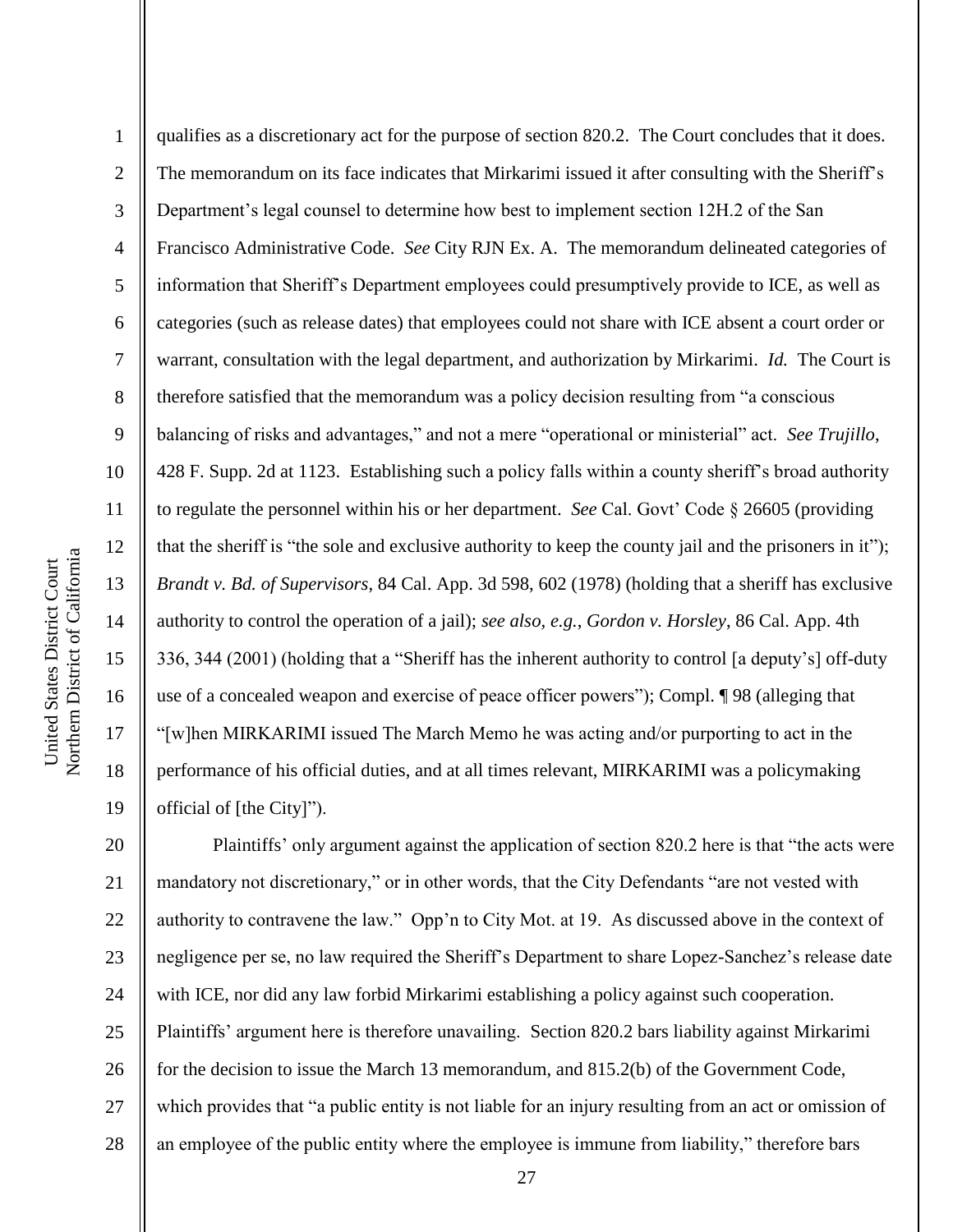qualifies as a discretionary act for the purpose of section 820.2. The Court concludes that it does. The memorandum on its face indicates that Mirkarimi issued it after consulting with the Sheriff's Department's legal counsel to determine how best to implement section 12H.2 of the San Francisco Administrative Code. *See* City RJN Ex. A. The memorandum delineated categories of information that Sheriff's Department employees could presumptively provide to ICE, as well as categories (such as release dates) that employees could not share with ICE absent a court order or warrant, consultation with the legal department, and authorization by Mirkarimi. *Id.* The Court is therefore satisfied that the memorandum was a policy decision resulting from "a conscious balancing of risks and advantages," and not a mere "operational or ministerial" act. *See Trujillo*, 428 F. Supp. 2d at 1123. Establishing such a policy falls within a county sheriff's broad authority to regulate the personnel within his or her department. *See* Cal. Govt' Code § 26605 (providing that the sheriff is "the sole and exclusive authority to keep the county jail and the prisoners in it"); *Brandt v. Bd. of Supervisors*, 84 Cal. App. 3d 598, 602 (1978) (holding that a sheriff has exclusive authority to control the operation of a jail); *see also, e.g.*, *Gordon v. Horsley*, 86 Cal. App. 4th 336, 344 (2001) (holding that a "Sheriff has the inherent authority to control [a deputy's] off-duty use of a concealed weapon and exercise of peace officer powers"); Compl. ¶ 98 (alleging that "[w]hen MIRKARIMI issued The March Memo he was acting and/or purporting to act in the performance of his official duties, and at all times relevant, MIRKARIMI was a policymaking official of [the City]").

Plaintiffs' only argument against the application of section 820.2 here is that "the acts were mandatory not discretionary," or in other words, that the City Defendants "are not vested with authority to contravene the law." Opp'n to City Mot. at 19. As discussed above in the context of negligence per se, no law required the Sheriff's Department to share Lopez-Sanchez's release date with ICE, nor did any law forbid Mirkarimi establishing a policy against such cooperation. Plaintiffs' argument here is therefore unavailing. Section 820.2 bars liability against Mirkarimi for the decision to issue the March 13 memorandum, and 815.2(b) of the Government Code, which provides that "a public entity is not liable for an injury resulting from an act or omission of an employee of the public entity where the employee is immune from liability," therefore bars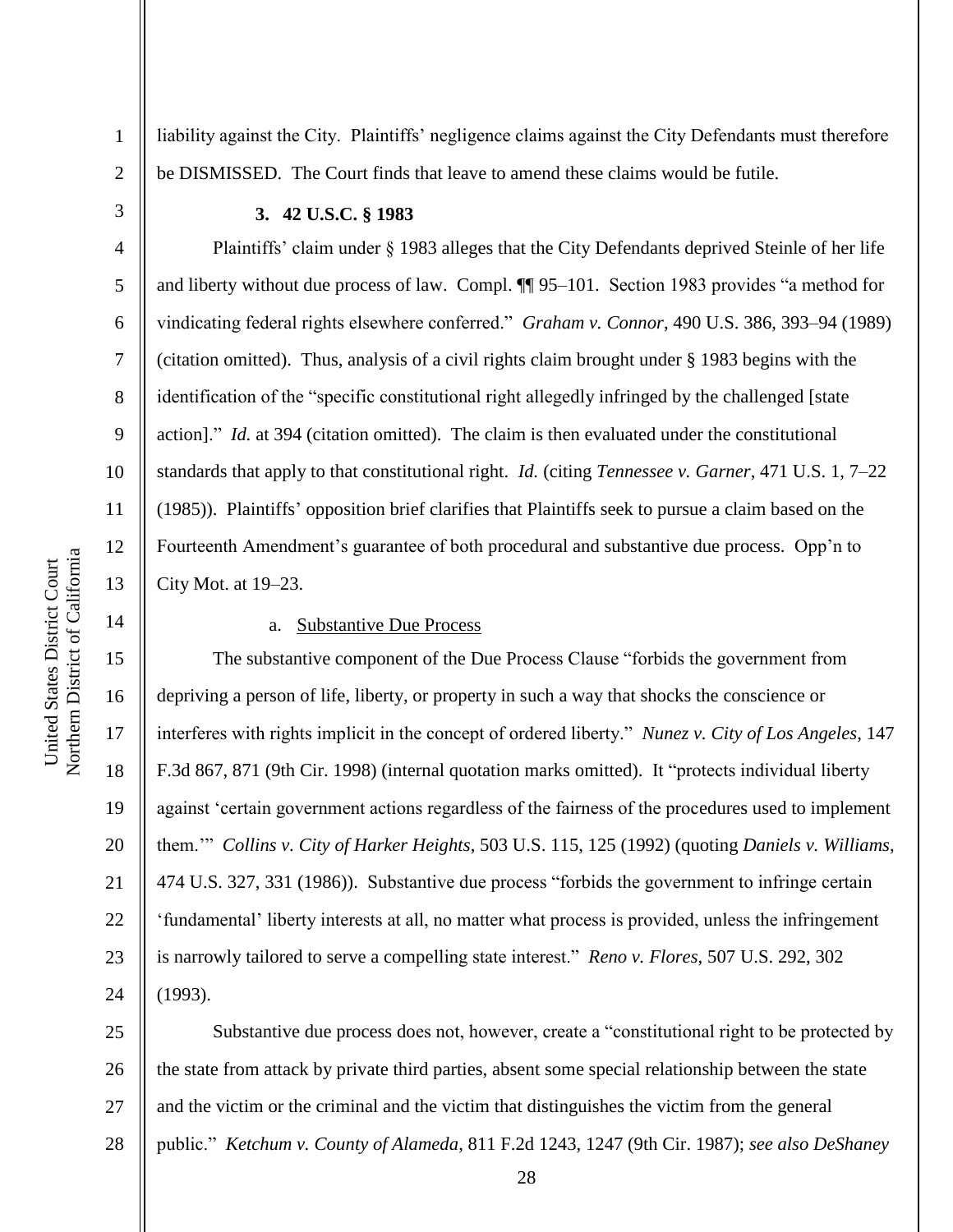liability against the City. Plaintiffs' negligence claims against the City Defendants must therefore be DISMISSED. The Court finds that leave to amend these claims would be futile.

**3. 42 U.S.C. § 1983**

Plaintiffs' claim under § 1983 alleges that the City Defendants deprived Steinle of her life and liberty without due process of law. Compl. ¶¶ 95–101. Section 1983 provides "a method for vindicating federal rights elsewhere conferred." *Graham v. Connor*, 490 U.S. 386, 393–94 (1989) (citation omitted). Thus, analysis of a civil rights claim brought under § 1983 begins with the identification of the "specific constitutional right allegedly infringed by the challenged [state action]." *Id.* at 394 (citation omitted). The claim is then evaluated under the constitutional standards that apply to that constitutional right. *Id.* (citing *Tennessee v. Garner*, 471 U.S. 1, 7–22 (1985)). Plaintiffs' opposition brief clarifies that Plaintiffs seek to pursue a claim based on the Fourteenth Amendment's guarantee of both procedural and substantive due process. Opp'n to City Mot. at 19–23.

a. Substantive Due Process

The substantive component of the Due Process Clause "forbids the government from depriving a person of life, liberty, or property in such a way that shocks the conscience or interferes with rights implicit in the concept of ordered liberty." *Nunez v. City of Los Angeles*, 147 F.3d 867, 871 (9th Cir. 1998) (internal quotation marks omitted). It "protects individual liberty against 'certain government actions regardless of the fairness of the procedures used to implement them.'" *Collins v. City of Harker Heights*, 503 U.S. 115, 125 (1992) (quoting *Daniels v. Williams*, 474 U.S. 327, 331 (1986)). Substantive due process "forbids the government to infringe certain 'fundamental' liberty interests at all, no matter what process is provided, unless the infringement is narrowly tailored to serve a compelling state interest." *Reno v. Flores*, 507 U.S. 292, 302 (1993).

Substantive due process does not, however, create a "constitutional right to be protected by the state from attack by private third parties, absent some special relationship between the state and the victim or the criminal and the victim that distinguishes the victim from the general public." *Ketchum v. County of Alameda*, 811 F.2d 1243, 1247 (9th Cir. 1987); *see also DeShaney*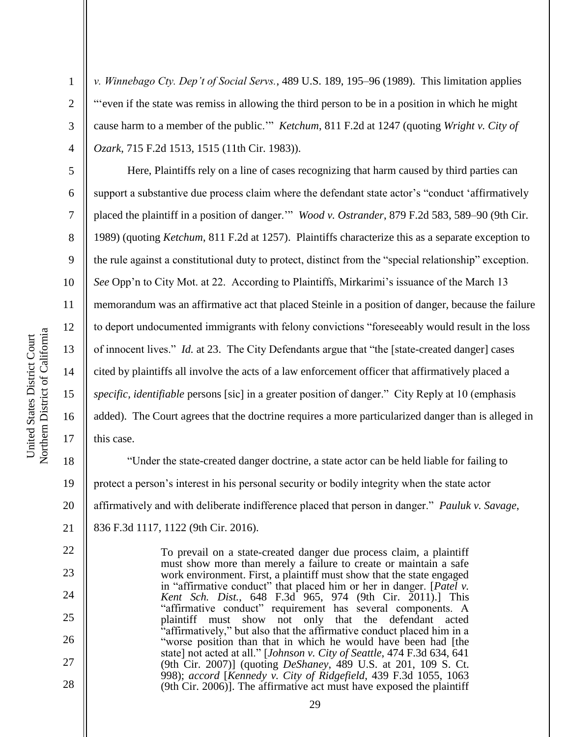*v. Winnebago Cty. Dep't of Social Servs.*, 489 U.S. 189, 195–96 (1989). This limitation applies "'even if the state was remiss in allowing the third person to be in a position in which he might cause harm to a member of the public.'" *Ketchum*, 811 F.2d at 1247 (quoting *Wright v. City of Ozark*, 715 F.2d 1513, 1515 (11th Cir. 1983)).

Here, Plaintiffs rely on a line of cases recognizing that harm caused by third parties can support a substantive due process claim where the defendant state actor's "conduct 'affirmatively placed the plaintiff in a position of danger.'" *Wood v. Ostrander*, 879 F.2d 583, 589–90 (9th Cir. 1989) (quoting *Ketchum*, 811 F.2d at 1257). Plaintiffs characterize this as a separate exception to the rule against a constitutional duty to protect, distinct from the "special relationship" exception. *See* Opp'n to City Mot. at 22. According to Plaintiffs, Mirkarimi's issuance of the March 13 memorandum was an affirmative act that placed Steinle in a position of danger, because the failure to deport undocumented immigrants with felony convictions "foreseeably would result in the loss of innocent lives." *Id.* at 23. The City Defendants argue that "the [state-created danger] cases cited by plaintiffs all involve the acts of a law enforcement officer that affirmatively placed a *specific, identifiable* persons [sic] in a greater position of danger." City Reply at 10 (emphasis added). The Court agrees that the doctrine requires a more particularized danger than is alleged in this case.

"Under the state-created danger doctrine, a state actor can be held liable for failing to protect a person's interest in his personal security or bodily integrity when the state actor affirmatively and with deliberate indifference placed that person in danger." *Pauluk v. Savage*, 836 F.3d 1117, 1122 (9th Cir. 2016).

> To prevail on a state-created danger due process claim, a plaintiff must show more than merely a failure to create or maintain a safe work environment. First, a plaintiff must show that the state engaged in "affirmative conduct" that placed him or her in danger. [*Patel v. Kent Sch. Dist.*, 648 F.3d 965, 974 (9th Cir. 2011).] This "affirmative conduct" requirement has several components. A plaintiff must show not only that the defendant acted "affirmatively," but also that the affirmative conduct placed him in a "worse position than that in which he would have been had [the state] not acted at all." [*Johnson v. City of Seattle*, 474 F.3d 634, 641 (9th Cir. 2007)] (quoting *DeShaney*, 489 U.S. at 201, 109 S. Ct. 998); *accord* [*Kennedy v. City of Ridgefield*, 439 F.3d 1055, 1063 (9th Cir. 2006)]. The affirmative act must have exposed the plaintiff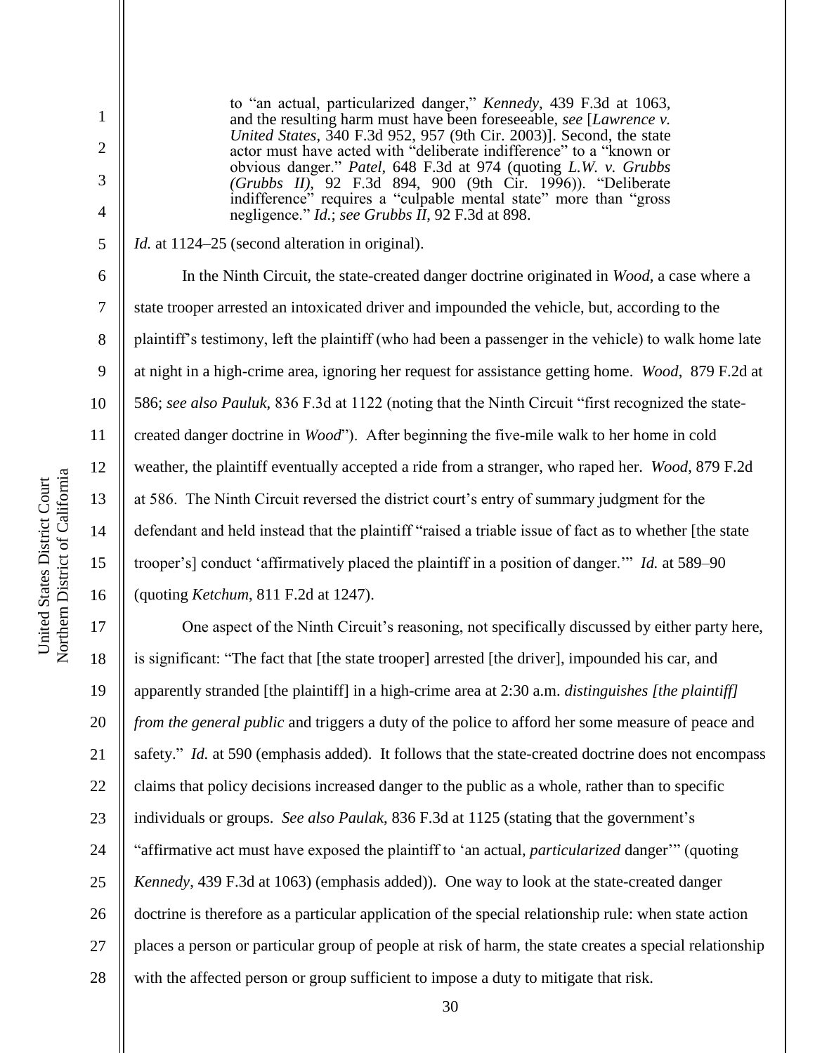> to "an actual, particularized danger," *Kennedy*, 439 F.3d at 1063, and the resulting harm must have been foreseeable, *see* [*Lawrence v. United States*, 340 F.3d 952, 957 (9th Cir. 2003)]. Second, the state actor must have acted with "deliberate indifference" to a "known or obvious danger." *Patel*, 648 F.3d at 974 (quoting *L.W. v. Grubbs (Grubbs II)*, 92 F.3d 894, 900 (9th Cir. 1996)). "Deliberate indifference" requires a "culpable mental state" more than "gross negligence." *Id.*; *see Grubbs II*, 92 F.3d at 898.

*Id.* at 1124–25 (second alteration in original).

In the Ninth Circuit, the state-created danger doctrine originated in *Wood*, a case where a state trooper arrested an intoxicated driver and impounded the vehicle, but, according to the plaintiff's testimony, left the plaintiff (who had been a passenger in the vehicle) to walk home late at night in a high-crime area, ignoring her request for assistance getting home. *Wood*, 879 F.2d at 586; *see also Pauluk*, 836 F.3d at 1122 (noting that the Ninth Circuit "first recognized the state-created danger doctrine in *Wood*"). After beginning the five-mile walk to her home in cold weather, the plaintiff eventually accepted a ride from a stranger, who raped her. *Wood*, 879 F.2d at 586. The Ninth Circuit reversed the district court's entry of summary judgment for the defendant and held instead that the plaintiff "raised a triable issue of fact as to whether [the state trooper's] conduct 'affirmatively placed the plaintiff in a position of danger.'" *Id.* at 589–90 (quoting *Ketchum*, 811 F.2d at 1247).

One aspect of the Ninth Circuit's reasoning, not specifically discussed by either party here, is significant: "The fact that [the state trooper] arrested [the driver], impounded his car, and apparently stranded [the plaintiff] in a high-crime area at 2:30 a.m. *distinguishes [the plaintiff] from the general public* and triggers a duty of the police to afford her some measure of peace and safety." *Id.* at 590 (emphasis added). It follows that the state-created doctrine does not encompass claims that policy decisions increased danger to the public as a whole, rather than to specific individuals or groups. *See also Paulak*, 836 F.3d at 1125 (stating that the government's "affirmative act must have exposed the plaintiff to 'an actual, *particularized* danger'" (quoting *Kennedy*, 439 F.3d at 1063) (emphasis added)). One way to look at the state-created danger doctrine is therefore as a particular application of the special relationship rule: when state action places a person or particular group of people at risk of harm, the state creates a special relationship with the affected person or group sufficient to impose a duty to mitigate that risk.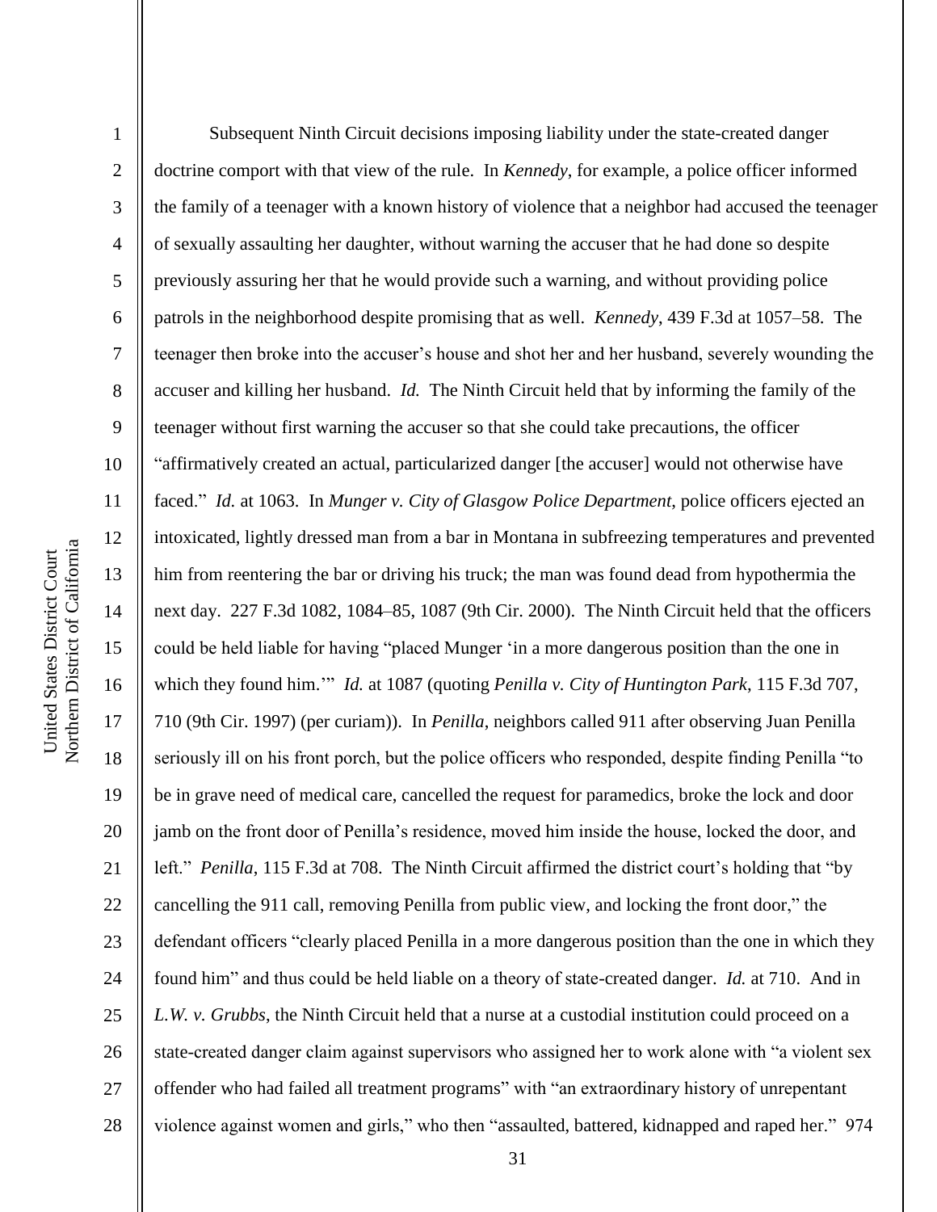Subsequent Ninth Circuit decisions imposing liability under the state-created danger doctrine comport with that view of the rule. In *Kennedy*, for example, a police officer informed the family of a teenager with a known history of violence that a neighbor had accused the teenager of sexually assaulting her daughter, without warning the accuser that he had done so despite previously assuring her that he would provide such a warning, and without providing police patrols in the neighborhood despite promising that as well. *Kennedy*, 439 F.3d at 1057–58. The teenager then broke into the accuser's house and shot her and her husband, severely wounding the accuser and killing her husband. *Id.* The Ninth Circuit held that by informing the family of the teenager without first warning the accuser so that she could take precautions, the officer "affirmatively created an actual, particularized danger [the accuser] would not otherwise have faced." *Id.* at 1063. In *Munger v. City of Glasgow Police Department*, police officers ejected an intoxicated, lightly dressed man from a bar in Montana in subfreezing temperatures and prevented him from reentering the bar or driving his truck; the man was found dead from hypothermia the next day. 227 F.3d 1082, 1084–85, 1087 (9th Cir. 2000). The Ninth Circuit held that the officers could be held liable for having "placed Munger 'in a more dangerous position than the one in which they found him.'" *Id.* at 1087 (quoting *Penilla v. City of Huntington Park*, 115 F.3d 707, 710 (9th Cir. 1997) (per curiam)). In *Penilla*, neighbors called 911 after observing Juan Penilla seriously ill on his front porch, but the police officers who responded, despite finding Penilla "to be in grave need of medical care, cancelled the request for paramedics, broke the lock and door jamb on the front door of Penilla's residence, moved him inside the house, locked the door, and left." *Penilla*, 115 F.3d at 708. The Ninth Circuit affirmed the district court's holding that "by cancelling the 911 call, removing Penilla from public view, and locking the front door," the defendant officers "clearly placed Penilla in a more dangerous position than the one in which they found him" and thus could be held liable on a theory of state-created danger. *Id.* at 710. And in *L.W. v. Grubbs*, the Ninth Circuit held that a nurse at a custodial institution could proceed on a state-created danger claim against supervisors who assigned her to work alone with "a violent sex offender who had failed all treatment programs" with "an extraordinary history of unrepentant violence against women and girls," who then "assaulted, battered, kidnapped and raped her." 974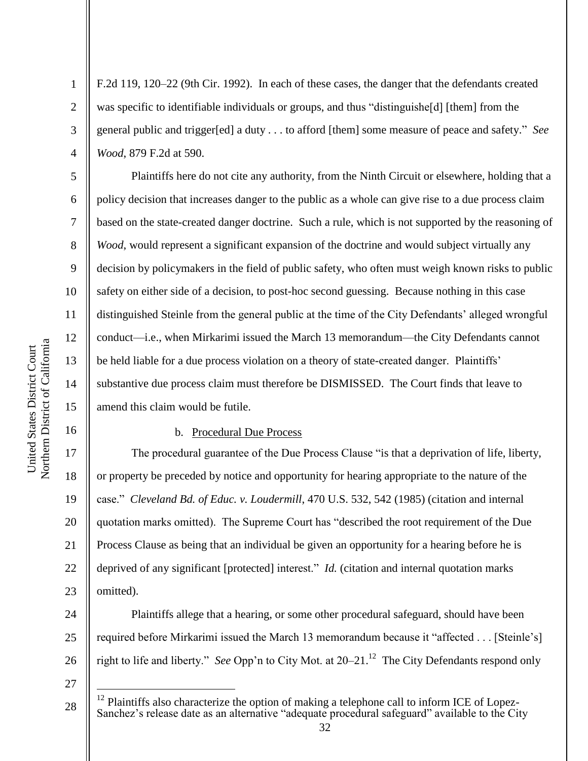F.2d 119, 120–22 (9th Cir. 1992). In each of these cases, the danger that the defendants created was specific to identifiable individuals or groups, and thus "distinguishe[d] [them] from the general public and trigger[ed] a duty . . . to afford [them] some measure of peace and safety." *See Wood*, 879 F.2d at 590.

Plaintiffs here do not cite any authority, from the Ninth Circuit or elsewhere, holding that a policy decision that increases danger to the public as a whole can give rise to a due process claim based on the state-created danger doctrine. Such a rule, which is not supported by the reasoning of *Wood*, would represent a significant expansion of the doctrine and would subject virtually any decision by policymakers in the field of public safety, who often must weigh known risks to public safety on either side of a decision, to post-hoc second guessing. Because nothing in this case distinguished Steinle from the general public at the time of the City Defendants' alleged wrongful conduct—i.e., when Mirkarimi issued the March 13 memorandum—the City Defendants cannot be held liable for a due process violation on a theory of state-created danger. Plaintiffs' substantive due process claim must therefore be DISMISSED. The Court finds that leave to amend this claim would be futile.

b. Procedural Due Process

The procedural guarantee of the Due Process Clause "is that a deprivation of life, liberty, or property be preceded by notice and opportunity for hearing appropriate to the nature of the case." *Cleveland Bd. of Educ. v. Loudermill*, 470 U.S. 532, 542 (1985) (citation and internal quotation marks omitted). The Supreme Court has "described the root requirement of the Due Process Clause as being that an individual be given an opportunity for a hearing before he is deprived of any significant [protected] interest." *Id.* (citation and internal quotation marks omitted).

Plaintiffs allege that a hearing, or some other procedural safeguard, should have been required before Mirkarimi issued the March 13 memorandum because it "affected . . . [Steinle's] right to life and liberty." *See* Opp'n to City Mot. at 20–21.[12] The City Defendants respond only

[12] Plaintiffs also characterize the option of making a telephone call to inform ICE of Lopez-Sanchez's release date as an alternative "adequate procedural safeguard" available to the City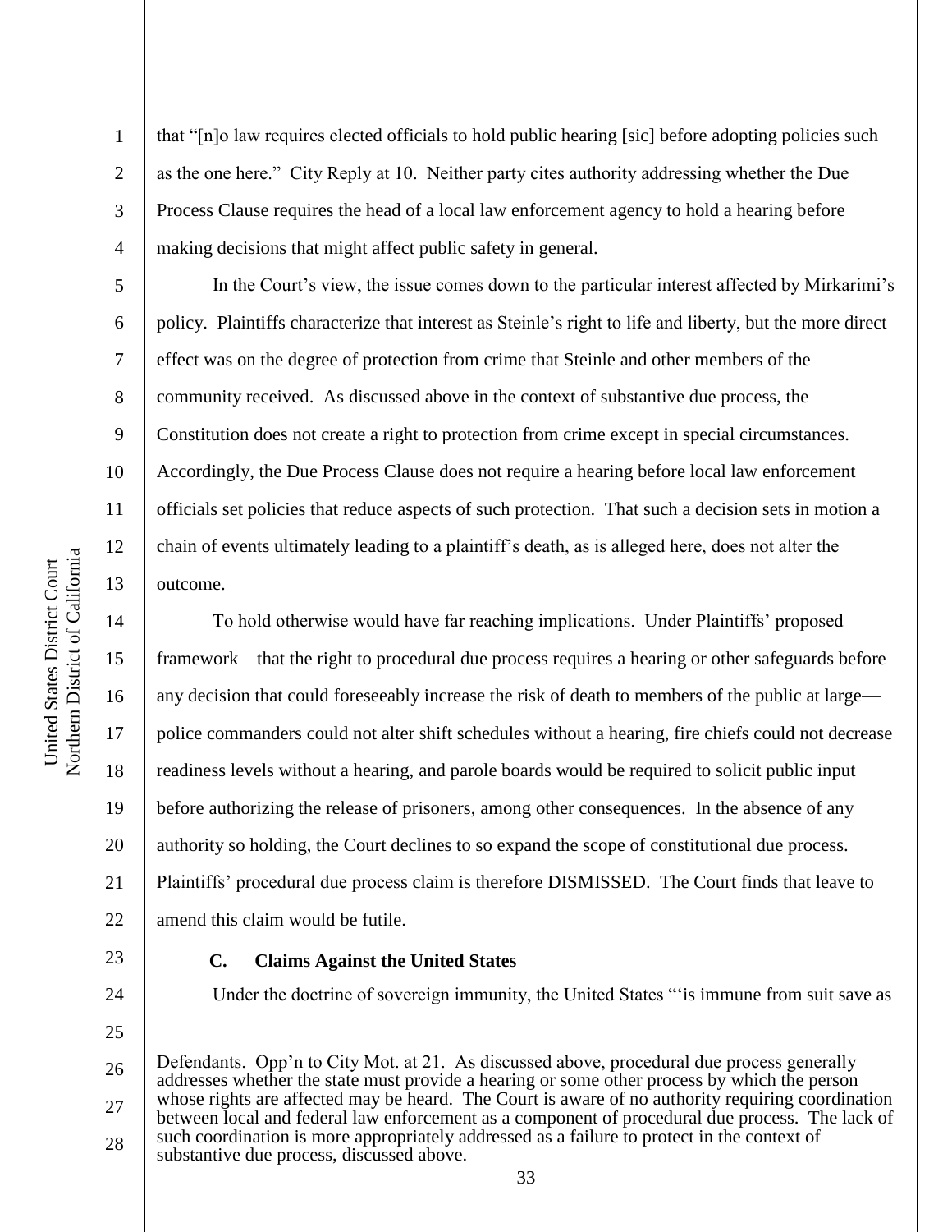that "[n]o law requires elected officials to hold public hearing [sic] before adopting policies such as the one here." City Reply at 10. Neither party cites authority addressing whether the Due Process Clause requires the head of a local law enforcement agency to hold a hearing before making decisions that might affect public safety in general.

In the Court's view, the issue comes down to the particular interest affected by Mirkarimi's policy. Plaintiffs characterize that interest as Steinle's right to life and liberty, but the more direct effect was on the degree of protection from crime that Steinle and other members of the community received. As discussed above in the context of substantive due process, the Constitution does not create a right to protection from crime except in special circumstances. Accordingly, the Due Process Clause does not require a hearing before local law enforcement officials set policies that reduce aspects of such protection. That such a decision sets in motion a chain of events ultimately leading to a plaintiff's death, as is alleged here, does not alter the outcome.

To hold otherwise would have far reaching implications. Under Plaintiffs' proposed framework—that the right to procedural due process requires a hearing or other safeguards before any decision that could foreseeably increase the risk of death to members of the public at large—police commanders could not alter shift schedules without a hearing, fire chiefs could not decrease readiness levels without a hearing, and parole boards would be required to solicit public input before authorizing the release of prisoners, among other consequences. In the absence of any authority so holding, the Court declines to so expand the scope of constitutional due process. Plaintiffs' procedural due process claim is therefore DISMISSED. The Court finds that leave to amend this claim would be futile.

### C. Claims Against the United States

Under the doctrine of sovereign immunity, the United States "'is immune from suit save as

---

Defendants. Opp'n to City Mot. at 21. As discussed above, procedural due process generally addresses whether the state must provide a hearing or some other process by which the person whose rights are affected may be heard. The Court is aware of no authority requiring coordination between local and federal law enforcement as a component of procedural due process. The lack of such coordination is more appropriately addressed as a failure to protect in the context of substantive due process, discussed above.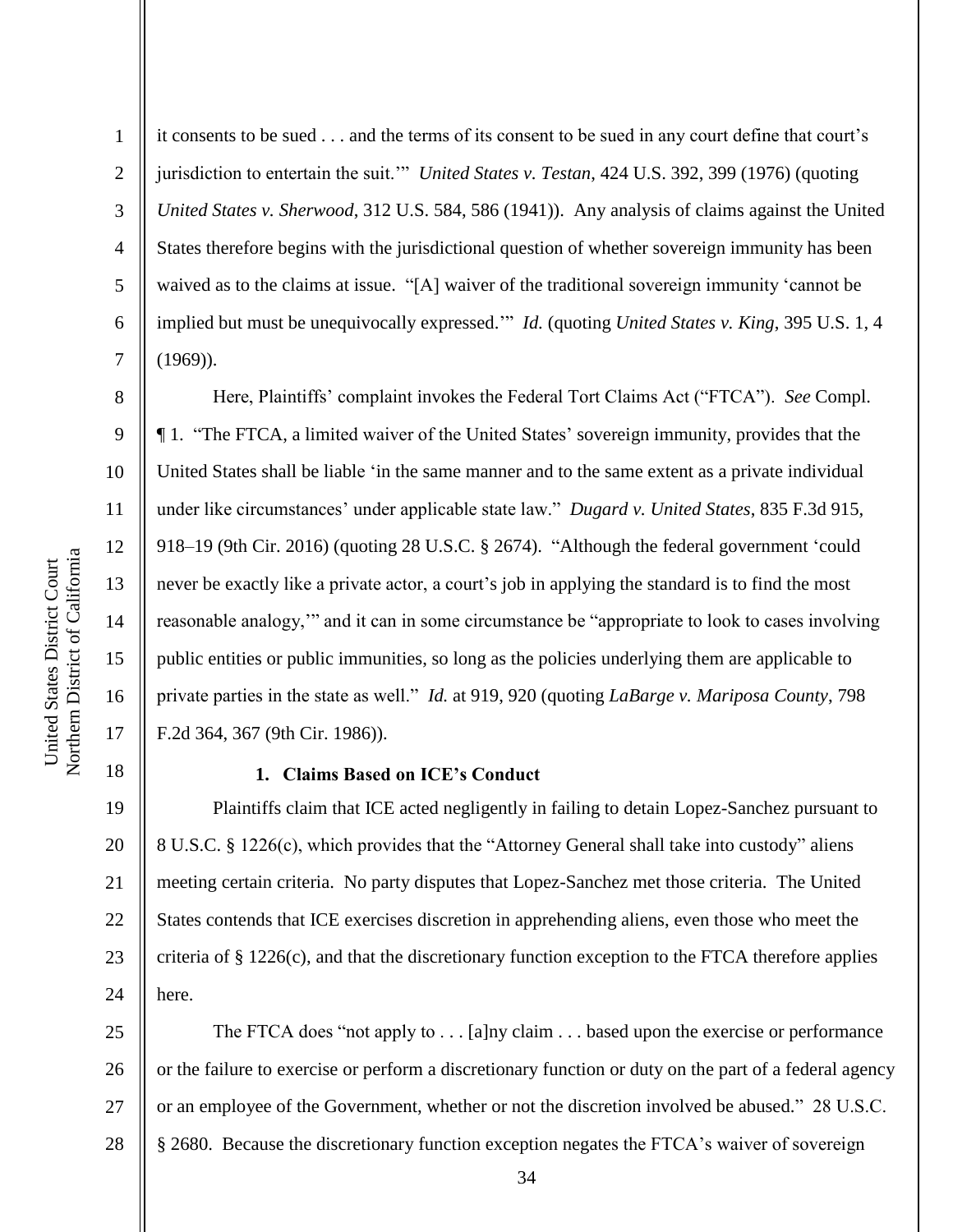it consents to be sued . . . and the terms of its consent to be sued in any court define that court's jurisdiction to entertain the suit.'" *United States v. Testan*, 424 U.S. 392, 399 (1976) (quoting *United States v. Sherwood*, 312 U.S. 584, 586 (1941)). Any analysis of claims against the United States therefore begins with the jurisdictional question of whether sovereign immunity has been waived as to the claims at issue. "[A] waiver of the traditional sovereign immunity 'cannot be implied but must be unequivocally expressed.'" *Id.* (quoting *United States v. King*, 395 U.S. 1, 4 (1969)).

Here, Plaintiffs' complaint invokes the Federal Tort Claims Act ("FTCA"). *See* Compl. ¶ 1. "The FTCA, a limited waiver of the United States' sovereign immunity, provides that the United States shall be liable 'in the same manner and to the same extent as a private individual under like circumstances' under applicable state law." *Dugard v. United States*, 835 F.3d 915, 918–19 (9th Cir. 2016) (quoting 28 U.S.C. § 2674). "Although the federal government 'could never be exactly like a private actor, a court's job in applying the standard is to find the most reasonable analogy,'" and it can in some circumstance be "appropriate to look to cases involving public entities or public immunities, so long as the policies underlying them are applicable to private parties in the state as well." *Id.* at 919, 920 (quoting *LaBarge v. Mariposa County*, 798 F.2d 364, 367 (9th Cir. 1986)).

**1. Claims Based on ICE's Conduct**

Plaintiffs claim that ICE acted negligently in failing to detain Lopez-Sanchez pursuant to 8 U.S.C. § 1226(c), which provides that the "Attorney General shall take into custody" aliens meeting certain criteria. No party disputes that Lopez-Sanchez met those criteria. The United States contends that ICE exercises discretion in apprehending aliens, even those who meet the criteria of § 1226(c), and that the discretionary function exception to the FTCA therefore applies here.

The FTCA does "not apply to . . . [a]ny claim . . . based upon the exercise or performance or the failure to exercise or perform a discretionary function or duty on the part of a federal agency or an employee of the Government, whether or not the discretion involved be abused." 28 U.S.C. § 2680. Because the discretionary function exception negates the FTCA's waiver of sovereign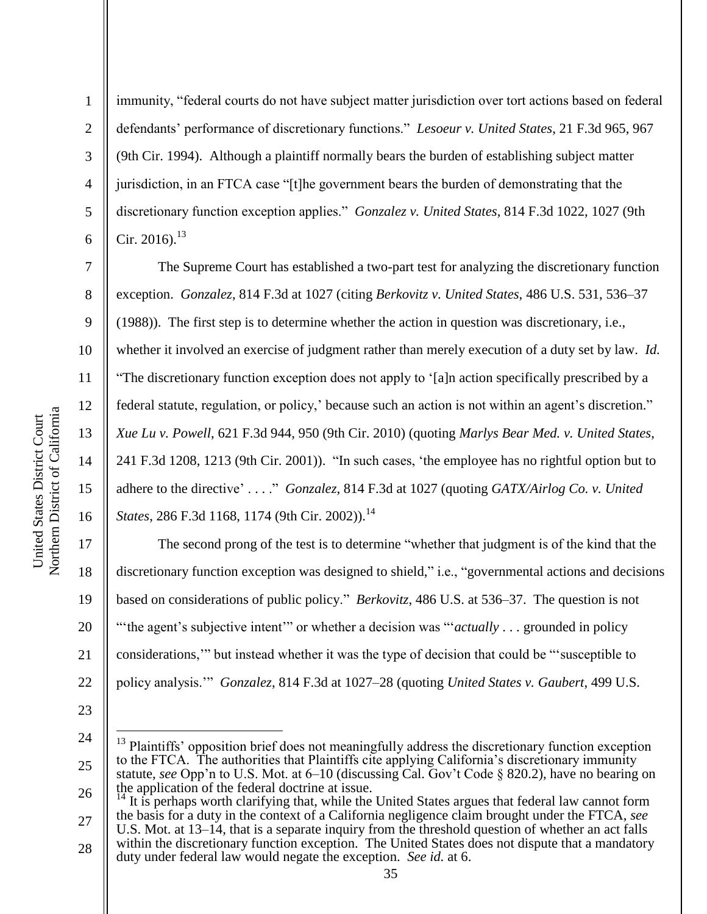immunity, "federal courts do not have subject matter jurisdiction over tort actions based on federal defendants' performance of discretionary functions." *Lesoeur v. United States*, 21 F.3d 965, 967 (9th Cir. 1994). Although a plaintiff normally bears the burden of establishing subject matter jurisdiction, in an FTCA case "[t]he government bears the burden of demonstrating that the discretionary function exception applies." *Gonzalez v. United States*, 814 F.3d 1022, 1027 (9th Cir. 2016).[13]

The Supreme Court has established a two-part test for analyzing the discretionary function exception. *Gonzalez*, 814 F.3d at 1027 (citing *Berkovitz v. United States*, 486 U.S. 531, 536–37 (1988)). The first step is to determine whether the action in question was discretionary, i.e., whether it involved an exercise of judgment rather than merely execution of a duty set by law. *Id.* "The discretionary function exception does not apply to '[a]n action specifically prescribed by a federal statute, regulation, or policy,' because such an action is not within an agent's discretion." *Xue Lu v. Powell*, 621 F.3d 944, 950 (9th Cir. 2010) (quoting *Marlys Bear Med. v. United States*, 241 F.3d 1208, 1213 (9th Cir. 2001)). "In such cases, 'the employee has no rightful option but to adhere to the directive' . . . ." *Gonzalez*, 814 F.3d at 1027 (quoting *GATX/Airlog Co. v. United States*, 286 F.3d 1168, 1174 (9th Cir. 2002)).[14]

The second prong of the test is to determine "whether that judgment is of the kind that the discretionary function exception was designed to shield," i.e., "governmental actions and decisions based on considerations of public policy." *Berkovitz*, 486 U.S. at 536–37. The question is not "'the agent's subjective intent'" or whether a decision was "'*actually* . . . grounded in policy considerations,'" but instead whether it was the type of decision that could be "'susceptible to policy analysis.'" *Gonzalez*, 814 F.3d at 1027–28 (quoting *United States v. Gaubert*, 499 U.S.

---

[13] Plaintiffs' opposition brief does not meaningfully address the discretionary function exception to the FTCA. The authorities that Plaintiffs cite applying California's discretionary immunity statute, *see* Opp'n to U.S. Mot. at 6–10 (discussing Cal. Gov't Code § 820.2), have no bearing on the application of the federal doctrine at issue.

[14] It is perhaps worth clarifying that, while the United States argues that federal law cannot form the basis for a duty in the context of a California negligence claim brought under the FTCA, *see* U.S. Mot. at 13–14, that is a separate inquiry from the threshold question of whether an act falls within the discretionary function exception. The United States does not dispute that a mandatory duty under federal law would negate the exception. *See id.* at 6.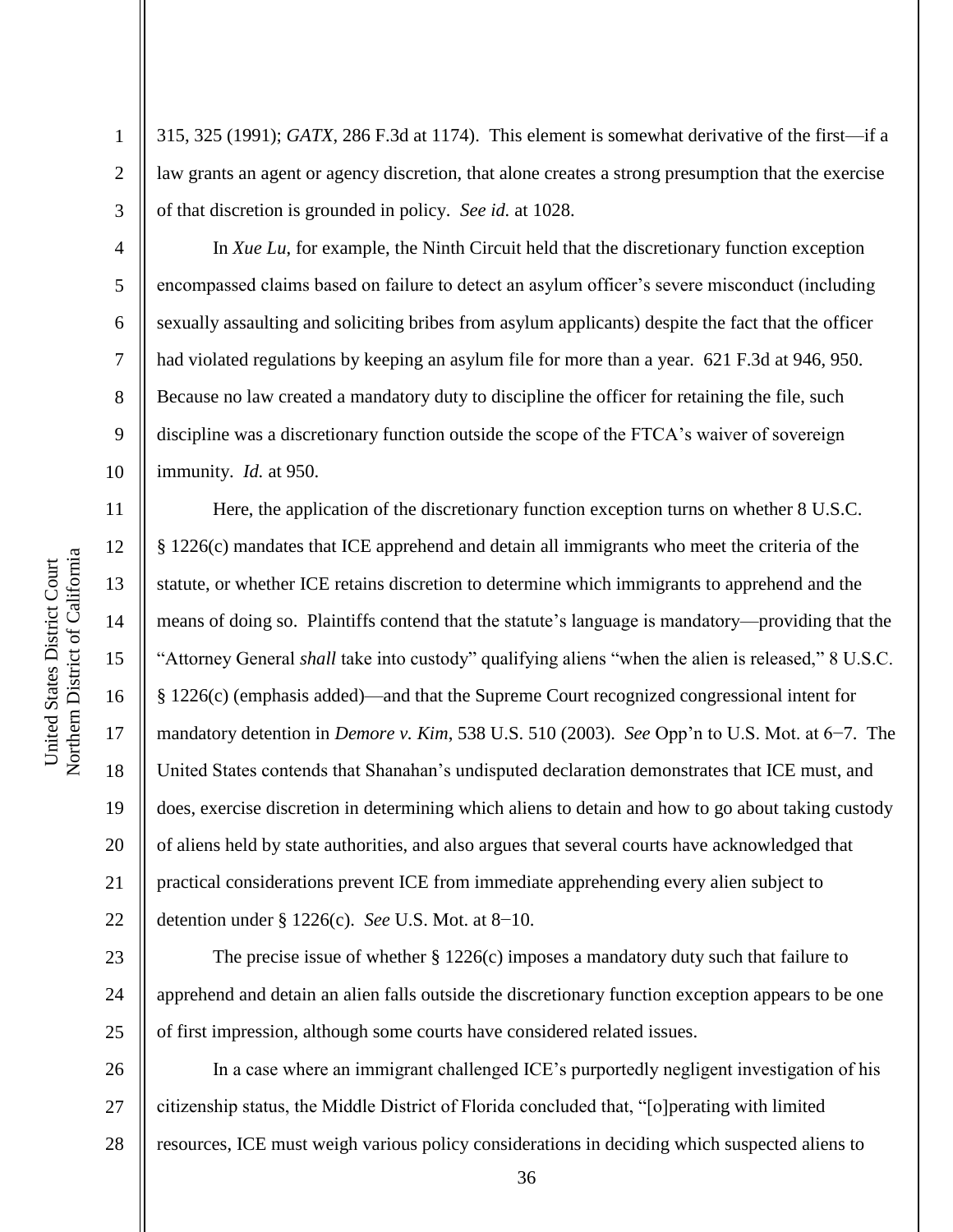315, 325 (1991); *GATX*, 286 F.3d at 1174). This element is somewhat derivative of the first—if a law grants an agent or agency discretion, that alone creates a strong presumption that the exercise of that discretion is grounded in policy. *See id.* at 1028.

In *Xue Lu*, for example, the Ninth Circuit held that the discretionary function exception encompassed claims based on failure to detect an asylum officer's severe misconduct (including sexually assaulting and soliciting bribes from asylum applicants) despite the fact that the officer had violated regulations by keeping an asylum file for more than a year. 621 F.3d at 946, 950. Because no law created a mandatory duty to discipline the officer for retaining the file, such discipline was a discretionary function outside the scope of the FTCA's waiver of sovereign immunity. *Id.* at 950.

Here, the application of the discretionary function exception turns on whether 8 U.S.C. § 1226(c) mandates that ICE apprehend and detain all immigrants who meet the criteria of the statute, or whether ICE retains discretion to determine which immigrants to apprehend and the means of doing so. Plaintiffs contend that the statute's language is mandatory—providing that the "Attorney General *shall* take into custody" qualifying aliens "when the alien is released," 8 U.S.C. § 1226(c) (emphasis added)—and that the Supreme Court recognized congressional intent for mandatory detention in *Demore v. Kim*, 538 U.S. 510 (2003). *See* Opp'n to U.S. Mot. at 6−7. The United States contends that Shanahan's undisputed declaration demonstrates that ICE must, and does, exercise discretion in determining which aliens to detain and how to go about taking custody of aliens held by state authorities, and also argues that several courts have acknowledged that practical considerations prevent ICE from immediate apprehending every alien subject to detention under § 1226(c). *See* U.S. Mot. at 8−10.

The precise issue of whether § 1226(c) imposes a mandatory duty such that failure to apprehend and detain an alien falls outside the discretionary function exception appears to be one of first impression, although some courts have considered related issues.

In a case where an immigrant challenged ICE's purportedly negligent investigation of his citizenship status, the Middle District of Florida concluded that, "[o]perating with limited resources, ICE must weigh various policy considerations in deciding which suspected aliens to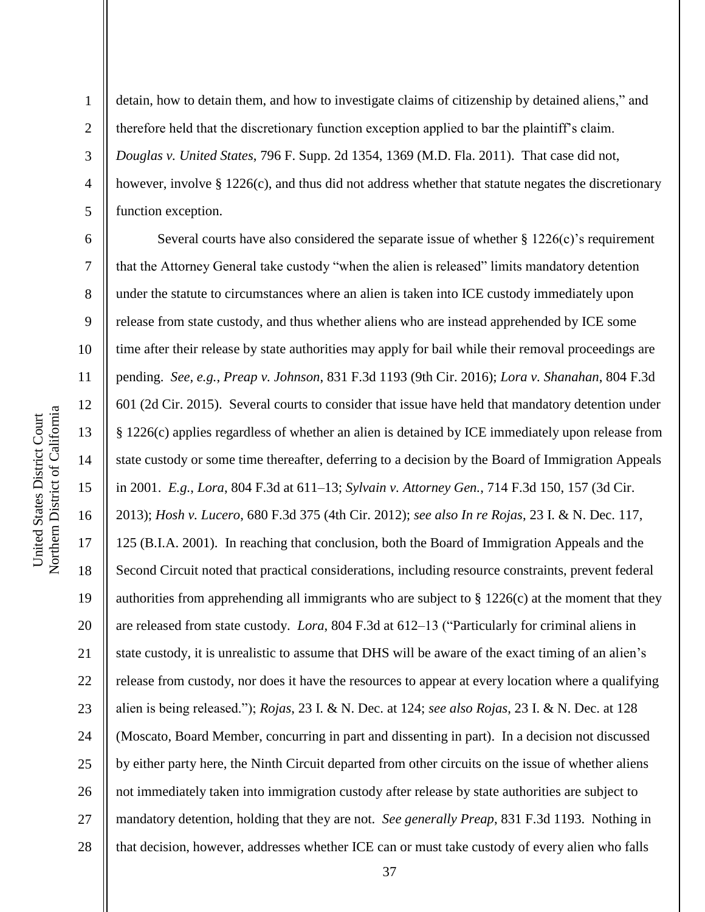detain, how to detain them, and how to investigate claims of citizenship by detained aliens," and therefore held that the discretionary function exception applied to bar the plaintiff's claim. *Douglas v. United States*, 796 F. Supp. 2d 1354, 1369 (M.D. Fla. 2011). That case did not, however, involve § 1226(c), and thus did not address whether that statute negates the discretionary function exception.

Several courts have also considered the separate issue of whether § 1226(c)'s requirement that the Attorney General take custody "when the alien is released" limits mandatory detention under the statute to circumstances where an alien is taken into ICE custody immediately upon release from state custody, and thus whether aliens who are instead apprehended by ICE some time after their release by state authorities may apply for bail while their removal proceedings are pending. *See, e.g.*, *Preap v. Johnson*, 831 F.3d 1193 (9th Cir. 2016); *Lora v. Shanahan*, 804 F.3d 601 (2d Cir. 2015). Several courts to consider that issue have held that mandatory detention under § 1226(c) applies regardless of whether an alien is detained by ICE immediately upon release from state custody or some time thereafter, deferring to a decision by the Board of Immigration Appeals in 2001. *E.g.*, *Lora*, 804 F.3d at 611–13; *Sylvain v. Attorney Gen.*, 714 F.3d 150, 157 (3d Cir. 2013); *Hosh v. Lucero*, 680 F.3d 375 (4th Cir. 2012); *see also In re Rojas*, 23 I. & N. Dec. 117, 125 (B.I.A. 2001). In reaching that conclusion, both the Board of Immigration Appeals and the Second Circuit noted that practical considerations, including resource constraints, prevent federal authorities from apprehending all immigrants who are subject to § 1226(c) at the moment that they are released from state custody. *Lora*, 804 F.3d at 612–13 ("Particularly for criminal aliens in state custody, it is unrealistic to assume that DHS will be aware of the exact timing of an alien's release from custody, nor does it have the resources to appear at every location where a qualifying alien is being released."); *Rojas*, 23 I. & N. Dec. at 124; *see also Rojas*, 23 I. & N. Dec. at 128 (Moscato, Board Member, concurring in part and dissenting in part). In a decision not discussed by either party here, the Ninth Circuit departed from other circuits on the issue of whether aliens not immediately taken into immigration custody after release by state authorities are subject to mandatory detention, holding that they are not. *See generally Preap*, 831 F.3d 1193. Nothing in that decision, however, addresses whether ICE can or must take custody of every alien who falls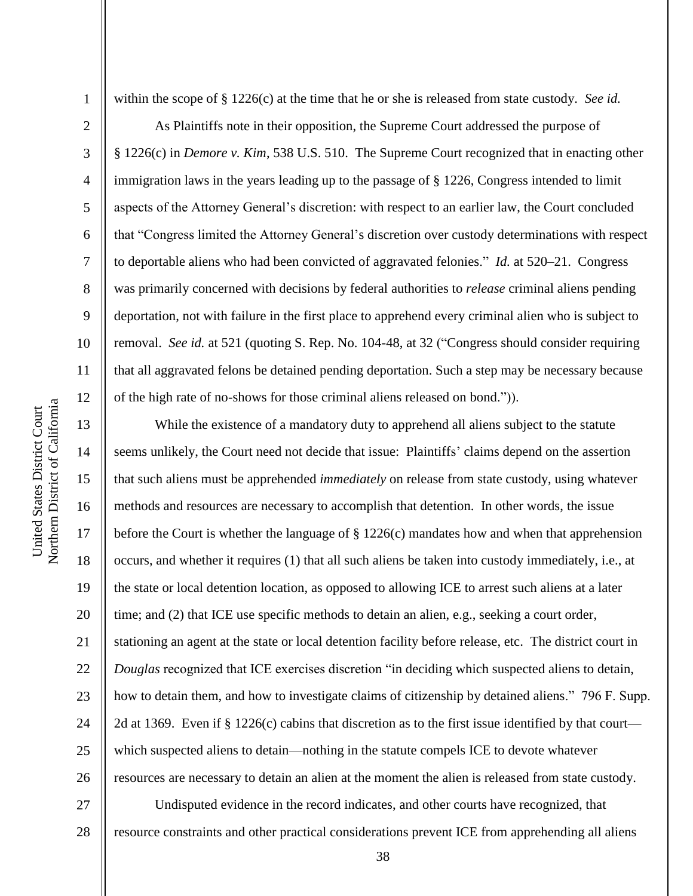within the scope of § 1226(c) at the time that he or she is released from state custody. *See id.*

As Plaintiffs note in their opposition, the Supreme Court addressed the purpose of § 1226(c) in *Demore v. Kim*, 538 U.S. 510. The Supreme Court recognized that in enacting other immigration laws in the years leading up to the passage of § 1226, Congress intended to limit aspects of the Attorney General's discretion: with respect to an earlier law, the Court concluded that "Congress limited the Attorney General's discretion over custody determinations with respect to deportable aliens who had been convicted of aggravated felonies." *Id.* at 520–21. Congress was primarily concerned with decisions by federal authorities to *release* criminal aliens pending deportation, not with failure in the first place to apprehend every criminal alien who is subject to removal. *See id.* at 521 (quoting S. Rep. No. 104-48, at 32 ("Congress should consider requiring that all aggravated felons be detained pending deportation. Such a step may be necessary because of the high rate of no-shows for those criminal aliens released on bond.")).

While the existence of a mandatory duty to apprehend all aliens subject to the statute seems unlikely, the Court need not decide that issue: Plaintiffs' claims depend on the assertion that such aliens must be apprehended *immediately* on release from state custody, using whatever methods and resources are necessary to accomplish that detention. In other words, the issue before the Court is whether the language of § 1226(c) mandates how and when that apprehension occurs, and whether it requires (1) that all such aliens be taken into custody immediately, i.e., at the state or local detention location, as opposed to allowing ICE to arrest such aliens at a later time; and (2) that ICE use specific methods to detain an alien, e.g., seeking a court order, stationing an agent at the state or local detention facility before release, etc. The district court in *Douglas* recognized that ICE exercises discretion "in deciding which suspected aliens to detain, how to detain them, and how to investigate claims of citizenship by detained aliens." 796 F. Supp. 2d at 1369. Even if § 1226(c) cabins that discretion as to the first issue identified by that court—which suspected aliens to detain—nothing in the statute compels ICE to devote whatever resources are necessary to detain an alien at the moment the alien is released from state custody.

Undisputed evidence in the record indicates, and other courts have recognized, that resource constraints and other practical considerations prevent ICE from apprehending all aliens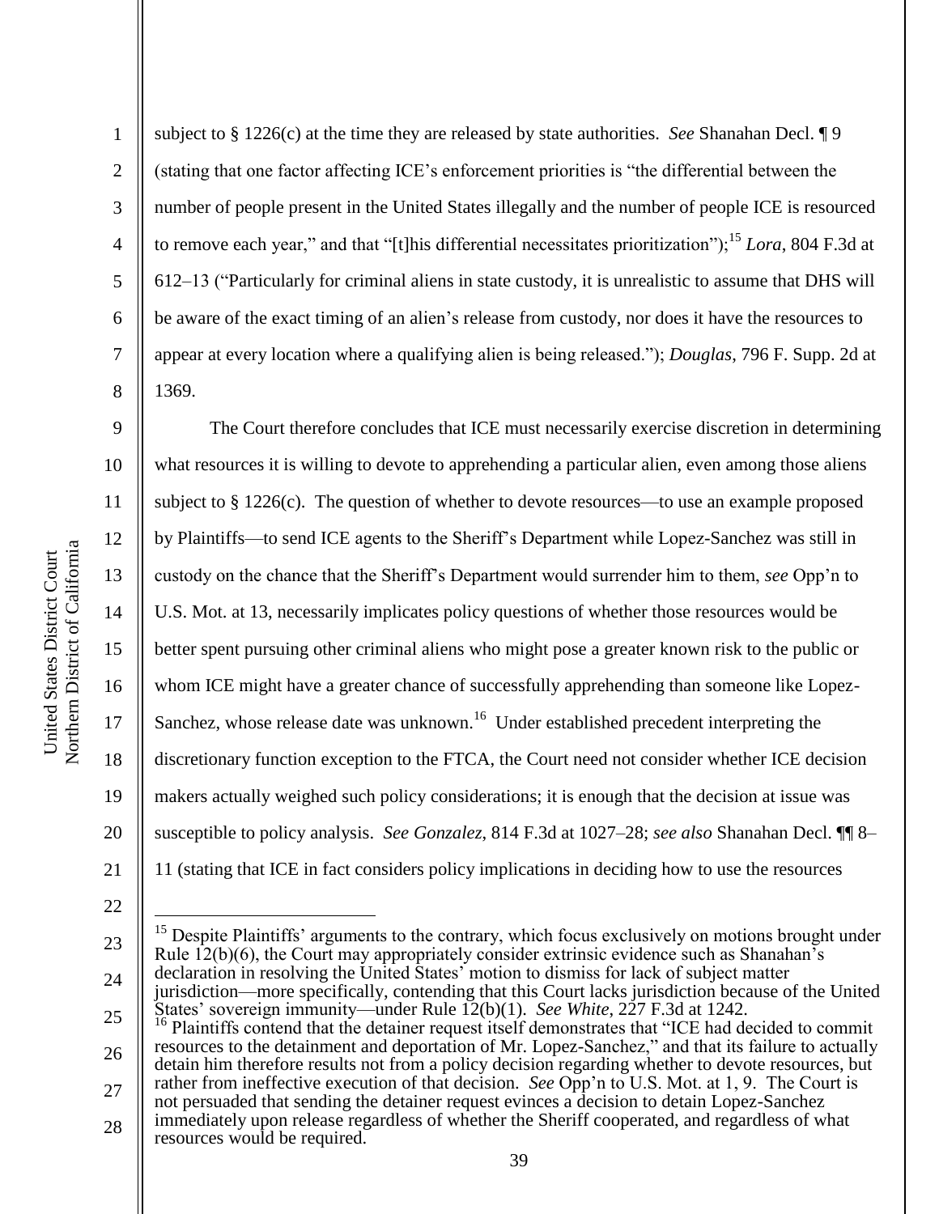subject to § 1226(c) at the time they are released by state authorities. *See* Shanahan Decl. ¶ 9 (stating that one factor affecting ICE's enforcement priorities is "the differential between the number of people present in the United States illegally and the number of people ICE is resourced to remove each year," and that "[t]his differential necessitates prioritization");[15] *Lora*, 804 F.3d at 612–13 ("Particularly for criminal aliens in state custody, it is unrealistic to assume that DHS will be aware of the exact timing of an alien's release from custody, nor does it have the resources to appear at every location where a qualifying alien is being released."); *Douglas*, 796 F. Supp. 2d at 1369.

The Court therefore concludes that ICE must necessarily exercise discretion in determining what resources it is willing to devote to apprehending a particular alien, even among those aliens subject to § 1226(c). The question of whether to devote resources—to use an example proposed by Plaintiffs—to send ICE agents to the Sheriff's Department while Lopez-Sanchez was still in custody on the chance that the Sheriff's Department would surrender him to them, *see* Opp'n to U.S. Mot. at 13, necessarily implicates policy questions of whether those resources would be better spent pursuing other criminal aliens who might pose a greater known risk to the public or whom ICE might have a greater chance of successfully apprehending than someone like Lopez-Sanchez, whose release date was unknown.[16] Under established precedent interpreting the discretionary function exception to the FTCA, the Court need not consider whether ICE decision makers actually weighed such policy considerations; it is enough that the decision at issue was susceptible to policy analysis. *See Gonzalez*, 814 F.3d at 1027–28; *see also* Shanahan Decl. ¶¶ 8–11 (stating that ICE in fact considers policy implications in deciding how to use the resources

---

[15] Despite Plaintiffs' arguments to the contrary, which focus exclusively on motions brought under Rule 12(b)(6), the Court may appropriately consider extrinsic evidence such as Shanahan's declaration in resolving the United States' motion to dismiss for lack of subject matter jurisdiction—more specifically, contending that this Court lacks jurisdiction because of the United States' sovereign immunity—under Rule 12(b)(1). *See White*, 227 F.3d at 1242.

[16] Plaintiffs contend that the detainer request itself demonstrates that "ICE had decided to commit resources to the detainment and deportation of Mr. Lopez-Sanchez," and that its failure to actually detain him therefore results not from a policy decision regarding whether to devote resources, but rather from ineffective execution of that decision. *See* Opp'n to U.S. Mot. at 1, 9. The Court is not persuaded that sending the detainer request evinces a decision to detain Lopez-Sanchez immediately upon release regardless of whether the Sheriff cooperated, and regardless of what resources would be required.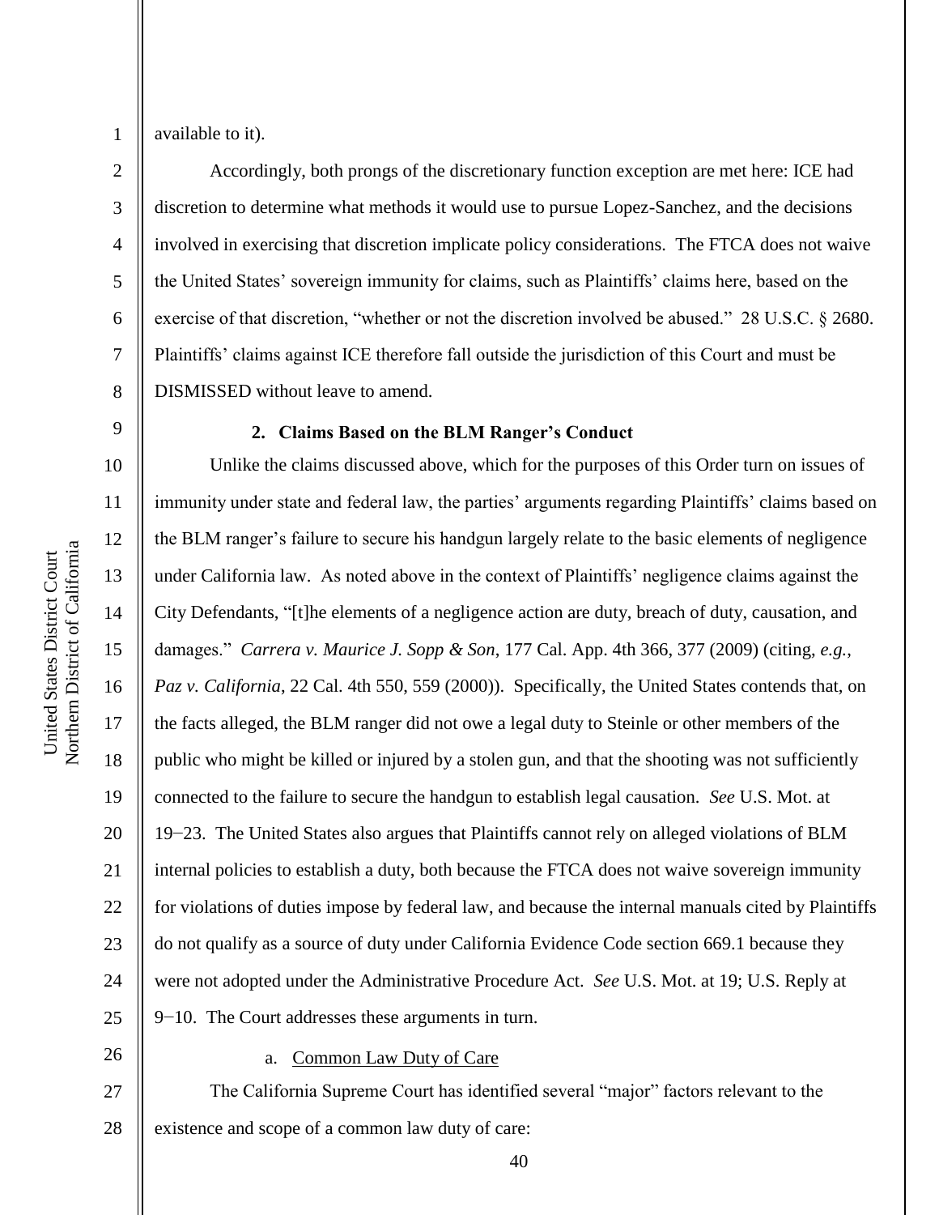available to it).

Accordingly, both prongs of the discretionary function exception are met here: ICE had discretion to determine what methods it would use to pursue Lopez-Sanchez, and the decisions involved in exercising that discretion implicate policy considerations. The FTCA does not waive the United States' sovereign immunity for claims, such as Plaintiffs' claims here, based on the exercise of that discretion, "whether or not the discretion involved be abused." 28 U.S.C. § 2680. Plaintiffs' claims against ICE therefore fall outside the jurisdiction of this Court and must be DISMISSED without leave to amend.

### 2. Claims Based on the BLM Ranger's Conduct

Unlike the claims discussed above, which for the purposes of this Order turn on issues of immunity under state and federal law, the parties' arguments regarding Plaintiffs' claims based on the BLM ranger's failure to secure his handgun largely relate to the basic elements of negligence under California law. As noted above in the context of Plaintiffs' negligence claims against the City Defendants, "[t]he elements of a negligence action are duty, breach of duty, causation, and damages." *Carrera v. Maurice J. Sopp & Son*, 177 Cal. App. 4th 366, 377 (2009) (citing, *e.g.*, *Paz v. California*, 22 Cal. 4th 550, 559 (2000)). Specifically, the United States contends that, on the facts alleged, the BLM ranger did not owe a legal duty to Steinle or other members of the public who might be killed or injured by a stolen gun, and that the shooting was not sufficiently connected to the failure to secure the handgun to establish legal causation. *See* U.S. Mot. at 19−23. The United States also argues that Plaintiffs cannot rely on alleged violations of BLM internal policies to establish a duty, both because the FTCA does not waive sovereign immunity for violations of duties impose by federal law, and because the internal manuals cited by Plaintiffs do not qualify as a source of duty under California Evidence Code section 669.1 because they were not adopted under the Administrative Procedure Act. *See* U.S. Mot. at 19; U.S. Reply at 9−10. The Court addresses these arguments in turn.

#### a. Common Law Duty of Care

The California Supreme Court has identified several "major" factors relevant to the existence and scope of a common law duty of care: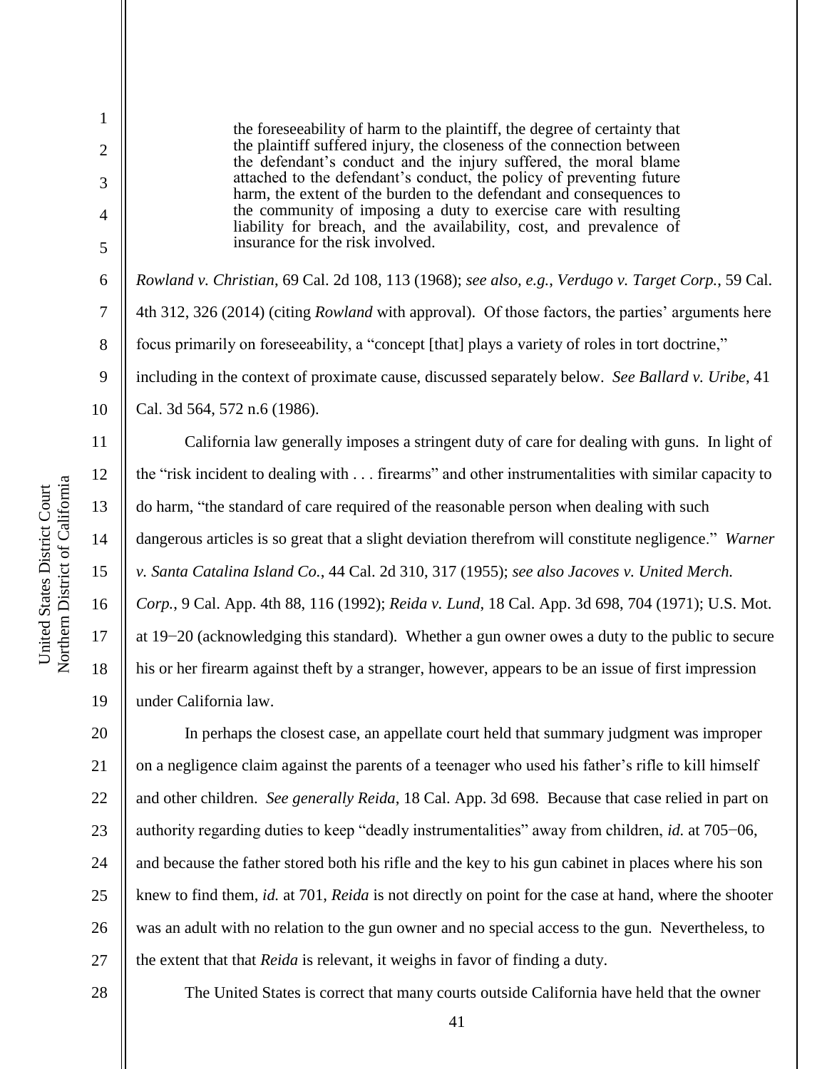> the foreseeability of harm to the plaintiff, the degree of certainty that the plaintiff suffered injury, the closeness of the connection between the defendant's conduct and the injury suffered, the moral blame attached to the defendant's conduct, the policy of preventing future harm, the extent of the burden to the defendant and consequences to the community of imposing a duty to exercise care with resulting liability for breach, and the availability, cost, and prevalence of insurance for the risk involved.

*Rowland v. Christian*, 69 Cal. 2d 108, 113 (1968); *see also, e.g.*, *Verdugo v. Target Corp.*, 59 Cal. 4th 312, 326 (2014) (citing *Rowland* with approval). Of those factors, the parties' arguments here focus primarily on foreseeability, a "concept [that] plays a variety of roles in tort doctrine," including in the context of proximate cause, discussed separately below. *See Ballard v. Uribe*, 41 Cal. 3d 564, 572 n.6 (1986).

California law generally imposes a stringent duty of care for dealing with guns. In light of the "risk incident to dealing with . . . firearms" and other instrumentalities with similar capacity to do harm, "the standard of care required of the reasonable person when dealing with such dangerous articles is so great that a slight deviation therefrom will constitute negligence." *Warner v. Santa Catalina Island Co.*, 44 Cal. 2d 310, 317 (1955); *see also Jacoves v. United Merch. Corp.*, 9 Cal. App. 4th 88, 116 (1992); *Reida v. Lund*, 18 Cal. App. 3d 698, 704 (1971); U.S. Mot. at 19−20 (acknowledging this standard). Whether a gun owner owes a duty to the public to secure his or her firearm against theft by a stranger, however, appears to be an issue of first impression under California law.

In perhaps the closest case, an appellate court held that summary judgment was improper on a negligence claim against the parents of a teenager who used his father's rifle to kill himself and other children. *See generally Reida*, 18 Cal. App. 3d 698. Because that case relied in part on authority regarding duties to keep "deadly instrumentalities" away from children, *id.* at 705−06, and because the father stored both his rifle and the key to his gun cabinet in places where his son knew to find them, *id.* at 701, *Reida* is not directly on point for the case at hand, where the shooter was an adult with no relation to the gun owner and no special access to the gun. Nevertheless, to the extent that that *Reida* is relevant, it weighs in favor of finding a duty.

The United States is correct that many courts outside California have held that the owner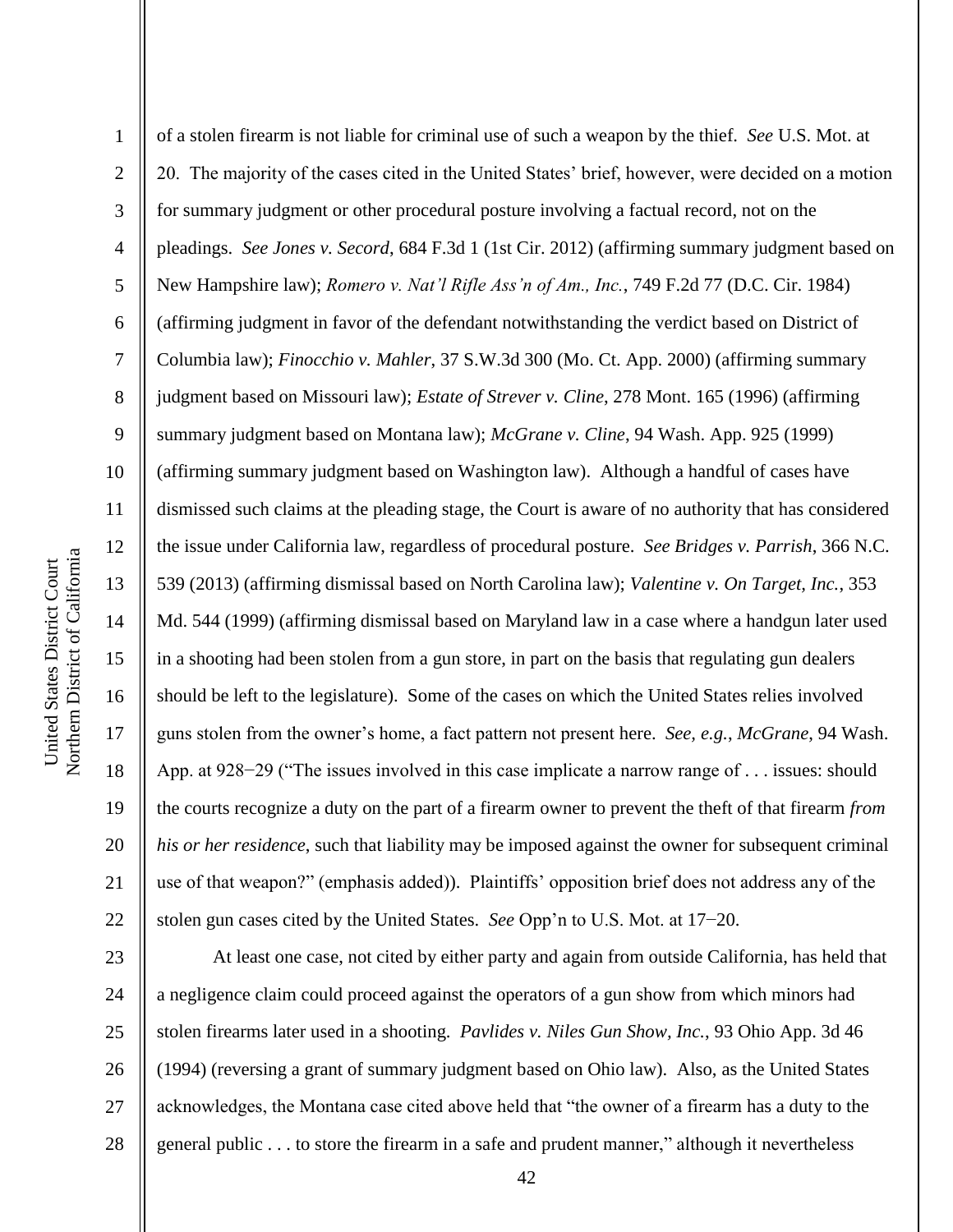of a stolen firearm is not liable for criminal use of such a weapon by the thief. *See* U.S. Mot. at 20. The majority of the cases cited in the United States' brief, however, were decided on a motion for summary judgment or other procedural posture involving a factual record, not on the pleadings. *See Jones v. Secord*, 684 F.3d 1 (1st Cir. 2012) (affirming summary judgment based on New Hampshire law); *Romero v. Nat'l Rifle Ass'n of Am., Inc.*, 749 F.2d 77 (D.C. Cir. 1984) (affirming judgment in favor of the defendant notwithstanding the verdict based on District of Columbia law); *Finocchio v. Mahler*, 37 S.W.3d 300 (Mo. Ct. App. 2000) (affirming summary judgment based on Missouri law); *Estate of Strever v. Cline*, 278 Mont. 165 (1996) (affirming summary judgment based on Montana law); *McGrane v. Cline*, 94 Wash. App. 925 (1999) (affirming summary judgment based on Washington law). Although a handful of cases have dismissed such claims at the pleading stage, the Court is aware of no authority that has considered the issue under California law, regardless of procedural posture. *See Bridges v. Parrish*, 366 N.C. 539 (2013) (affirming dismissal based on North Carolina law); *Valentine v. On Target, Inc.*, 353 Md. 544 (1999) (affirming dismissal based on Maryland law in a case where a handgun later used in a shooting had been stolen from a gun store, in part on the basis that regulating gun dealers should be left to the legislature). Some of the cases on which the United States relies involved guns stolen from the owner's home, a fact pattern not present here. *See, e.g.*, *McGrane*, 94 Wash. App. at 928−29 ("The issues involved in this case implicate a narrow range of . . . issues: should the courts recognize a duty on the part of a firearm owner to prevent the theft of that firearm *from his or her residence*, such that liability may be imposed against the owner for subsequent criminal use of that weapon?" (emphasis added)). Plaintiffs' opposition brief does not address any of the stolen gun cases cited by the United States. *See* Opp'n to U.S. Mot. at 17−20.

At least one case, not cited by either party and again from outside California, has held that a negligence claim could proceed against the operators of a gun show from which minors had stolen firearms later used in a shooting. *Pavlides v. Niles Gun Show, Inc.*, 93 Ohio App. 3d 46 (1994) (reversing a grant of summary judgment based on Ohio law). Also, as the United States acknowledges, the Montana case cited above held that "the owner of a firearm has a duty to the general public . . . to store the firearm in a safe and prudent manner," although it nevertheless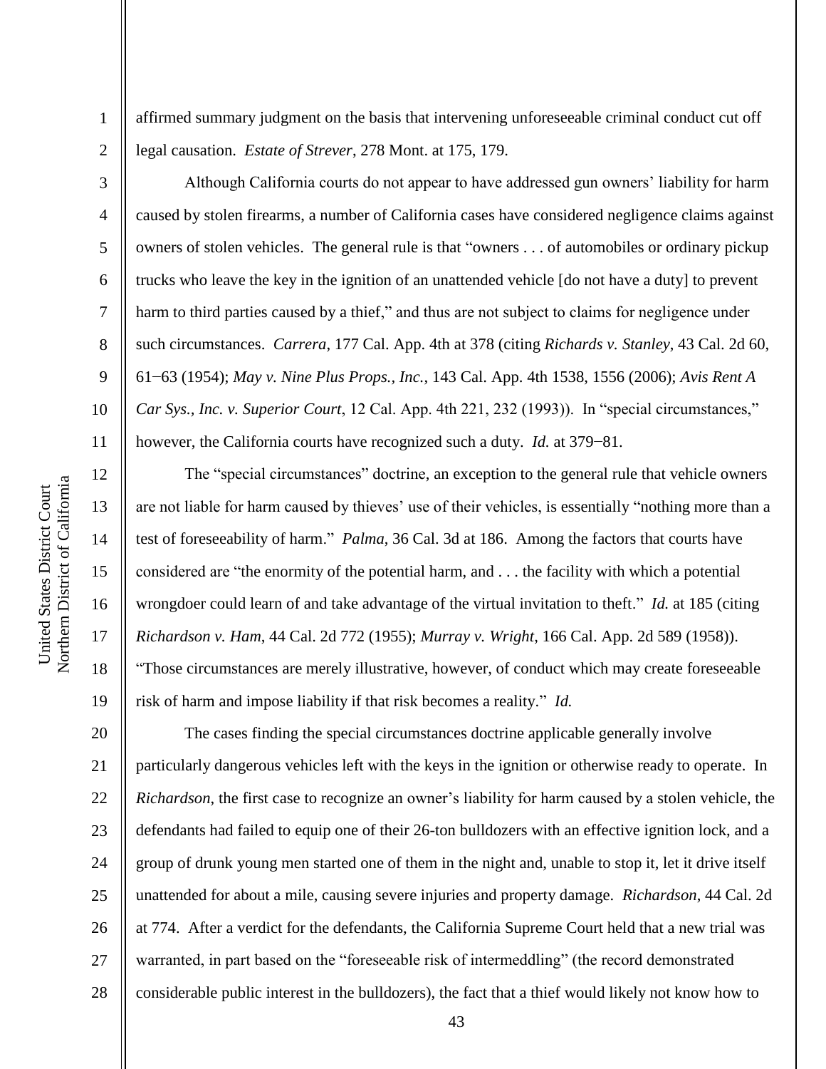affirmed summary judgment on the basis that intervening unforeseeable criminal conduct cut off legal causation. *Estate of Strever*, 278 Mont. at 175, 179.

Although California courts do not appear to have addressed gun owners' liability for harm caused by stolen firearms, a number of California cases have considered negligence claims against owners of stolen vehicles. The general rule is that "owners . . . of automobiles or ordinary pickup trucks who leave the key in the ignition of an unattended vehicle [do not have a duty] to prevent harm to third parties caused by a thief," and thus are not subject to claims for negligence under such circumstances. *Carrera*, 177 Cal. App. 4th at 378 (citing *Richards v. Stanley*, 43 Cal. 2d 60, 61–63 (1954); *May v. Nine Plus Props., Inc.*, 143 Cal. App. 4th 1538, 1556 (2006); *Avis Rent A Car Sys., Inc. v. Superior Court*, 12 Cal. App. 4th 221, 232 (1993)). In "special circumstances," however, the California courts have recognized such a duty. *Id.* at 379–81.

The "special circumstances" doctrine, an exception to the general rule that vehicle owners are not liable for harm caused by thieves' use of their vehicles, is essentially "nothing more than a test of foreseeability of harm." *Palma*, 36 Cal. 3d at 186. Among the factors that courts have considered are "the enormity of the potential harm, and . . . the facility with which a potential wrongdoer could learn of and take advantage of the virtual invitation to theft." *Id.* at 185 (citing *Richardson v. Ham*, 44 Cal. 2d 772 (1955); *Murray v. Wright*, 166 Cal. App. 2d 589 (1958)). "Those circumstances are merely illustrative, however, of conduct which may create foreseeable risk of harm and impose liability if that risk becomes a reality." *Id.*

The cases finding the special circumstances doctrine applicable generally involve particularly dangerous vehicles left with the keys in the ignition or otherwise ready to operate. In *Richardson*, the first case to recognize an owner's liability for harm caused by a stolen vehicle, the defendants had failed to equip one of their 26-ton bulldozers with an effective ignition lock, and a group of drunk young men started one of them in the night and, unable to stop it, let it drive itself unattended for about a mile, causing severe injuries and property damage. *Richardson*, 44 Cal. 2d at 774. After a verdict for the defendants, the California Supreme Court held that a new trial was warranted, in part based on the "foreseeable risk of intermeddling" (the record demonstrated considerable public interest in the bulldozers), the fact that a thief would likely not know how to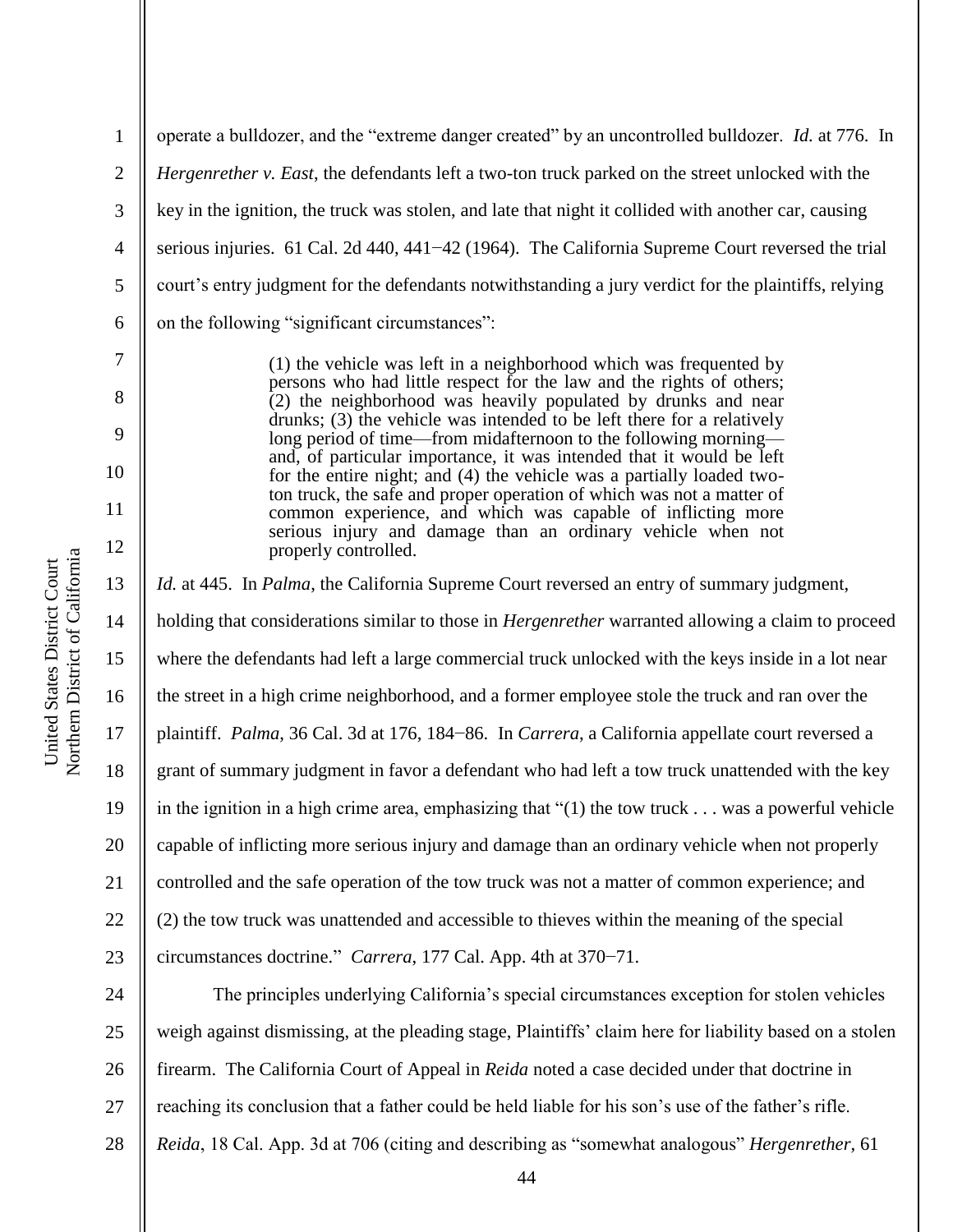operate a bulldozer, and the "extreme danger created" by an uncontrolled bulldozer. *Id.* at 776. In *Hergenrether v. East*, the defendants left a two-ton truck parked on the street unlocked with the key in the ignition, the truck was stolen, and late that night it collided with another car, causing serious injuries. 61 Cal. 2d 440, 441−42 (1964). The California Supreme Court reversed the trial court's entry judgment for the defendants notwithstanding a jury verdict for the plaintiffs, relying on the following "significant circumstances":

> (1) the vehicle was left in a neighborhood which was frequented by persons who had little respect for the law and the rights of others; (2) the neighborhood was heavily populated by drunks and near drunks; (3) the vehicle was intended to be left there for a relatively long period of time—from midafternoon to the following morning—and, of particular importance, it was intended that it would be left for the entire night; and (4) the vehicle was a partially loaded two-ton truck, the safe and proper operation of which was not a matter of common experience, and which was capable of inflicting more serious injury and damage than an ordinary vehicle when not properly controlled.

*Id.* at 445. In *Palma*, the California Supreme Court reversed an entry of summary judgment, holding that considerations similar to those in *Hergenrether* warranted allowing a claim to proceed where the defendants had left a large commercial truck unlocked with the keys inside in a lot near the street in a high crime neighborhood, and a former employee stole the truck and ran over the plaintiff. *Palma*, 36 Cal. 3d at 176, 184−86. In *Carrera*, a California appellate court reversed a grant of summary judgment in favor a defendant who had left a tow truck unattended with the key in the ignition in a high crime area, emphasizing that "(1) the tow truck . . . was a powerful vehicle capable of inflicting more serious injury and damage than an ordinary vehicle when not properly controlled and the safe operation of the tow truck was not a matter of common experience; and (2) the tow truck was unattended and accessible to thieves within the meaning of the special circumstances doctrine." *Carrera*, 177 Cal. App. 4th at 370−71.

The principles underlying California's special circumstances exception for stolen vehicles weigh against dismissing, at the pleading stage, Plaintiffs' claim here for liability based on a stolen firearm. The California Court of Appeal in *Reida* noted a case decided under that doctrine in reaching its conclusion that a father could be held liable for his son's use of the father's rifle. *Reida*, 18 Cal. App. 3d at 706 (citing and describing as "somewhat analogous" *Hergenrether*, 61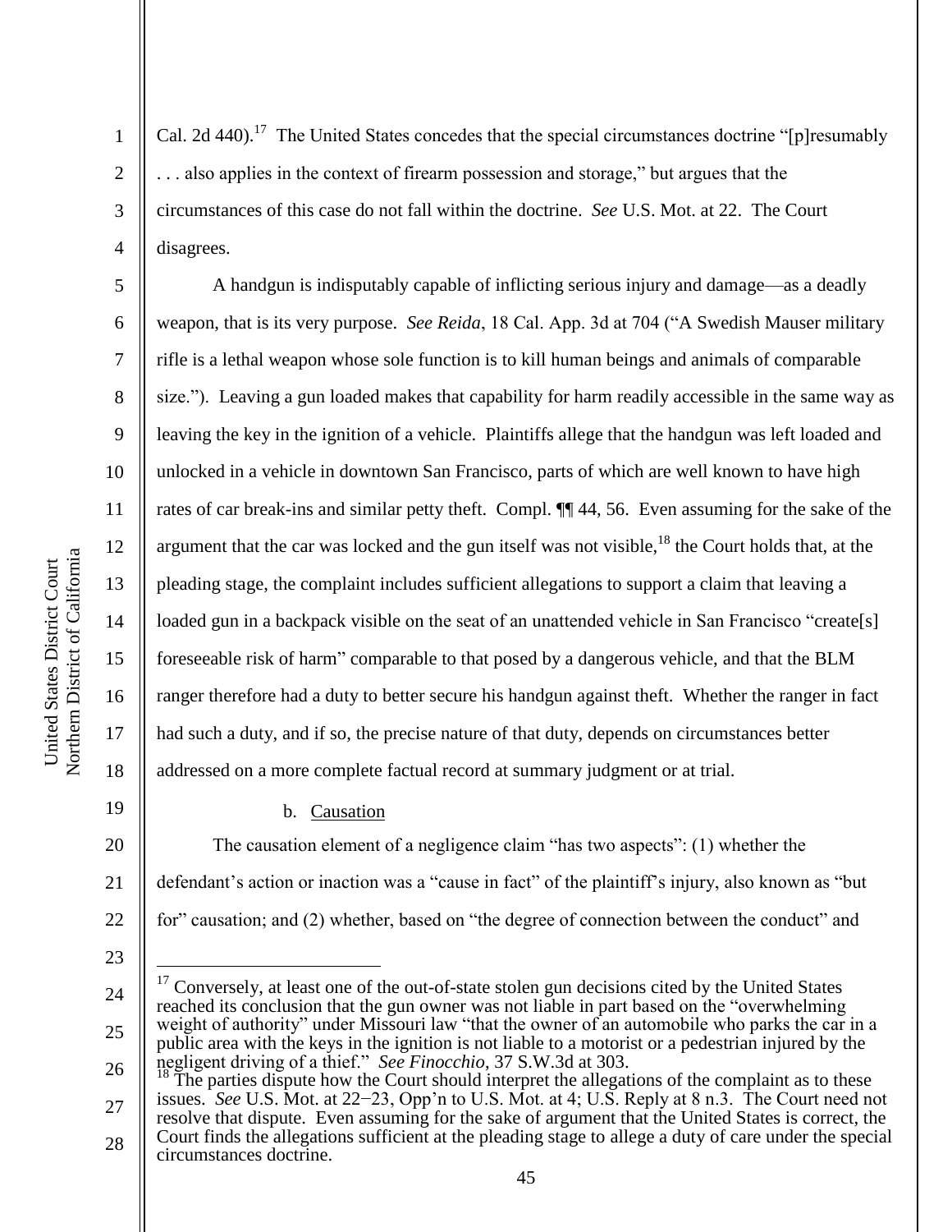Cal. 2d 440).[17] The United States concedes that the special circumstances doctrine "[p]resumably . . . also applies in the context of firearm possession and storage," but argues that the circumstances of this case do not fall within the doctrine. *See* U.S. Mot. at 22. The Court disagrees.

A handgun is indisputably capable of inflicting serious injury and damage—as a deadly weapon, that is its very purpose. *See Reida*, 18 Cal. App. 3d at 704 ("A Swedish Mauser military rifle is a lethal weapon whose sole function is to kill human beings and animals of comparable size."). Leaving a gun loaded makes that capability for harm readily accessible in the same way as leaving the key in the ignition of a vehicle. Plaintiffs allege that the handgun was left loaded and unlocked in a vehicle in downtown San Francisco, parts of which are well known to have high rates of car break-ins and similar petty theft. Compl. ¶¶ 44, 56. Even assuming for the sake of the argument that the car was locked and the gun itself was not visible,[18] the Court holds that, at the pleading stage, the complaint includes sufficient allegations to support a claim that leaving a loaded gun in a backpack visible on the seat of an unattended vehicle in San Francisco "create[s] foreseeable risk of harm" comparable to that posed by a dangerous vehicle, and that the BLM ranger therefore had a duty to better secure his handgun against theft. Whether the ranger in fact had such a duty, and if so, the precise nature of that duty, depends on circumstances better addressed on a more complete factual record at summary judgment or at trial.

b. Causation

The causation element of a negligence claim "has two aspects": (1) whether the defendant's action or inaction was a "cause in fact" of the plaintiff's injury, also known as "but for" causation; and (2) whether, based on "the degree of connection between the conduct" and

---

[17] Conversely, at least one of the out-of-state stolen gun decisions cited by the United States reached its conclusion that the gun owner was not liable in part based on the "overwhelming weight of authority" under Missouri law "that the owner of an automobile who parks the car in a public area with the keys in the ignition is not liable to a motorist or a pedestrian injured by the negligent driving of a thief." *See Finocchio*, 37 S.W.3d at 303.

[18] The parties dispute how the Court should interpret the allegations of the complaint as to these issues. *See* U.S. Mot. at 22−23, Opp'n to U.S. Mot. at 4; U.S. Reply at 8 n.3. The Court need not resolve that dispute. Even assuming for the sake of argument that the United States is correct, the Court finds the allegations sufficient at the pleading stage to allege a duty of care under the special circumstances doctrine.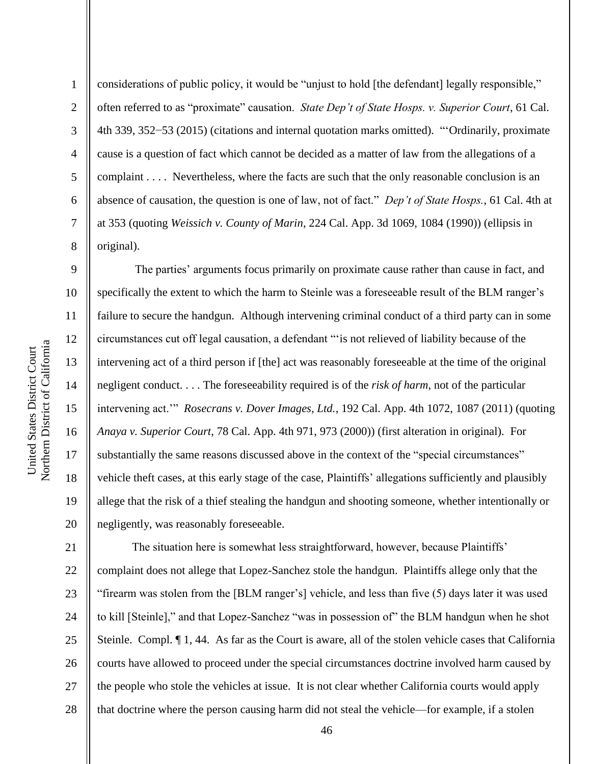considerations of public policy, it would be "unjust to hold [the defendant] legally responsible," often referred to as "proximate" causation. *State Dep't of State Hosps. v. Superior Court*, 61 Cal. 4th 339, 352−53 (2015) (citations and internal quotation marks omitted). "'Ordinarily, proximate cause is a question of fact which cannot be decided as a matter of law from the allegations of a complaint . . . . Nevertheless, where the facts are such that the only reasonable conclusion is an absence of causation, the question is one of law, not of fact." *Dep't of State Hosps.*, 61 Cal. 4th at at 353 (quoting *Weissich v. County of Marin*, 224 Cal. App. 3d 1069, 1084 (1990)) (ellipsis in original).

The parties' arguments focus primarily on proximate cause rather than cause in fact, and specifically the extent to which the harm to Steinle was a foreseeable result of the BLM ranger's failure to secure the handgun. Although intervening criminal conduct of a third party can in some circumstances cut off legal causation, a defendant "'is not relieved of liability because of the intervening act of a third person if [the] act was reasonably foreseeable at the time of the original negligent conduct. . . . The foreseeability required is of the *risk of harm*, not of the particular intervening act.'" *Rosecrans v. Dover Images, Ltd.*, 192 Cal. App. 4th 1072, 1087 (2011) (quoting *Anaya v. Superior Court*, 78 Cal. App. 4th 971, 973 (2000)) (first alteration in original). For substantially the same reasons discussed above in the context of the "special circumstances" vehicle theft cases, at this early stage of the case, Plaintiffs' allegations sufficiently and plausibly allege that the risk of a thief stealing the handgun and shooting someone, whether intentionally or negligently, was reasonably foreseeable.

The situation here is somewhat less straightforward, however, because Plaintiffs' complaint does not allege that Lopez-Sanchez stole the handgun. Plaintiffs allege only that the "firearm was stolen from the [BLM ranger's] vehicle, and less than five (5) days later it was used to kill [Steinle]," and that Lopez-Sanchez "was in possession of" the BLM handgun when he shot Steinle. Compl. ¶ 1, 44. As far as the Court is aware, all of the stolen vehicle cases that California courts have allowed to proceed under the special circumstances doctrine involved harm caused by the people who stole the vehicles at issue. It is not clear whether California courts would apply that doctrine where the person causing harm did not steal the vehicle—for example, if a stolen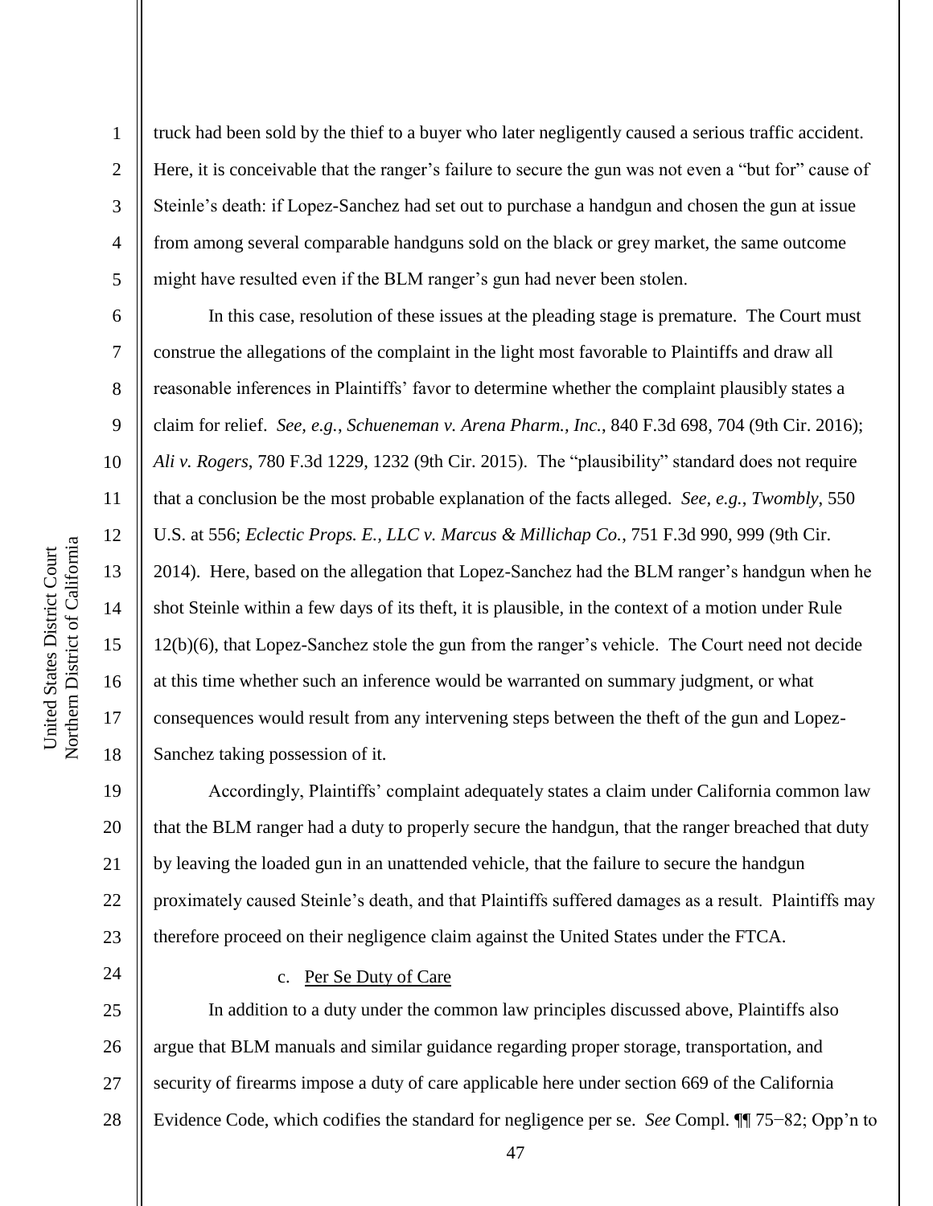truck had been sold by the thief to a buyer who later negligently caused a serious traffic accident. Here, it is conceivable that the ranger's failure to secure the gun was not even a "but for" cause of Steinle's death: if Lopez-Sanchez had set out to purchase a handgun and chosen the gun at issue from among several comparable handguns sold on the black or grey market, the same outcome might have resulted even if the BLM ranger's gun had never been stolen.

In this case, resolution of these issues at the pleading stage is premature. The Court must construe the allegations of the complaint in the light most favorable to Plaintiffs and draw all reasonable inferences in Plaintiffs' favor to determine whether the complaint plausibly states a claim for relief. *See, e.g.*, *Schueneman v. Arena Pharm., Inc.*, 840 F.3d 698, 704 (9th Cir. 2016); *Ali v. Rogers*, 780 F.3d 1229, 1232 (9th Cir. 2015). The "plausibility" standard does not require that a conclusion be the most probable explanation of the facts alleged. *See, e.g.*, *Twombly*, 550 U.S. at 556; *Eclectic Props. E., LLC v. Marcus & Millichap Co.*, 751 F.3d 990, 999 (9th Cir. 2014). Here, based on the allegation that Lopez-Sanchez had the BLM ranger's handgun when he shot Steinle within a few days of its theft, it is plausible, in the context of a motion under Rule 12(b)(6), that Lopez-Sanchez stole the gun from the ranger's vehicle. The Court need not decide at this time whether such an inference would be warranted on summary judgment, or what consequences would result from any intervening steps between the theft of the gun and Lopez-Sanchez taking possession of it.

Accordingly, Plaintiffs' complaint adequately states a claim under California common law that the BLM ranger had a duty to properly secure the handgun, that the ranger breached that duty by leaving the loaded gun in an unattended vehicle, that the failure to secure the handgun proximately caused Steinle's death, and that Plaintiffs suffered damages as a result. Plaintiffs may therefore proceed on their negligence claim against the United States under the FTCA.

c. Per Se Duty of Care

In addition to a duty under the common law principles discussed above, Plaintiffs also argue that BLM manuals and similar guidance regarding proper storage, transportation, and security of firearms impose a duty of care applicable here under section 669 of the California Evidence Code, which codifies the standard for negligence per se. *See* Compl. ¶¶ 75−82; Opp'n to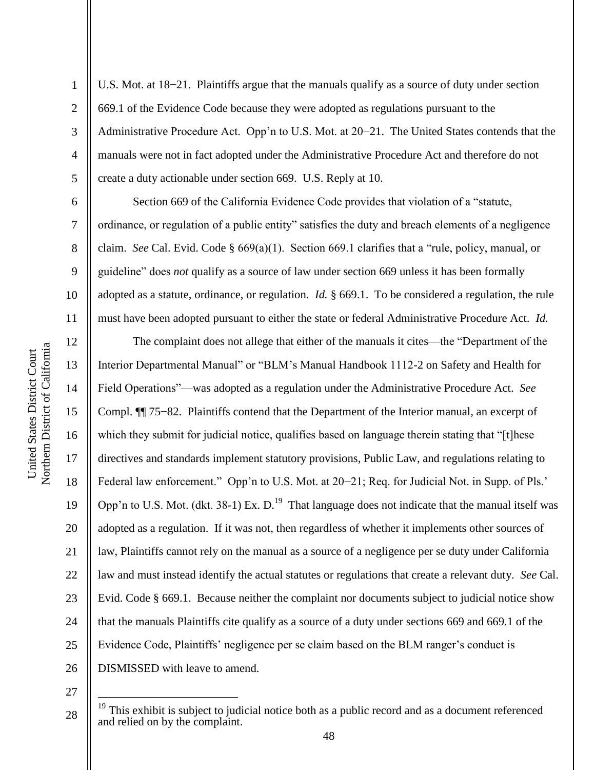U.S. Mot. at 18−21. Plaintiffs argue that the manuals qualify as a source of duty under section 669.1 of the Evidence Code because they were adopted as regulations pursuant to the Administrative Procedure Act. Opp'n to U.S. Mot. at 20−21. The United States contends that the manuals were not in fact adopted under the Administrative Procedure Act and therefore do not create a duty actionable under section 669. U.S. Reply at 10.

Section 669 of the California Evidence Code provides that violation of a "statute, ordinance, or regulation of a public entity" satisfies the duty and breach elements of a negligence claim. *See* Cal. Evid. Code § 669(a)(1). Section 669.1 clarifies that a "rule, policy, manual, or guideline" does *not* qualify as a source of law under section 669 unless it has been formally adopted as a statute, ordinance, or regulation. *Id.* § 669.1. To be considered a regulation, the rule must have been adopted pursuant to either the state or federal Administrative Procedure Act. *Id.*

The complaint does not allege that either of the manuals it cites—the "Department of the Interior Departmental Manual" or "BLM's Manual Handbook 1112-2 on Safety and Health for Field Operations"—was adopted as a regulation under the Administrative Procedure Act. *See* Compl. ¶¶ 75−82. Plaintiffs contend that the Department of the Interior manual, an excerpt of which they submit for judicial notice, qualifies based on language therein stating that "[t]hese directives and standards implement statutory provisions, Public Law, and regulations relating to Federal law enforcement." Opp'n to U.S. Mot. at 20−21; Req. for Judicial Not. in Supp. of Pls.' Opp'n to U.S. Mot. (dkt. 38-1) Ex. D.[19] That language does not indicate that the manual itself was adopted as a regulation. If it was not, then regardless of whether it implements other sources of law, Plaintiffs cannot rely on the manual as a source of a negligence per se duty under California law and must instead identify the actual statutes or regulations that create a relevant duty. *See* Cal. Evid. Code § 669.1. Because neither the complaint nor documents subject to judicial notice show that the manuals Plaintiffs cite qualify as a source of a duty under sections 669 and 669.1 of the Evidence Code, Plaintiffs' negligence per se claim based on the BLM ranger's conduct is DISMISSED with leave to amend.

---

[19] This exhibit is subject to judicial notice both as a public record and as a document referenced and relied on by the complaint.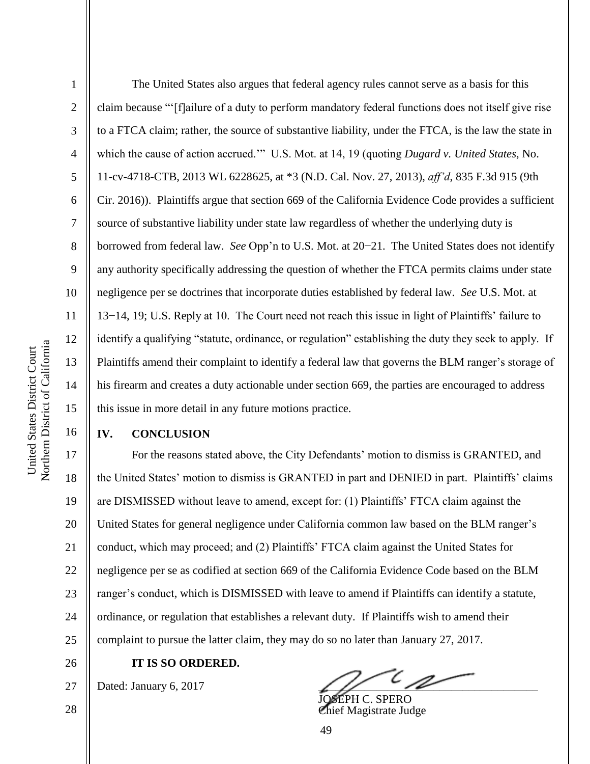The United States also argues that federal agency rules cannot serve as a basis for this claim because "'[f]ailure of a duty to perform mandatory federal functions does not itself give rise to a FTCA claim; rather, the source of substantive liability, under the FTCA, is the law the state in which the cause of action accrued.'" U.S. Mot. at 14, 19 (quoting *Dugard v. United States*, No. 11-cv-4718-CTB, 2013 WL 6228625, at *3 (N.D. Cal. Nov. 27, 2013), *aff'd*, 835 F.3d 915 (9th Cir. 2016)). Plaintiffs argue that section 669 of the California Evidence Code provides a sufficient source of substantive liability under state law regardless of whether the underlying duty is borrowed from federal law. *See* Opp'n to U.S. Mot. at 20−21. The United States does not identify any authority specifically addressing the question of whether the FTCA permits claims under state negligence per se doctrines that incorporate duties established by federal law. *See* U.S. Mot. at 13−14, 19; U.S. Reply at 10. The Court need not reach this issue in light of Plaintiffs' failure to identify a qualifying "statute, ordinance, or regulation" establishing the duty they seek to apply. If Plaintiffs amend their complaint to identify a federal law that governs the BLM ranger's storage of his firearm and creates a duty actionable under section 669, the parties are encouraged to address this issue in more detail in any future motions practice.

## IV. CONCLUSION

For the reasons stated above, the City Defendants' motion to dismiss is GRANTED, and the United States' motion to dismiss is GRANTED in part and DENIED in part. Plaintiffs' claims are DISMISSED without leave to amend, except for: (1) Plaintiffs' FTCA claim against the United States for general negligence under California common law based on the BLM ranger's conduct, which may proceed; and (2) Plaintiffs' FTCA claim against the United States for negligence per se as codified at section 669 of the California Evidence Code based on the BLM ranger's conduct, which is DISMISSED with leave to amend if Plaintiffs can identify a statute, ordinance, or regulation that establishes a relevant duty. If Plaintiffs wish to amend their complaint to pursue the latter claim, they may do so no later than January 27, 2017.

**IT IS SO ORDERED.**

Dated: January 6, 2017

JOSEPH C. SPERO
Chief Magistrate Judge